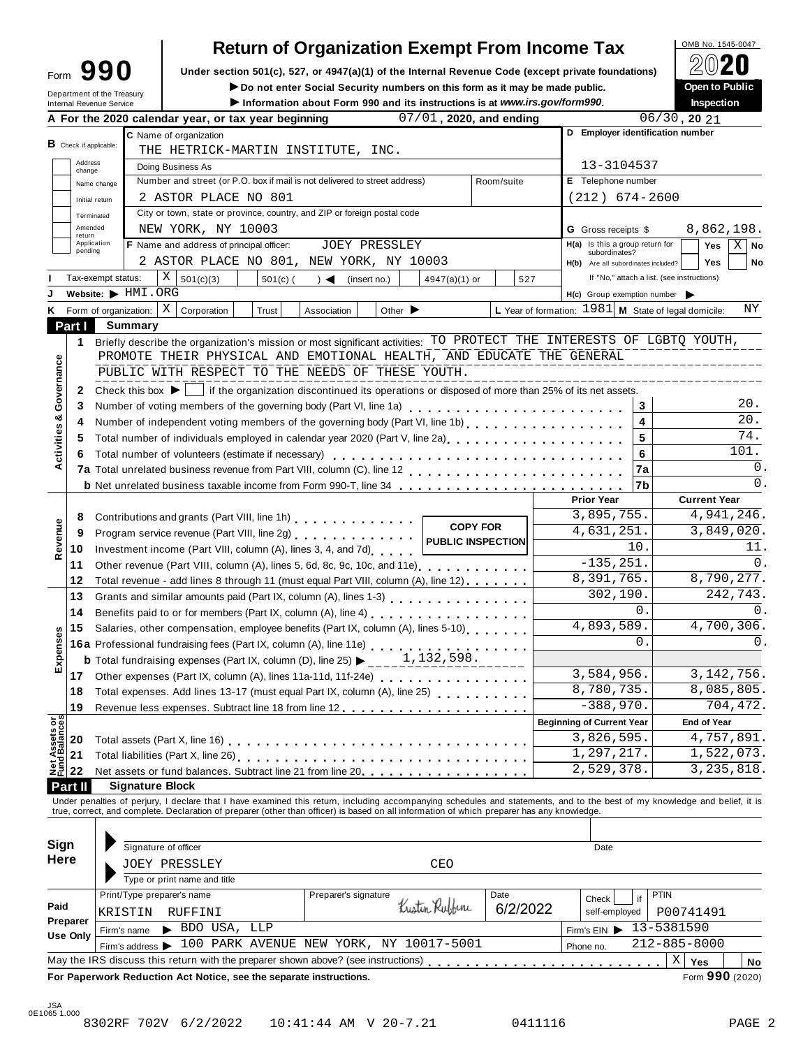Form **990**

Department of the Treasury
Internal Revenue Service

# Return of Organization Exempt From Income Tax

**Under section 501(c), 527, or 4947(a)(1) of the Internal Revenue Code (except private foundations)**

▶ **Do not enter Social Security numbers on this form as it may be made public.**

▶ **Information about Form 990 and its instructions is at www.irs.gov/form990.**

OMB No. 1545-0047

**2020**

**Open to Public Inspection**

**A** For the 2020 calendar year, or tax year beginning 07/01, 2020, and ending 06/30, 20 21

**B** Check if applicable: Address change / Name change / Initial return / Terminated / Amended return / Application pending

**C** Name of organization: THE HETRICK-MARTIN INSTITUTE, INC.

Doing Business As

Number and street (or P.O. box if mail is not delivered to street address) / Room/suite: 2 ASTOR PLACE NO 801

City or town, state or province, country, and ZIP or foreign postal code: NEW YORK, NY 10003

**D** Employer identification number: 13-3104537

**E** Telephone number: (212) 674-2600

**G** Gross receipts $ 8,862,198.

**F** Name and address of principal officer: JOEY PRESSLEY, 2 ASTOR PLACE NO 801, NEW YORK, NY 10003

**H(a)** Is this a group return for subordinates? Yes ☐ No ☒

**H(b)** Are all subordinates included? Yes ☐ No ☐

If "No," attach a list. (see instructions)

**I** Tax-exempt status: ☒ 501(c)(3) ☐ 501(c) ( ) ◀ (insert no.) ☐ 4947(a)(1) or ☐ 527

**J** Website: ▶ HMI.ORG

**H(c)** Group exemption number ▶

**K** Form of organization: ☒ Corporation ☐ Trust ☐ Association ☐ Other ▶

**L** Year of formation: 1981 **M** State of legal domicile: NY

## Part I Summary

**Activities & Governance**

1 Briefly describe the organization's mission or most significant activities: TO PROTECT THE INTERESTS OF LGBTQ YOUTH, PROMOTE THEIR PHYSICAL AND EMOTIONAL HEALTH, AND EDUCATE THE GENERAL PUBLIC WITH RESPECT TO THE NEEDS OF THESE YOUTH.

2 Check this box ▶ ☐ if the organization discontinued its operations or disposed of more than 25% of its net assets.

| Line | Description | | Value |
|---|---|---|---|
| 3 | Number of voting members of the governing body (Part VI, line 1a) | 3 | 20. |
| 4 | Number of independent voting members of the governing body (Part VI, line 1b) | 4 | 20. |
| 5 | Total number of individuals employed in calendar year 2020 (Part V, line 2a) | 5 | 74. |
| 6 | Total number of volunteers (estimate if necessary) | 6 | 101. |
| 7a | Total unrelated business revenue from Part VIII, column (C), line 12 | 7a | 0. |
| b | Net unrelated business taxable income from Form 990-T, line 34 | 7b | 0. |

| Line | Description | Prior Year | Current Year |
|---|---|---|---|
| **Revenue** | | | |
| 8 | Contributions and grants (Part VIII, line 1h) | 3,895,755. | 4,941,246. |
| 9 | Program service revenue (Part VIII, line 2g) | 4,631,251. | 3,849,020. |
| 10 | Investment income (Part VIII, column (A), lines 3, 4, and 7d) | 10. | 11. |
| 11 | Other revenue (Part VIII, column (A), lines 5, 6d, 8c, 9c, 10c, and 11e) | -135,251. | 0. |
| 12 | Total revenue - add lines 8 through 11 (must equal Part VIII, column (A), line 12) | 8,391,765. | 8,790,277. |
| **Expenses** | | | |
| 13 | Grants and similar amounts paid (Part IX, column (A), lines 1-3) | 302,190. | 242,743. |
| 14 | Benefits paid to or for members (Part IX, column (A), line 4) | 0. | 0. |
| 15 | Salaries, other compensation, employee benefits (Part IX, column (A), lines 5-10) | 4,893,589. | 4,700,306. |
| 16a | Professional fundraising fees (Part IX, column (A), line 11e) | 0. | 0. |
| b | Total fundraising expenses (Part IX, column (D), line 25) ▶ 1,132,598. | | |
| 17 | Other expenses (Part IX, column (A), lines 11a-11d, 11f-24e) | 3,584,956. | 3,142,756. |
| 18 | Total expenses. Add lines 13-17 (must equal Part IX, column (A), line 25) | 8,780,735. | 8,085,805. |
| 19 | Revenue less expenses. Subtract line 18 from line 12 | -388,970. | 704,472. |

COPY FOR PUBLIC INSPECTION

| Line | Net Assets or Fund Balances | Beginning of Current Year | End of Year |
|---|---|---|---|
| 20 | Total assets (Part X, line 16) | 3,826,595. | 4,757,891. |
| 21 | Total liabilities (Part X, line 26) | 1,297,217. | 1,522,073. |
| 22 | Net assets or fund balances. Subtract line 21 from line 20 | 2,529,378. | 3,235,818. |

## Part II Signature Block

Under penalties of perjury, I declare that I have examined this return, including accompanying schedules and statements, and to the best of my knowledge and belief, it is true, correct, and complete. Declaration of preparer (other than officer) is based on all information of which preparer has any knowledge.

**Sign Here**

Signature of officer / Date

JOEY PRESSLEY CEO

Type or print name and title

**Paid Preparer Use Only**

| Print/Type preparer's name | Preparer's signature | Date | Check ☐ if self-employed | PTIN |
|---|---|---|---|---|
| KRISTIN RUFFINI | Kristin Ruffini | 6/2/2022 | | P00741491 |

Firm's name ▶ BDO USA, LLP — Firm's EIN ▶ 13-5381590

Firm's address ▶ 100 PARK AVENUE NEW YORK, NY 10017-5001 — Phone no. 212-885-8000

May the IRS discuss this return with the preparer shown above? (see instructions) ☒ Yes ☐ No

**For Paperwork Reduction Act Notice, see the separate instructions.** Form **990** (2020)

JSA 0E1065 1.000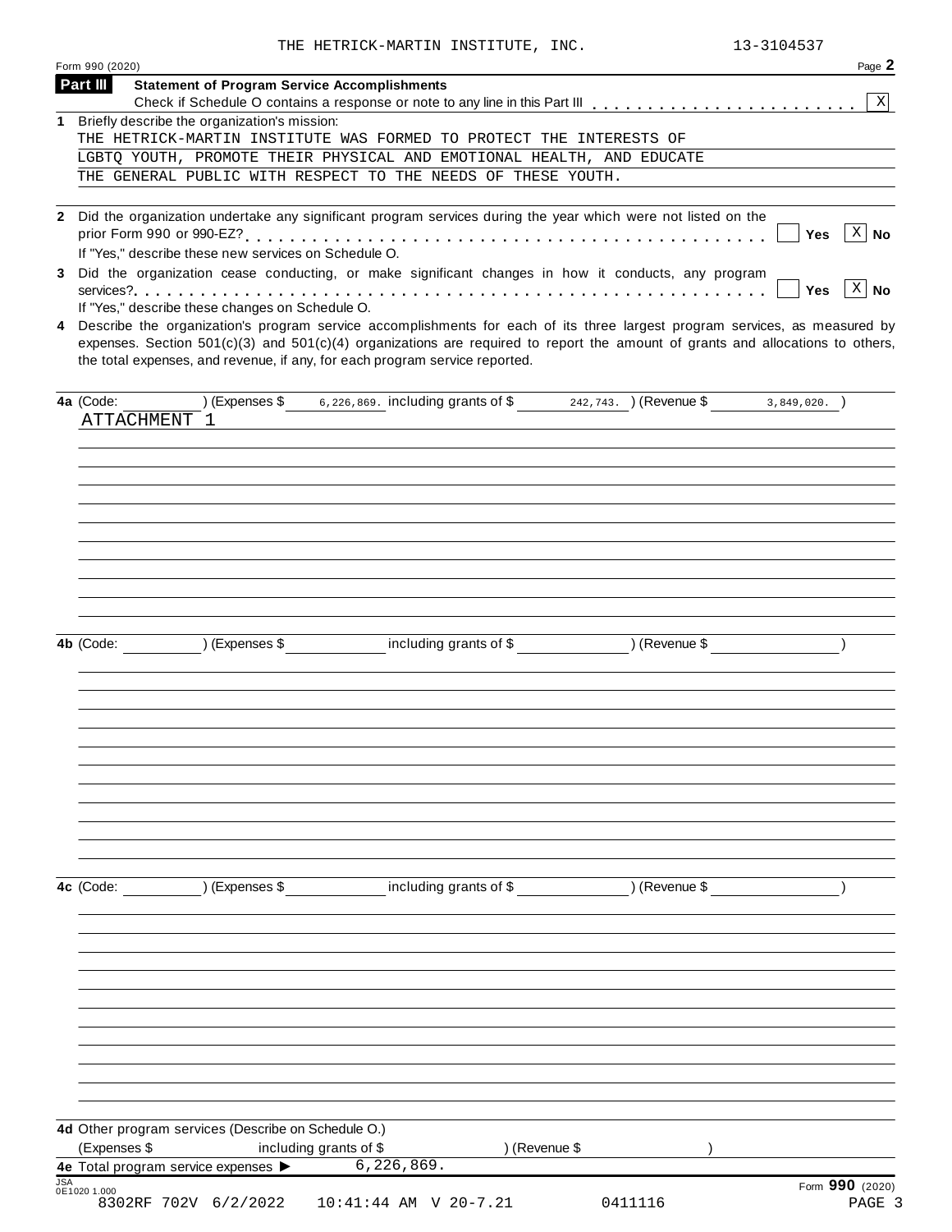THE HETRICK-MARTIN INSTITUTE, INC. 13-3104537

Form 990 (2020) Page **2**

## Part III Statement of Program Service Accomplishments

Check if Schedule O contains a response or note to any line in this Part III . . . . . . . . . . . . . . . . . . . . . . . . [X]

**1** Briefly describe the organization's mission:

THE HETRICK-MARTIN INSTITUTE WAS FORMED TO PROTECT THE INTERESTS OF LGBTQ YOUTH, PROMOTE THEIR PHYSICAL AND EMOTIONAL HEALTH, AND EDUCATE THE GENERAL PUBLIC WITH RESPECT TO THE NEEDS OF THESE YOUTH.

**2** Did the organization undertake any significant program services during the year which were not listed on the prior Form 990 or 990-EZ? . . . . . . . . . . . . . . . . . . . . . . . . . . . . . . . . . . . . . . . . . . . . . [ ] Yes [X] No

If "Yes," describe these new services on Schedule O.

**3** Did the organization cease conducting, or make significant changes in how it conducts, any program services? . . . . . . . . . . . . . . . . . . . . . . . . . . . . . . . . . . . . . . . . . . . . . . . . . . . . . . . . . [ ] Yes [X] No

If "Yes," describe these changes on Schedule O.

**4** Describe the organization's program service accomplishments for each of its three largest program services, as measured by expenses. Section 501(c)(3) and 501(c)(4) organizations are required to report the amount of grants and allocations to others, the total expenses, and revenue, if any, for each program service reported.

**4a** (Code: ) (Expenses $ 6,226,869. including grants of $ 242,743. ) (Revenue $ 3,849,020. )

ATTACHMENT 1

**4b** (Code: ) (Expenses $ including grants of $ ) (Revenue $ )

**4c** (Code: ) (Expenses $ including grants of $ ) (Revenue $ )

**4d** Other program services (Describe on Schedule O.)

(Expenses $ including grants of $ ) (Revenue $ )

**4e** Total program service expenses ▶ 6,226,869.

Form **990** (2020)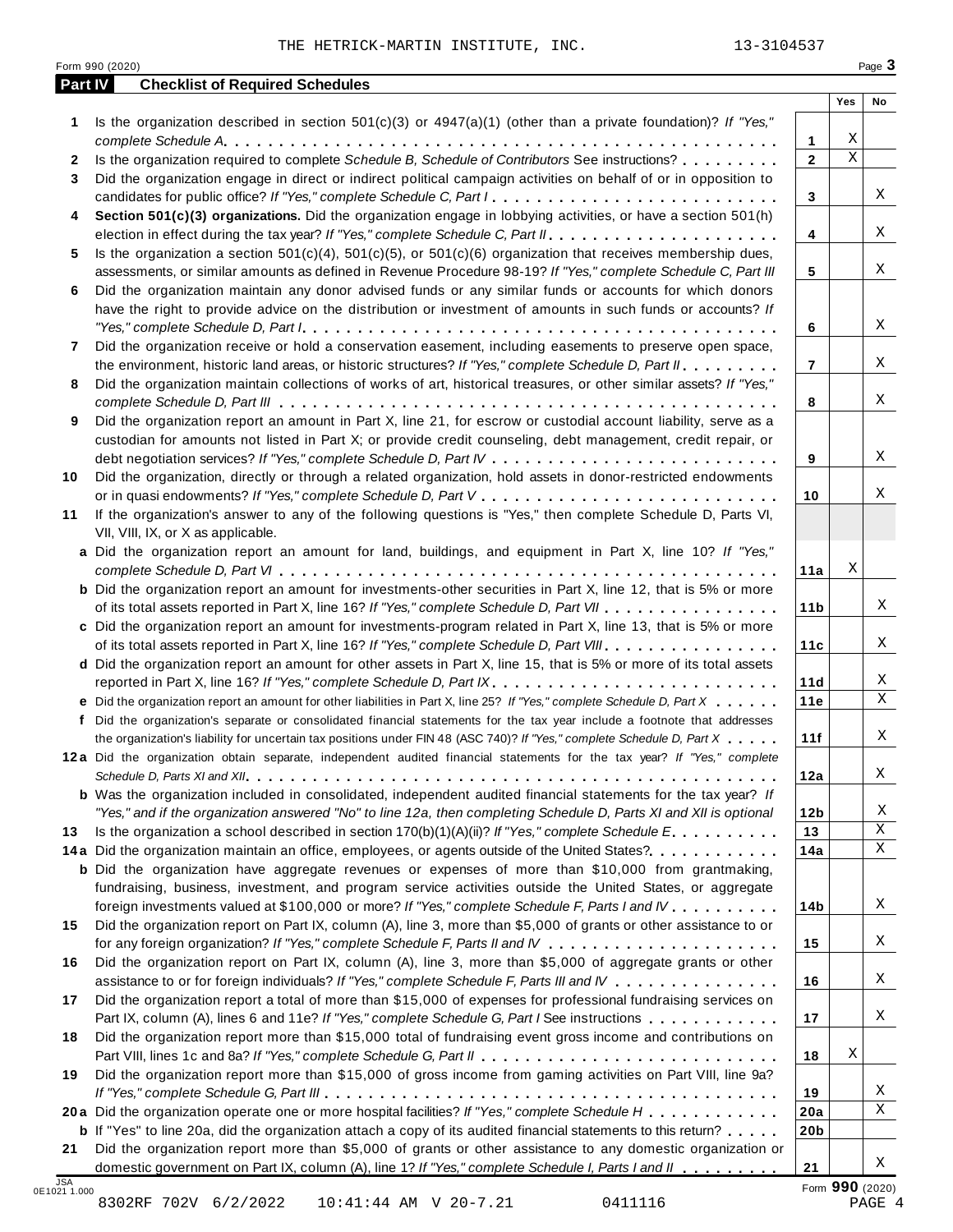THE HETRICK-MARTIN INSTITUTE, INC. 13-3104537

Form 990 (2020)

## Part IV Checklist of Required Schedules

| | | | Yes | No |
|---|---|---|---|---|
| 1 | Is the organization described in section 501(c)(3) or 4947(a)(1) (other than a private foundation)? *If "Yes," complete Schedule A* | 1 | X | |
| 2 | Is the organization required to complete *Schedule B, Schedule of Contributors* See instructions? | 2 | X | |
| 3 | Did the organization engage in direct or indirect political campaign activities on behalf of or in opposition to candidates for public office? *If "Yes," complete Schedule C, Part I* | 3 | | X |
| 4 | **Section 501(c)(3) organizations.** Did the organization engage in lobbying activities, or have a section 501(h) election in effect during the tax year? *If "Yes," complete Schedule C, Part II* | 4 | | X |
| 5 | Is the organization a section 501(c)(4), 501(c)(5), or 501(c)(6) organization that receives membership dues, assessments, or similar amounts as defined in Revenue Procedure 98-19? *If "Yes," complete Schedule C, Part III* | 5 | | X |
| 6 | Did the organization maintain any donor advised funds or any similar funds or accounts for which donors have the right to provide advice on the distribution or investment of amounts in such funds or accounts? *If "Yes," complete Schedule D, Part I* | 6 | | X |
| 7 | Did the organization receive or hold a conservation easement, including easements to preserve open space, the environment, historic land areas, or historic structures? *If "Yes," complete Schedule D, Part II* | 7 | | X |
| 8 | Did the organization maintain collections of works of art, historical treasures, or other similar assets? *If "Yes," complete Schedule D, Part III* | 8 | | X |
| 9 | Did the organization report an amount in Part X, line 21, for escrow or custodial account liability, serve as a custodian for amounts not listed in Part X; or provide credit counseling, debt management, credit repair, or debt negotiation services? *If "Yes," complete Schedule D, Part IV* | 9 | | X |
| 10 | Did the organization, directly or through a related organization, hold assets in donor-restricted endowments or in quasi endowments? *If "Yes," complete Schedule D, Part V* | 10 | | X |
| 11 | If the organization's answer to any of the following questions is "Yes," then complete Schedule D, Parts VI, VII, VIII, IX, or X as applicable. | | | |
| a | Did the organization report an amount for land, buildings, and equipment in Part X, line 10? *If "Yes," complete Schedule D, Part VI* | 11a | X | |
| b | Did the organization report an amount for investments-other securities in Part X, line 12, that is 5% or more of its total assets reported in Part X, line 16? *If "Yes," complete Schedule D, Part VII* | 11b | | X |
| c | Did the organization report an amount for investments-program related in Part X, line 13, that is 5% or more of its total assets reported in Part X, line 16? *If "Yes," complete Schedule D, Part VIII* | 11c | | X |
| d | Did the organization report an amount for other assets in Part X, line 15, that is 5% or more of its total assets reported in Part X, line 16? *If "Yes," complete Schedule D, Part IX* | 11d | | X |
| e | Did the organization report an amount for other liabilities in Part X, line 25? *If "Yes," complete Schedule D, Part X* | 11e | | X |
| f | Did the organization's separate or consolidated financial statements for the tax year include a footnote that addresses the organization's liability for uncertain tax positions under FIN 48 (ASC 740)? *If "Yes," complete Schedule D, Part X* | 11f | | X |
| 12a | Did the organization obtain separate, independent audited financial statements for the tax year? *If "Yes," complete Schedule D, Parts XI and XII* | 12a | | X |
| b | Was the organization included in consolidated, independent audited financial statements for the tax year? *If "Yes," and if the organization answered "No" to line 12a, then completing Schedule D, Parts XI and XII is optional* | 12b | | X |
| 13 | Is the organization a school described in section 170(b)(1)(A)(ii)? *If "Yes," complete Schedule E* | 13 | | X |
| 14a | Did the organization maintain an office, employees, or agents outside of the United States? | 14a | | X |
| b | Did the organization have aggregate revenues or expenses of more than $10,000 from grantmaking, fundraising, business, investment, and program service activities outside the United States, or aggregate foreign investments valued at $100,000 or more? *If "Yes," complete Schedule F, Parts I and IV* | 14b | | X |
| 15 | Did the organization report on Part IX, column (A), line 3, more than $5,000 of grants or other assistance to or for any foreign organization? *If "Yes," complete Schedule F, Parts II and IV* | 15 | | X |
| 16 | Did the organization report on Part IX, column (A), line 3, more than $5,000 of aggregate grants or other assistance to or for foreign individuals? *If "Yes," complete Schedule F, Parts III and IV* | 16 | | X |
| 17 | Did the organization report a total of more than $15,000 of expenses for professional fundraising services on Part IX, column (A), lines 6 and 11e? *If "Yes," complete Schedule G, Part I* See instructions | 17 | | X |
| 18 | Did the organization report more than $15,000 total of fundraising event gross income and contributions on Part VIII, lines 1c and 8a? *If "Yes," complete Schedule G, Part II* | 18 | X | |
| 19 | Did the organization report more than $15,000 of gross income from gaming activities on Part VIII, line 9a? *If "Yes," complete Schedule G, Part III* | 19 | | X |
| 20a | Did the organization operate one or more hospital facilities? *If "Yes," complete Schedule H* | 20a | | X |
| b | If "Yes" to line 20a, did the organization attach a copy of its audited financial statements to this return? | 20b | | |
| 21 | Did the organization report more than $5,000 of grants or other assistance to any domestic organization or domestic government on Part IX, column (A), line 1? *If "Yes," complete Schedule I, Parts I and II* | 21 | | X |

Form **990** (2020)

JSA 0E1021 1.000

8302RF 702V 6/2/2022 10:41:44 AM V 20-7.21 0411116 PAGE 4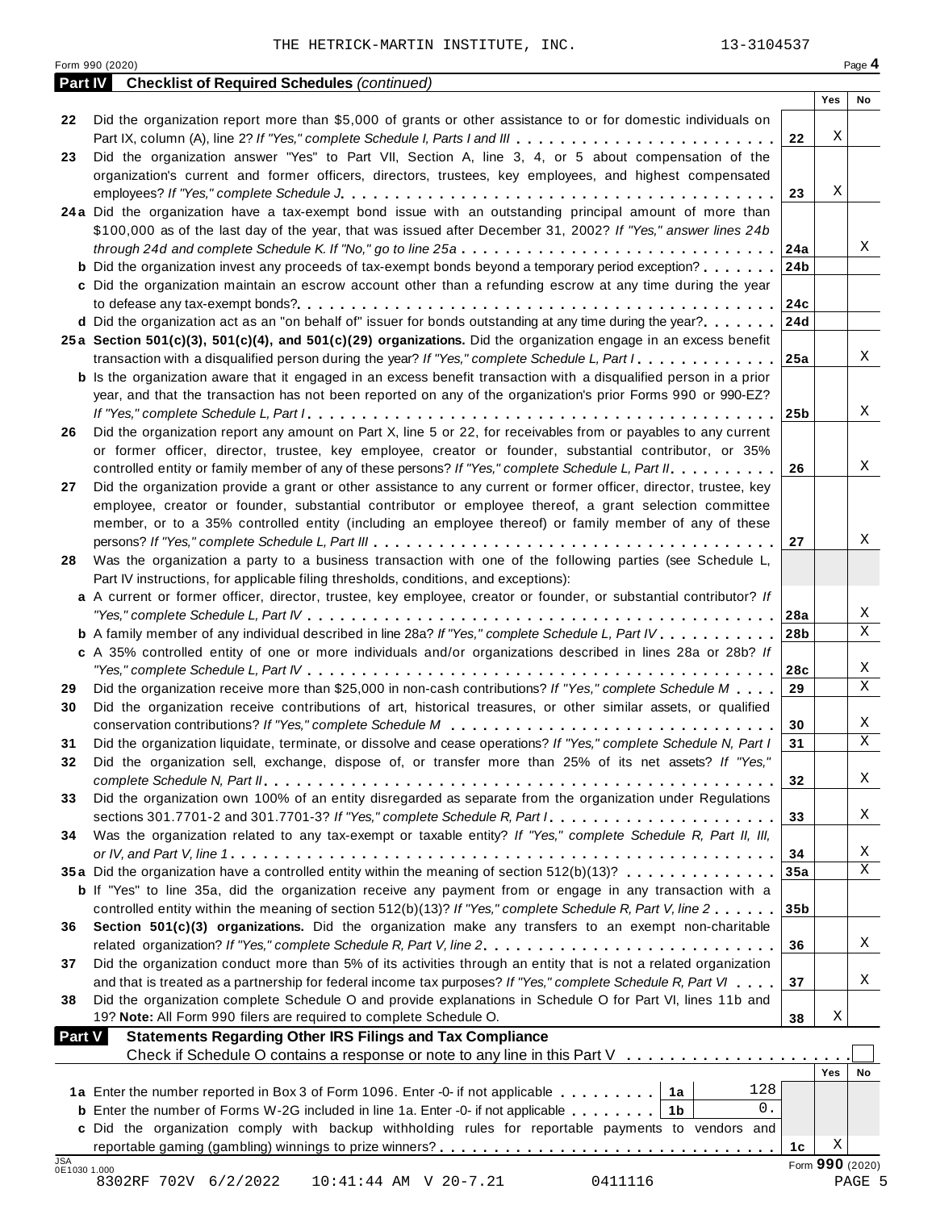THE HETRICK-MARTIN INSTITUTE, INC. 13-3104537

Form 990 (2020) Page 4

**Part IV Checklist of Required Schedules** *(continued)*

| | | | Yes | No |
|---|---|---|---|---|
| 22 | Did the organization report more than $5,000 of grants or other assistance to or for domestic individuals on Part IX, column (A), line 2? *If "Yes," complete Schedule I, Parts I and III* | 22 | X | |
| 23 | Did the organization answer "Yes" to Part VII, Section A, line 3, 4, or 5 about compensation of the organization's current and former officers, directors, trustees, key employees, and highest compensated employees? *If "Yes," complete Schedule J* | 23 | X | |
| 24a | Did the organization have a tax-exempt bond issue with an outstanding principal amount of more than $100,000 as of the last day of the year, that was issued after December 31, 2002? *If "Yes," answer lines 24b through 24d and complete Schedule K. If "No," go to line 25a* | 24a | | X |
| b | Did the organization invest any proceeds of tax-exempt bonds beyond a temporary period exception? | 24b | | |
| c | Did the organization maintain an escrow account other than a refunding escrow at any time during the year to defease any tax-exempt bonds? | 24c | | |
| d | Did the organization act as an "on behalf of" issuer for bonds outstanding at any time during the year? | 24d | | |
| 25a | **Section 501(c)(3), 501(c)(4), and 501(c)(29) organizations.** Did the organization engage in an excess benefit transaction with a disqualified person during the year? *If "Yes," complete Schedule L, Part I* | 25a | | X |
| b | Is the organization aware that it engaged in an excess benefit transaction with a disqualified person in a prior year, and that the transaction has not been reported on any of the organization's prior Forms 990 or 990-EZ? *If "Yes," complete Schedule L, Part I* | 25b | | X |
| 26 | Did the organization report any amount on Part X, line 5 or 22, for receivables from or payables to any current or former officer, director, trustee, key employee, creator or founder, substantial contributor, or 35% controlled entity or family member of any of these persons? *If "Yes," complete Schedule L, Part II* | 26 | | X |
| 27 | Did the organization provide a grant or other assistance to any current or former officer, director, trustee, key employee, creator or founder, substantial contributor or employee thereof, a grant selection committee member, or to a 35% controlled entity (including an employee thereof) or family member of any of these persons? *If "Yes," complete Schedule L, Part III* | 27 | | X |
| 28 | Was the organization a party to a business transaction with one of the following parties (see Schedule L, Part IV instructions, for applicable filing thresholds, conditions, and exceptions): | | | |
| a | A current or former officer, director, trustee, key employee, creator or founder, or substantial contributor? *If "Yes," complete Schedule L, Part IV* | 28a | | X |
| b | A family member of any individual described in line 28a? *If "Yes," complete Schedule L, Part IV* | 28b | | X |
| c | A 35% controlled entity of one or more individuals and/or organizations described in lines 28a or 28b? *If "Yes," complete Schedule L, Part IV* | 28c | | X |
| 29 | Did the organization receive more than $25,000 in non-cash contributions? *If "Yes," complete Schedule M* | 29 | | X |
| 30 | Did the organization receive contributions of art, historical treasures, or other similar assets, or qualified conservation contributions? *If "Yes," complete Schedule M* | 30 | | X |
| 31 | Did the organization liquidate, terminate, or dissolve and cease operations? *If "Yes," complete Schedule N, Part I* | 31 | | X |
| 32 | Did the organization sell, exchange, dispose of, or transfer more than 25% of its net assets? *If "Yes," complete Schedule N, Part II* | 32 | | X |
| 33 | Did the organization own 100% of an entity disregarded as separate from the organization under Regulations sections 301.7701-2 and 301.7701-3? *If "Yes," complete Schedule R, Part I* | 33 | | X |
| 34 | Was the organization related to any tax-exempt or taxable entity? *If "Yes," complete Schedule R, Part II, III, or IV, and Part V, line 1* | 34 | | X |
| 35a | Did the organization have a controlled entity within the meaning of section 512(b)(13)? | 35a | | X |
| b | If "Yes" to line 35a, did the organization receive any payment from or engage in any transaction with a controlled entity within the meaning of section 512(b)(13)? *If "Yes," complete Schedule R, Part V, line 2* | 35b | | |
| 36 | **Section 501(c)(3) organizations.** Did the organization make any transfers to an exempt non-charitable related organization? *If "Yes," complete Schedule R, Part V, line 2* | 36 | | X |
| 37 | Did the organization conduct more than 5% of its activities through an entity that is not a related organization and that is treated as a partnership for federal income tax purposes? *If "Yes," complete Schedule R, Part VI* | 37 | | X |
| 38 | Did the organization complete Schedule O and provide explanations in Schedule O for Part VI, lines 11b and 19? **Note:** All Form 990 filers are required to complete Schedule O. | 38 | X | |

**Part V Statements Regarding Other IRS Filings and Tax Compliance**

Check if Schedule O contains a response or note to any line in this Part V ☐

| | | | | | Yes | No |
|---|---|---|---|---|---|---|
| 1a | Enter the number reported in Box 3 of Form 1096. Enter -0- if not applicable | 1a | 128 | | | |
| b | Enter the number of Forms W-2G included in line 1a. Enter -0- if not applicable | 1b | 0. | | | |
| c | Did the organization comply with backup withholding rules for reportable payments to vendors and reportable gaming (gambling) winnings to prize winners? | | | 1c | X | |

Form **990** (2020)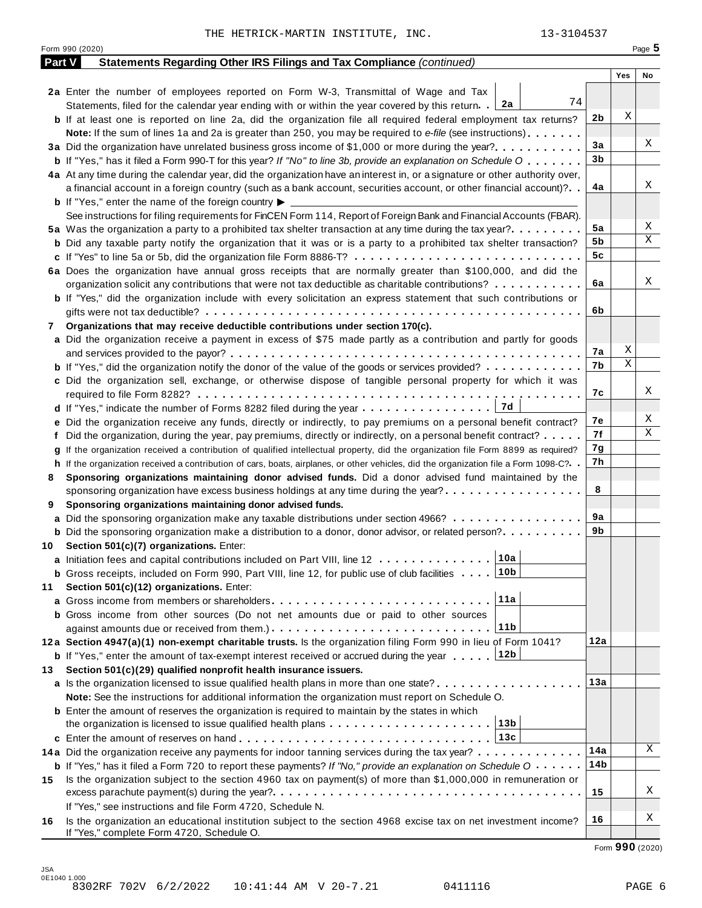THE HETRICK-MARTIN INSTITUTE, INC. 13-3104537

Form 990 (2020) Page **5**

## Part V Statements Regarding Other IRS Filings and Tax Compliance *(continued)*

| | | | Yes | No |
|---|---|---|---|---|
| **2a** | Enter the number of employees reported on Form W-3, Transmittal of Wage and Tax Statements, filed for the calendar year ending with or within the year covered by this return. . **2a** 74 | | | |
| **b** | If at least one is reported on line 2a, did the organization file all required federal employment tax returns? | **2b** | X | |
| | **Note:** If the sum of lines 1a and 2a is greater than 250, you may be required to *e-file* (see instructions) | | | |
| **3a** | Did the organization have unrelated business gross income of $1,000 or more during the year? | **3a** | | X |
| **b** | If "Yes," has it filed a Form 990-T for this year? *If "No" to line 3b, provide an explanation on Schedule O* | **3b** | | |
| **4a** | At any time during the calendar year, did the organization have an interest in, or a signature or other authority over, a financial account in a foreign country (such as a bank account, securities account, or other financial account)? | **4a** | | X |
| **b** | If "Yes," enter the name of the foreign country ▶ | | | |
| | See instructions for filing requirements for FinCEN Form 114, Report of Foreign Bank and Financial Accounts (FBAR). | | | |
| **5a** | Was the organization a party to a prohibited tax shelter transaction at any time during the tax year? | **5a** | | X |
| **b** | Did any taxable party notify the organization that it was or is a party to a prohibited tax shelter transaction? | **5b** | | X |
| **c** | If "Yes" to line 5a or 5b, did the organization file Form 8886-T? | **5c** | | |
| **6a** | Does the organization have annual gross receipts that are normally greater than $100,000, and did the organization solicit any contributions that were not tax deductible as charitable contributions? | **6a** | | X |
| **b** | If "Yes," did the organization include with every solicitation an express statement that such contributions or gifts were not tax deductible? | **6b** | | |
| **7** | **Organizations that may receive deductible contributions under section 170(c).** | | | |
| **a** | Did the organization receive a payment in excess of $75 made partly as a contribution and partly for goods and services provided to the payor? | **7a** | X | |
| **b** | If "Yes," did the organization notify the donor of the value of the goods or services provided? | **7b** | X | |
| **c** | Did the organization sell, exchange, or otherwise dispose of tangible personal property for which it was required to file Form 8282? | **7c** | | X |
| **d** | If "Yes," indicate the number of Forms 8282 filed during the year . . . **7d** | | | |
| **e** | Did the organization receive any funds, directly or indirectly, to pay premiums on a personal benefit contract? | **7e** | | X |
| **f** | Did the organization, during the year, pay premiums, directly or indirectly, on a personal benefit contract? | **7f** | | X |
| **g** | If the organization received a contribution of qualified intellectual property, did the organization file Form 8899 as required? | **7g** | | |
| **h** | If the organization received a contribution of cars, boats, airplanes, or other vehicles, did the organization file a Form 1098-C? | **7h** | | |
| **8** | **Sponsoring organizations maintaining donor advised funds.** Did a donor advised fund maintained by the sponsoring organization have excess business holdings at any time during the year? | **8** | | |
| **9** | **Sponsoring organizations maintaining donor advised funds.** | | | |
| **a** | Did the sponsoring organization make any taxable distributions under section 4966? | **9a** | | |
| **b** | Did the sponsoring organization make a distribution to a donor, donor advisor, or related person? | **9b** | | |
| **10** | **Section 501(c)(7) organizations.** Enter: | | | |
| **a** | Initiation fees and capital contributions included on Part VIII, line 12 . . . **10a** | | | |
| **b** | Gross receipts, included on Form 990, Part VIII, line 12, for public use of club facilities . . . **10b** | | | |
| **11** | **Section 501(c)(12) organizations.** Enter: | | | |
| **a** | Gross income from members or shareholders . . . **11a** | | | |
| **b** | Gross income from other sources (Do not net amounts due or paid to other sources against amounts due or received from them.) . . . **11b** | | | |
| **12a** | **Section 4947(a)(1) non-exempt charitable trusts.** Is the organization filing Form 990 in lieu of Form 1041? | **12a** | | |
| **b** | If "Yes," enter the amount of tax-exempt interest received or accrued during the year . . . **12b** | | | |
| **13** | **Section 501(c)(29) qualified nonprofit health insurance issuers.** | | | |
| **a** | Is the organization licensed to issue qualified health plans in more than one state? | **13a** | | |
| | **Note:** See the instructions for additional information the organization must report on Schedule O. | | | |
| **b** | Enter the amount of reserves the organization is required to maintain by the states in which the organization is licensed to issue qualified health plans . . . **13b** | | | |
| **c** | Enter the amount of reserves on hand . . . **13c** | | | |
| **14a** | Did the organization receive any payments for indoor tanning services during the tax year? | **14a** | | X |
| **b** | If "Yes," has it filed a Form 720 to report these payments? *If "No," provide an explanation on Schedule O* | **14b** | | |
| **15** | Is the organization subject to the section 4960 tax on payment(s) of more than $1,000,000 in remuneration or excess parachute payment(s) during the year? | **15** | | X |
| | If "Yes," see instructions and file Form 4720, Schedule N. | | | |
| **16** | Is the organization an educational institution subject to the section 4968 excise tax on net investment income? If "Yes," complete Form 4720, Schedule O. | **16** | | X |

Form **990** (2020)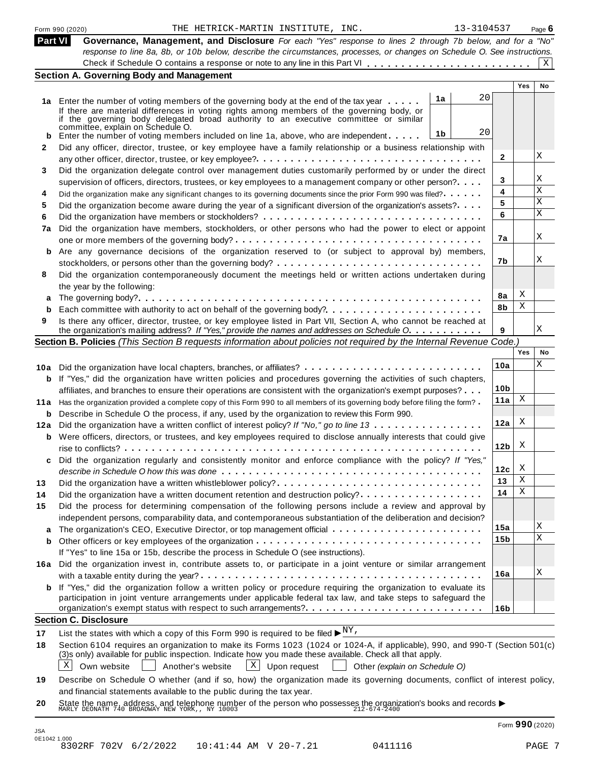Form 990 (2020) THE HETRICK-MARTIN INSTITUTE, INC. 13-3104537 Page 6

**Part VI** **Governance, Management, and Disclosure** *For each "Yes" response to lines 2 through 7b below, and for a "No" response to line 8a, 8b, or 10b below, describe the circumstances, processes, or changes on Schedule O. See instructions.*

Check if Schedule O contains a response or note to any line in this Part VI . . . . . . . . . . . . . . . . . . . . . . . . [X]

## Section A. Governing Body and Management

| | | | Yes | No |
|---|---|---|---|---|
| **1a** | Enter the number of voting members of the governing body at the end of the tax year . . . . . **1a** 20 <br> If there are material differences in voting rights among members of the governing body, or if the governing body delegated broad authority to an executive committee or similar committee, explain on Schedule O. | | | |
| **b** | Enter the number of voting members included on line 1a, above, who are independent . . . . . **1b** 20 | | | |
| **2** | Did any officer, director, trustee, or key employee have a family relationship or a business relationship with any other officer, director, trustee, or key employee? | 2 | | X |
| **3** | Did the organization delegate control over management duties customarily performed by or under the direct supervision of officers, directors, trustees, or key employees to a management company or other person? | 3 | | X |
| **4** | Did the organization make any significant changes to its governing documents since the prior Form 990 was filed? | 4 | | X |
| **5** | Did the organization become aware during the year of a significant diversion of the organization's assets? | 5 | | X |
| **6** | Did the organization have members or stockholders? | 6 | | X |
| **7a** | Did the organization have members, stockholders, or other persons who had the power to elect or appoint one or more members of the governing body? | 7a | | X |
| **b** | Are any governance decisions of the organization reserved to (or subject to approval by) members, stockholders, or persons other than the governing body? | 7b | | X |
| **8** | Did the organization contemporaneously document the meetings held or written actions undertaken during the year by the following: | | | |
| **a** | The governing body? | 8a | X | |
| **b** | Each committee with authority to act on behalf of the governing body? | 8b | X | |
| **9** | Is there any officer, director, trustee, or key employee listed in Part VII, Section A, who cannot be reached at the organization's mailing address? *If "Yes," provide the names and addresses on Schedule O.* | 9 | | X |

## Section B. Policies *(This Section B requests information about policies not required by the Internal Revenue Code.)*

| | | | Yes | No |
|---|---|---|---|---|
| **10a** | Did the organization have local chapters, branches, or affiliates? | 10a | | X |
| **b** | If "Yes," did the organization have written policies and procedures governing the activities of such chapters, affiliates, and branches to ensure their operations are consistent with the organization's exempt purposes? | 10b | | |
| **11a** | Has the organization provided a complete copy of this Form 990 to all members of its governing body before filing the form? | 11a | X | |
| **b** | Describe in Schedule O the process, if any, used by the organization to review this Form 990. | | | |
| **12a** | Did the organization have a written conflict of interest policy? *If "No," go to line 13* | 12a | X | |
| **b** | Were officers, directors, or trustees, and key employees required to disclose annually interests that could give rise to conflicts? | 12b | X | |
| **c** | Did the organization regularly and consistently monitor and enforce compliance with the policy? *If "Yes," describe in Schedule O how this was done* | 12c | X | |
| **13** | Did the organization have a written whistleblower policy? | 13 | X | |
| **14** | Did the organization have a written document retention and destruction policy? | 14 | X | |
| **15** | Did the process for determining compensation of the following persons include a review and approval by independent persons, comparability data, and contemporaneous substantiation of the deliberation and decision? | | | |
| **a** | The organization's CEO, Executive Director, or top management official | 15a | | X |
| **b** | Other officers or key employees of the organization | 15b | | X |
| | If "Yes" to line 15a or 15b, describe the process in Schedule O (see instructions). | | | |
| **16a** | Did the organization invest in, contribute assets to, or participate in a joint venture or similar arrangement with a taxable entity during the year? | 16a | | X |
| **b** | If "Yes," did the organization follow a written policy or procedure requiring the organization to evaluate its participation in joint venture arrangements under applicable federal tax law, and take steps to safeguard the organization's exempt status with respect to such arrangements? | 16b | | |

## Section C. Disclosure

**17** List the states with which a copy of this Form 990 is required to be filed ▶ NY,

**18** Section 6104 requires an organization to make its Forms 1023 (1024 or 1024-A, if applicable), 990, and 990-T (Section 501(c)(3)s only) available for public inspection. Indicate how you made these available. Check all that apply.

[X] Own website [ ] Another's website [X] Upon request [ ] Other *(explain on Schedule O)*

**19** Describe on Schedule O whether (and if so, how) the organization made its governing documents, conflict of interest policy, and financial statements available to the public during the tax year.

**20** State the name, address, and telephone number of the person who possesses the organization's books and records ▶ MARLY DEONATH 740 BROADWAY NEW YORK,, NY 10003 212-674-2400

Form **990** (2020)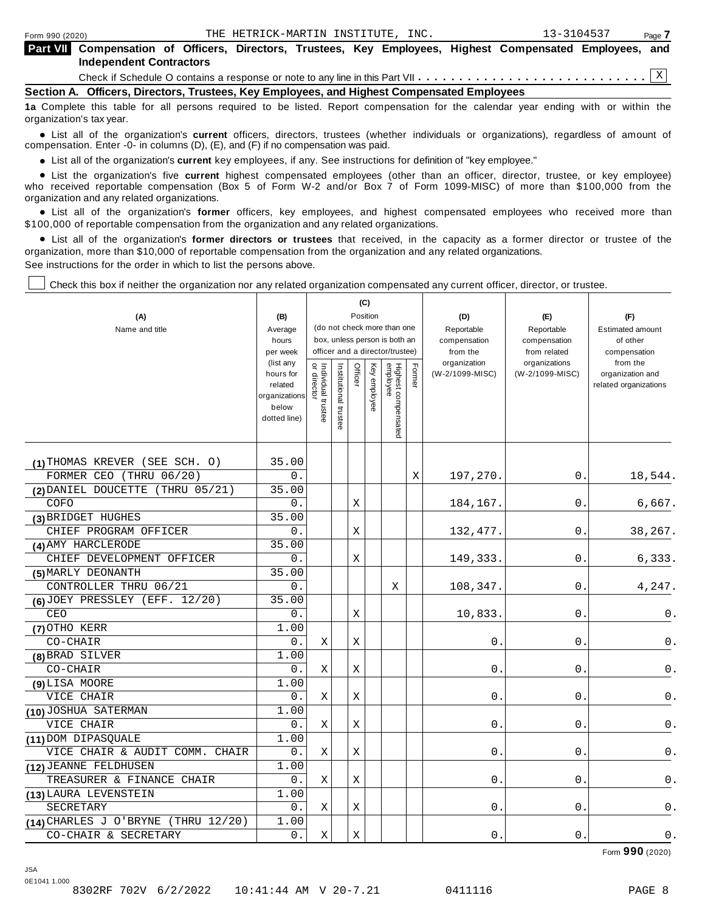Form 990 (2020) THE HETRICK-MARTIN INSTITUTE, INC. 13-3104537

## Part VII Compensation of Officers, Directors, Trustees, Key Employees, Highest Compensated Employees, and Independent Contractors

Check if Schedule O contains a response or note to any line in this Part VII . . . . . . . . . . . . . . . . . . . . . . . . . . . . . . X

### Section A. Officers, Directors, Trustees, Key Employees, and Highest Compensated Employees

**1a** Complete this table for all persons required to be listed. Report compensation for the calendar year ending with or within the organization's tax year.

- List all of the organization's **current** officers, directors, trustees (whether individuals or organizations), regardless of amount of compensation. Enter -0- in columns (D), (E), and (F) if no compensation was paid.
- List all of the organization's **current** key employees, if any. See instructions for definition of "key employee."
- List the organization's five **current** highest compensated employees (other than an officer, director, trustee, or key employee) who received reportable compensation (Box 5 of Form W-2 and/or Box 7 of Form 1099-MISC) of more than $100,000 from the organization and any related organizations.
- List all of the organization's **former** officers, key employees, and highest compensated employees who received more than $100,000 of reportable compensation from the organization and any related organizations.
- List all of the organization's **former directors or trustees** that received, in the capacity as a former director or trustee of the organization, more than $10,000 of reportable compensation from the organization and any related organizations.

See instructions for the order in which to list the persons above.

☐ Check this box if neither the organization nor any related organization compensated any current officer, director, or trustee.

| (A) Name and title | (B) Average hours per week (list any hours for related organizations below dotted line) | (C) Position: Individual trustee or director | Institutional trustee | Officer | Key employee | Highest compensated employee | Former | (D) Reportable compensation from the organization (W-2/1099-MISC) | (E) Reportable compensation from related organizations (W-2/1099-MISC) | (F) Estimated amount of other compensation from the organization and related organizations |
|---|---|---|---|---|---|---|---|---|---|---|
| (1) THOMAS KREVER (SEE SCH. O) | 35.00 | | | | | | | | | |
| FORMER CEO (THRU 06/20) | 0. | | | | | | X | 197,270. | 0. | 18,544. |
| (2) DANIEL DOUCETTE (THRU 05/21) | 35.00 | | | | | | | | | |
| COFO | 0. | | | X | | | | 184,167. | 0. | 6,667. |
| (3) BRIDGET HUGHES | 35.00 | | | | | | | | | |
| CHIEF PROGRAM OFFICER | 0. | | | X | | | | 132,477. | 0. | 38,267. |
| (4) AMY HARCLERODE | 35.00 | | | | | | | | | |
| CHIEF DEVELOPMENT OFFICER | 0. | | | X | | | | 149,333. | 0. | 6,333. |
| (5) MARLY DEONANTH | 35.00 | | | | | | | | | |
| CONTROLLER THRU 06/21 | 0. | | | | | X | | 108,347. | 0. | 4,247. |
| (6) JOEY PRESSLEY (EFF. 12/20) | 35.00 | | | | | | | | | |
| CEO | 0. | | | X | | | | 10,833. | 0. | 0. |
| (7) OTHO KERR | 1.00 | | | | | | | | | |
| CO-CHAIR | 0. | X | | X | | | | 0. | 0. | 0. |
| (8) BRAD SILVER | 1.00 | | | | | | | | | |
| CO-CHAIR | 0. | X | | X | | | | 0. | 0. | 0. |
| (9) LISA MOORE | 1.00 | | | | | | | | | |
| VICE CHAIR | 0. | X | | X | | | | 0. | 0. | 0. |
| (10) JOSHUA SATERMAN | 1.00 | | | | | | | | | |
| VICE CHAIR | 0. | X | | X | | | | 0. | 0. | 0. |
| (11) DOM DIPASQUALE | 1.00 | | | | | | | | | |
| VICE CHAIR & AUDIT COMM. CHAIR | 0. | X | | X | | | | 0. | 0. | 0. |
| (12) JEANNE FELDHUSEN | 1.00 | | | | | | | | | |
| TREASURER & FINANCE CHAIR | 0. | X | | X | | | | 0. | 0. | 0. |
| (13) LAURA LEVENSTEIN | 1.00 | | | | | | | | | |
| SECRETARY | 0. | X | | X | | | | 0. | 0. | 0. |
| (14) CHARLES J O'BRYNE (THRU 12/20) | 1.00 | | | | | | | | | |
| CO-CHAIR & SECRETARY | 0. | X | | X | | | | 0. | 0. | 0. |

Form **990** (2020)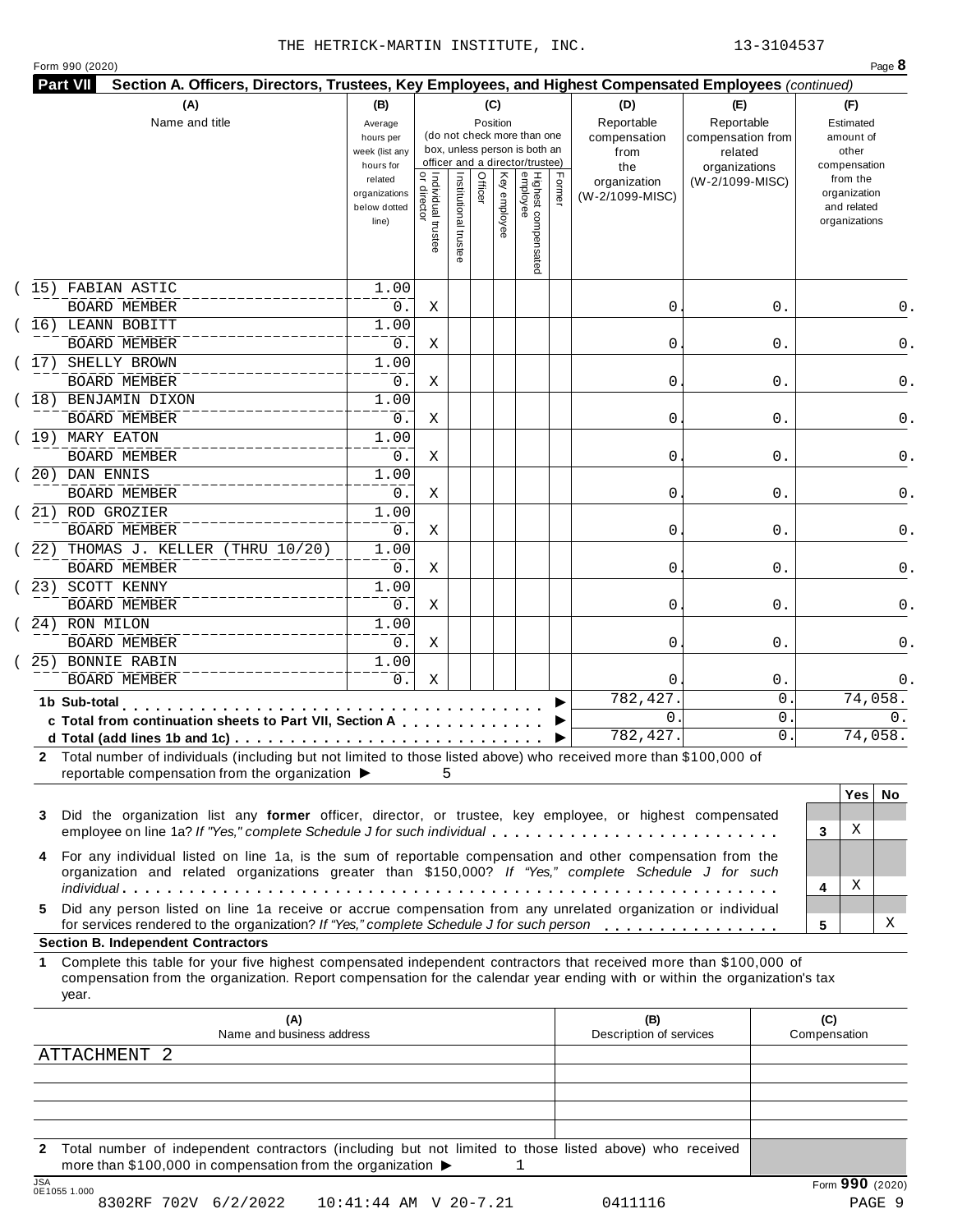THE HETRICK-MARTIN INSTITUTE, INC. 13-3104537

Form 990 (2020)

**Part VII Section A. Officers, Directors, Trustees, Key Employees, and Highest Compensated Employees** *(continued)*

| (A) Name and title | (B) Average hours per week (list any hours for related organizations below dotted line) | (C) Position: Individual trustee or director | Institutional trustee | Officer | Key employee | Highest compensated employee | Former | (D) Reportable compensation from the organization (W-2/1099-MISC) | (E) Reportable compensation from related organizations (W-2/1099-MISC) | (F) Estimated amount of other compensation from the organization and related organizations |
|---|---|---|---|---|---|---|---|---|---|---|
| (15) FABIAN ASTIC<br>BOARD MEMBER | 1.00<br>0. | X | | | | | | 0. | 0. | 0. |
| (16) LEANN BOBITT<br>BOARD MEMBER | 1.00<br>0. | X | | | | | | 0. | 0. | 0. |
| (17) SHELLY BROWN<br>BOARD MEMBER | 1.00<br>0. | X | | | | | | 0. | 0. | 0. |
| (18) BENJAMIN DIXON<br>BOARD MEMBER | 1.00<br>0. | X | | | | | | 0. | 0. | 0. |
| (19) MARY EATON<br>BOARD MEMBER | 1.00<br>0. | X | | | | | | 0. | 0. | 0. |
| (20) DAN ENNIS<br>BOARD MEMBER | 1.00<br>0. | X | | | | | | 0. | 0. | 0. |
| (21) ROD GROZIER<br>BOARD MEMBER | 1.00<br>0. | X | | | | | | 0. | 0. | 0. |
| (22) THOMAS J. KELLER (THRU 10/20)<br>BOARD MEMBER | 1.00<br>0. | X | | | | | | 0. | 0. | 0. |
| (23) SCOTT KENNY<br>BOARD MEMBER | 1.00<br>0. | X | | | | | | 0. | 0. | 0. |
| (24) RON MILON<br>BOARD MEMBER | 1.00<br>0. | X | | | | | | 0. | 0. | 0. |
| (25) BONNIE RABIN<br>BOARD MEMBER | 1.00<br>0. | X | | | | | | 0. | 0. | 0. |
| **1b Sub-total** | | | | | | | | 782,427. | 0. | 74,058. |
| **c Total from continuation sheets to Part VII, Section A** | | | | | | | | 0. | 0. | 0. |
| **d Total (add lines 1b and 1c)** | | | | | | | | 782,427. | 0. | 74,058. |

**2** Total number of individuals (including but not limited to those listed above) who received more than $100,000 of reportable compensation from the organization ▶ 5

| | | Yes | No |
|---|---|---|---|
| **3** Did the organization list any **former** officer, director, or trustee, key employee, or highest compensated employee on line 1a? *If "Yes," complete Schedule J for such individual* | 3 | X | |
| **4** For any individual listed on line 1a, is the sum of reportable compensation and other compensation from the organization and related organizations greater than $150,000? *If "Yes," complete Schedule J for such individual* | 4 | X | |
| **5** Did any person listed on line 1a receive or accrue compensation from any unrelated organization or individual for services rendered to the organization? *If "Yes," complete Schedule J for such person* | 5 | | X |

**Section B. Independent Contractors**

**1** Complete this table for your five highest compensated independent contractors that received more than $100,000 of compensation from the organization. Report compensation for the calendar year ending with or within the organization's tax year.

| (A) Name and business address | (B) Description of services | (C) Compensation |
|---|---|---|
| ATTACHMENT 2 | | |
| | | |
| | | |
| | | |
| | | |

**2** Total number of independent contractors (including but not limited to those listed above) who received more than $100,000 in compensation from the organization ▶ 1

Form **990** (2020)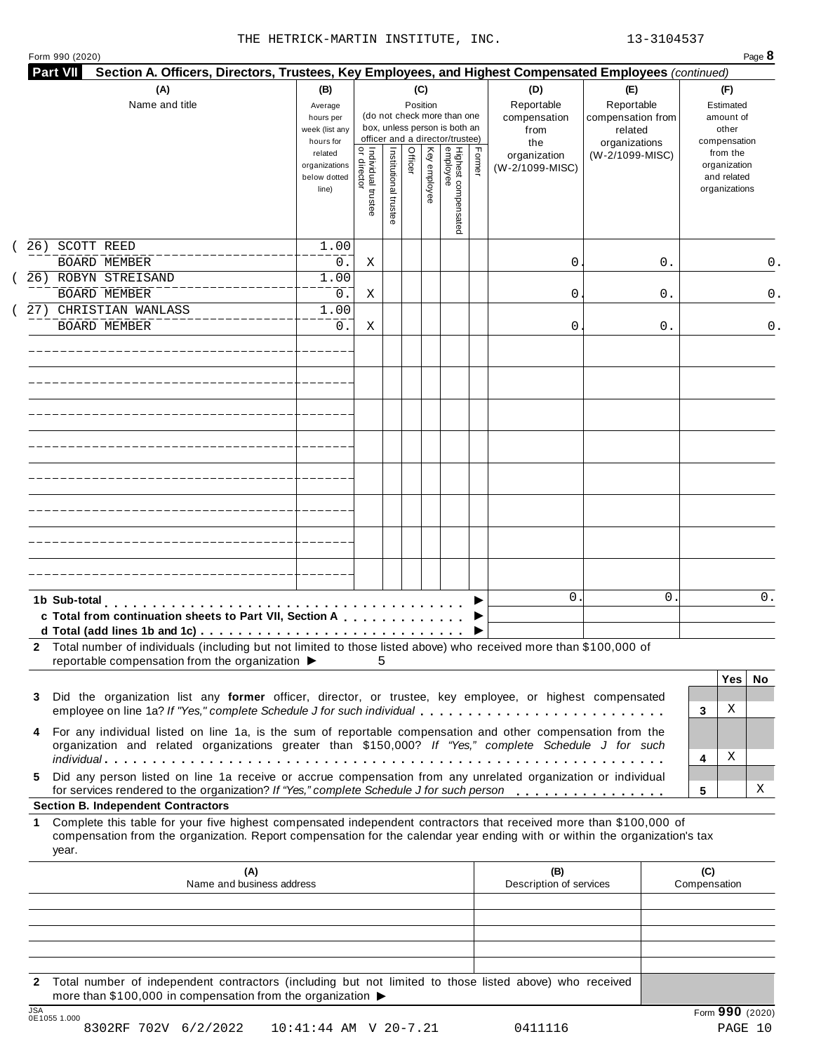THE HETRICK-MARTIN INSTITUTE, INC. 13-3104537

Form 990 (2020) Page **8**

**Part VII** **Section A. Officers, Directors, Trustees, Key Employees, and Highest Compensated Employees** *(continued)*

| (A) Name and title | (B) Average hours per week (list any hours for related organizations below dotted line) | (C) Position: Individual trustee or director | Institutional trustee | Officer | Key employee | Highest compensated employee | Former | (D) Reportable compensation from the organization (W-2/1099-MISC) | (E) Reportable compensation from related organizations (W-2/1099-MISC) | (F) Estimated amount of other compensation from the organization and related organizations |
|---|---|---|---|---|---|---|---|---|---|---|
| (26) SCOTT REED<br>BOARD MEMBER | 1.00<br>0. | X | | | | | | 0. | 0. | 0. |
| (26) ROBYN STREISAND<br>BOARD MEMBER | 1.00<br>0. | X | | | | | | 0. | 0. | 0. |
| (27) CHRISTIAN WANLASS<br>BOARD MEMBER | 1.00<br>0. | X | | | | | | 0. | 0. | 0. |
| **1b Sub-total** | | | | | | | ▶ | 0. | 0. | 0. |
| **c Total from continuation sheets to Part VII, Section A** | | | | | | | ▶ | | | |
| **d Total (add lines 1b and 1c)** | | | | | | | ▶ | | | |

**2** Total number of individuals (including but not limited to those listed above) who received more than $100,000 of reportable compensation from the organization ▶ 5

| | | Yes | No |
|---|---|---|---|
| **3** Did the organization list any **former** officer, director, or trustee, key employee, or highest compensated employee on line 1a? *If "Yes," complete Schedule J for such individual* | 3 | X | |
| **4** For any individual listed on line 1a, is the sum of reportable compensation and other compensation from the organization and related organizations greater than $150,000? *If "Yes," complete Schedule J for such individual* | 4 | X | |
| **5** Did any person listed on line 1a receive or accrue compensation from any unrelated organization or individual for services rendered to the organization? *If "Yes," complete Schedule J for such person* | 5 | | X |

**Section B. Independent Contractors**

**1** Complete this table for your five highest compensated independent contractors that received more than $100,000 of compensation from the organization. Report compensation for the calendar year ending with or within the organization's tax year.

| (A) Name and business address | (B) Description of services | (C) Compensation |
|---|---|---|
| | | |
| | | |
| | | |
| | | |
| | | |

**2** Total number of independent contractors (including but not limited to those listed above) who received more than $100,000 in compensation from the organization ▶

JSA 0E1055 1.000 Form **990** (2020)

8302RF 702V 6/2/2022 10:41:44 AM V 20-7.21 0411116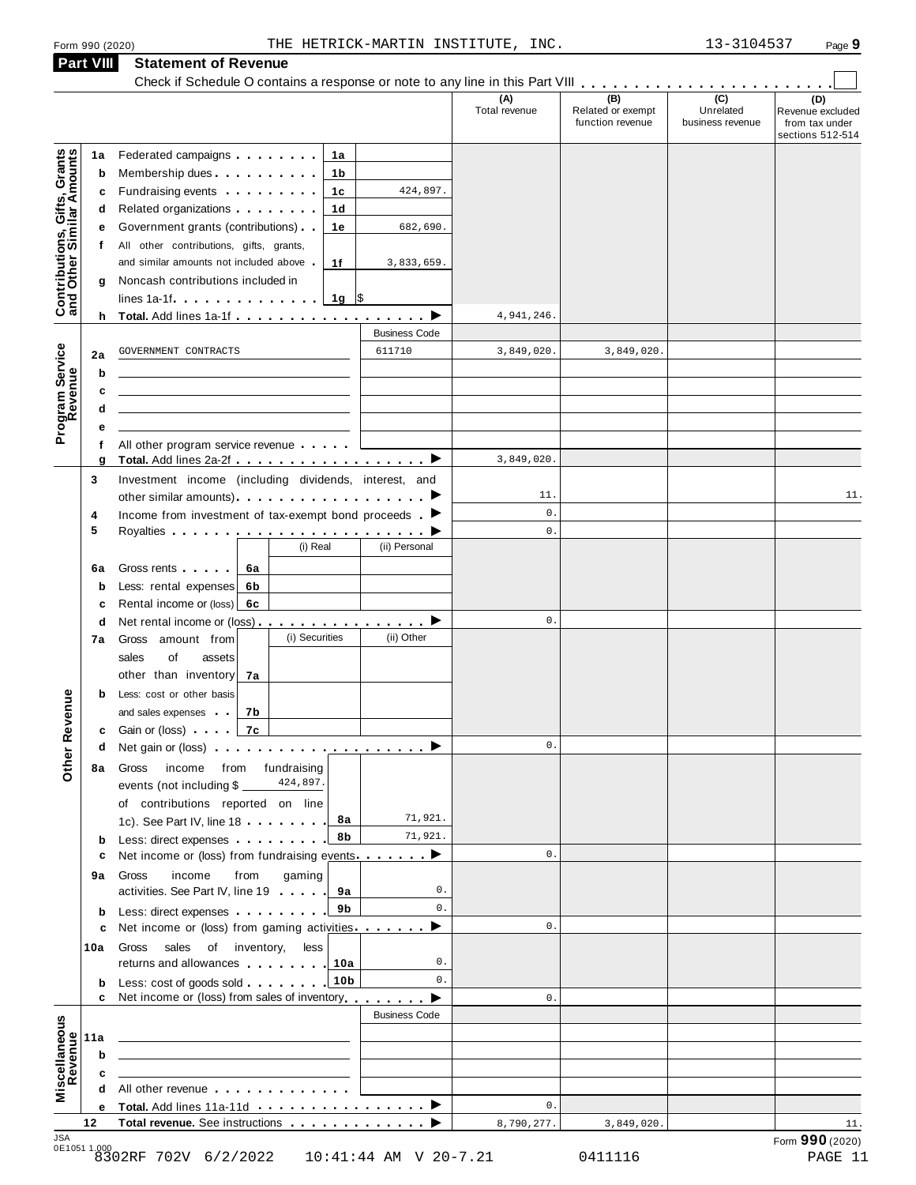Form 990 (2020) THE HETRICK-MARTIN INSTITUTE, INC. 13-3104537

## Part VIII Statement of Revenue

Check if Schedule O contains a response or note to any line in this Part VIII . . . . . . . . . . . . . . . . . . . . . . . ☐

| | | | | (A) Total revenue | (B) Related or exempt function revenue | (C) Unrelated business revenue | (D) Revenue excluded from tax under sections 512-514 |
|---|---|---|---|---|---|---|---|
| **Contributions, Gifts, Grants and Other Similar Amounts** | 1a | Federated campaigns . . . 1a | | | | | |
| | b | Membership dues . . . 1b | | | | | |
| | c | Fundraising events . . . 1c | 424,897. | | | | |
| | d | Related organizations . . . 1d | | | | | |
| | e | Government grants (contributions) . . 1e | 682,690. | | | | |
| | f | All other contributions, gifts, grants, and similar amounts not included above . 1f | 3,833,659. | | | | |
| | g | Noncash contributions included in lines 1a-1f . . . 1g | $ | | | | |
| | h | **Total.** Add lines 1a-1f . . . ▶ | | 4,941,246. | | | |
| **Program Service Revenue** | | | Business Code | | | | |
| | 2a | GOVERNMENT CONTRACTS | 611710 | 3,849,020. | 3,849,020. | | |
| | b | | | | | | |
| | c | | | | | | |
| | d | | | | | | |
| | e | | | | | | |
| | f | All other program service revenue . . . | | | | | |
| | g | **Total.** Add lines 2a-2f . . . ▶ | | 3,849,020. | | | |
| **Other Revenue** | 3 | Investment income (including dividends, interest, and other similar amounts) . . . ▶ | | 11. | | | 11. |
| | 4 | Income from investment of tax-exempt bond proceeds . ▶ | | 0. | | | |
| | 5 | Royalties . . . ▶ | | 0. | | | |
| | | | (i) Real / (ii) Personal | | | | |
| | 6a | Gross rents . . . 6a | | | | | |
| | b | Less: rental expenses 6b | | | | | |
| | c | Rental income or (loss) 6c | | | | | |
| | d | Net rental income or (loss) . . . ▶ | | 0. | | | |
| | | | (i) Securities / (ii) Other | | | | |
| | 7a | Gross amount from sales of assets other than inventory 7a | | | | | |
| | b | Less: cost or other basis and sales expenses . . 7b | | | | | |
| | c | Gain or (loss) . . . 7c | | | | | |
| | d | Net gain or (loss) . . . ▶ | | 0. | | | |
| | 8a | Gross income from fundraising events (not including $ 424,897. of contributions reported on line 1c). See Part IV, line 18 . . . 8a | 71,921. | | | | |
| | b | Less: direct expenses . . . 8b | 71,921. | | | | |
| | c | Net income or (loss) from fundraising events . . . ▶ | | 0. | | | |
| | 9a | Gross income from gaming activities. See Part IV, line 19 . . . 9a | 0. | | | | |
| | b | Less: direct expenses . . . 9b | 0. | | | | |
| | c | Net income or (loss) from gaming activities . . . ▶ | | 0. | | | |
| | 10a | Gross sales of inventory, less returns and allowances . . . 10a | 0. | | | | |
| | b | Less: cost of goods sold . . . 10b | 0. | | | | |
| | c | Net income or (loss) from sales of inventory . . . ▶ | | 0. | | | |
| **Miscellaneous Revenue** | | | Business Code | | | | |
| | 11a | | | | | | |
| | b | | | | | | |
| | c | | | | | | |
| | d | All other revenue . . . | | | | | |
| | e | **Total.** Add lines 11a-11d . . . ▶ | | 0. | | | |
| | 12 | **Total revenue.** See instructions . . . ▶ | | 8,790,277. | 3,849,020. | | 11. |

JSA 0E1051 1.000 8302RF 702V 6/2/2022 10:41:44 AM V 20-7.21 0411116

Form **990** (2020)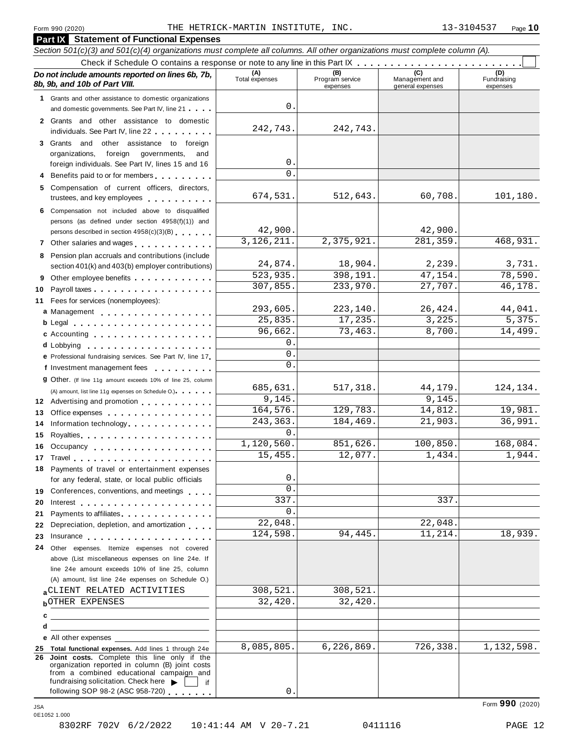Form 990 (2020) THE HETRICK-MARTIN INSTITUTE, INC. 13-3104537 Page **10**

## Part IX Statement of Functional Expenses

*Section 501(c)(3) and 501(c)(4) organizations must complete all columns. All other organizations must complete column (A).*

Check if Schedule O contains a response or note to any line in this Part IX . . . . . . . . . . . . . . . . . . . . . . . . ☐

| *Do not include amounts reported on lines 6b, 7b, 8b, 9b, and 10b of Part VIII.* | (A) Total expenses | (B) Program service expenses | (C) Management and general expenses | (D) Fundraising expenses |
|---|---|---|---|---|
| **1** Grants and other assistance to domestic organizations and domestic governments. See Part IV, line 21 | 0. | | | |
| **2** Grants and other assistance to domestic individuals. See Part IV, line 22 | 242,743. | 242,743. | | |
| **3** Grants and other assistance to foreign organizations, foreign governments, and foreign individuals. See Part IV, lines 15 and 16 | 0. | | | |
| **4** Benefits paid to or for members | 0. | | | |
| **5** Compensation of current officers, directors, trustees, and key employees | 674,531. | 512,643. | 60,708. | 101,180. |
| **6** Compensation not included above to disqualified persons (as defined under section 4958(f)(1)) and persons described in section 4958(c)(3)(B) | 42,900. | | 42,900. | |
| **7** Other salaries and wages | 3,126,211. | 2,375,921. | 281,359. | 468,931. |
| **8** Pension plan accruals and contributions (include section 401(k) and 403(b) employer contributions) | 24,874. | 18,904. | 2,239. | 3,731. |
| **9** Other employee benefits | 523,935. | 398,191. | 47,154. | 78,590. |
| **10** Payroll taxes | 307,855. | 233,970. | 27,707. | 46,178. |
| **11** Fees for services (nonemployees): | | | | |
| **a** Management | 293,605. | 223,140. | 26,424. | 44,041. |
| **b** Legal | 25,835. | 17,235. | 3,225. | 5,375. |
| **c** Accounting | 96,662. | 73,463. | 8,700. | 14,499. |
| **d** Lobbying | 0. | | | |
| **e** Professional fundraising services. See Part IV, line 17 | 0. | | | |
| **f** Investment management fees | 0. | | | |
| **g** Other. (If line 11g amount exceeds 10% of line 25, column (A) amount, list line 11g expenses on Schedule O.) | 685,631. | 517,318. | 44,179. | 124,134. |
| **12** Advertising and promotion | 9,145. | | 9,145. | |
| **13** Office expenses | 164,576. | 129,783. | 14,812. | 19,981. |
| **14** Information technology | 243,363. | 184,469. | 21,903. | 36,991. |
| **15** Royalties | 0. | | | |
| **16** Occupancy | 1,120,560. | 851,626. | 100,850. | 168,084. |
| **17** Travel | 15,455. | 12,077. | 1,434. | 1,944. |
| **18** Payments of travel or entertainment expenses for any federal, state, or local public officials | 0. | | | |
| **19** Conferences, conventions, and meetings | 0. | | | |
| **20** Interest | 337. | | 337. | |
| **21** Payments to affiliates | 0. | | | |
| **22** Depreciation, depletion, and amortization | 22,048. | | 22,048. | |
| **23** Insurance | 124,598. | 94,445. | 11,214. | 18,939. |
| **24** Other expenses. Itemize expenses not covered above (List miscellaneous expenses on line 24e. If line 24e amount exceeds 10% of line 25, column (A) amount, list line 24e expenses on Schedule O.) | | | | |
| **a** CLIENT RELATED ACTIVITIES | 308,521. | 308,521. | | |
| **b** OTHER EXPENSES | 32,420. | 32,420. | | |
| **c** | | | | |
| **d** | | | | |
| **e** All other expenses | | | | |
| **25 Total functional expenses.** Add lines 1 through 24e | 8,085,805. | 6,226,869. | 726,338. | 1,132,598. |
| **26 Joint costs.** Complete this line only if the organization reported in column (B) joint costs from a combined educational campaign and fundraising solicitation. Check here ▶ ☐ if following SOP 98-2 (ASC 958-720) | 0. | | | |

Form **990** (2020)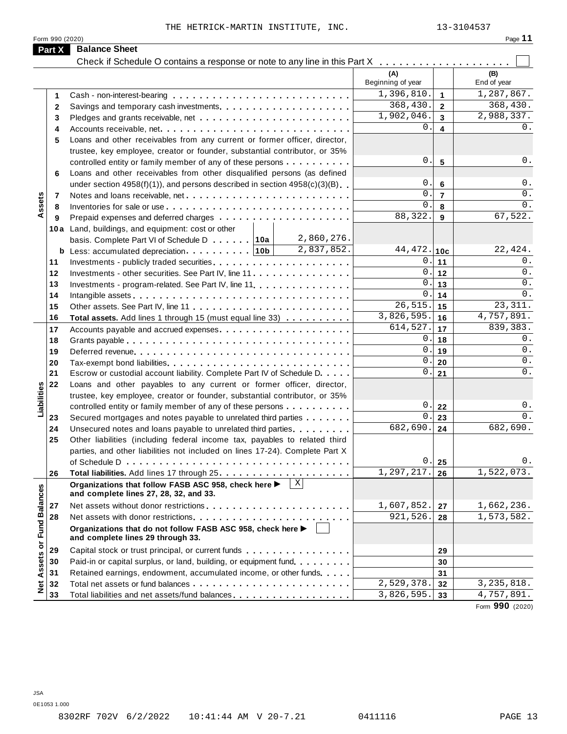THE HETRICK-MARTIN INSTITUTE, INC. 13-3104537

Form 990 (2020)

## Part X Balance Sheet

Check if Schedule O contains a response or note to any line in this Part X . . . . . . . . . . . . . . . . . . . ☐

| Section | Line | Description | | (A) Beginning of year | | (B) End of year |
|---|---|---|---|---|---|---|
| Assets | 1 | Cash - non-interest-bearing | | 1,396,810. | 1 | 1,287,867. |
| | 2 | Savings and temporary cash investments | | 368,430. | 2 | 368,430. |
| | 3 | Pledges and grants receivable, net | | 1,902,046. | 3 | 2,988,337. |
| | 4 | Accounts receivable, net | | 0. | 4 | 0. |
| | 5 | Loans and other receivables from any current or former officer, director, trustee, key employee, creator or founder, substantial contributor, or 35% controlled entity or family member of any of these persons | | 0. | 5 | 0. |
| | 6 | Loans and other receivables from other disqualified persons (as defined under section 4958(f)(1)), and persons described in section 4958(c)(3)(B) | | 0. | 6 | 0. |
| | 7 | Notes and loans receivable, net | | 0. | 7 | 0. |
| | 8 | Inventories for sale or use | | 0. | 8 | 0. |
| | 9 | Prepaid expenses and deferred charges | | 88,322. | 9 | 67,522. |
| | 10a | Land, buildings, and equipment: cost or other basis. Complete Part VI of Schedule D . . . 10a | 2,860,276. | | | |
| | b | Less: accumulated depreciation . . . 10b | 2,837,852. | 44,472. | 10c | 22,424. |
| | 11 | Investments - publicly traded securities | | 0. | 11 | 0. |
| | 12 | Investments - other securities. See Part IV, line 11 | | 0. | 12 | 0. |
| | 13 | Investments - program-related. See Part IV, line 11 | | 0. | 13 | 0. |
| | 14 | Intangible assets | | 0. | 14 | 0. |
| | 15 | Other assets. See Part IV, line 11 | | 26,515. | 15 | 23,311. |
| | 16 | **Total assets.** Add lines 1 through 15 (must equal line 33) | | 3,826,595. | 16 | 4,757,891. |
| Liabilities | 17 | Accounts payable and accrued expenses | | 614,527. | 17 | 839,383. |
| | 18 | Grants payable | | 0. | 18 | 0. |
| | 19 | Deferred revenue | | 0. | 19 | 0. |
| | 20 | Tax-exempt bond liabilities | | 0. | 20 | 0. |
| | 21 | Escrow or custodial account liability. Complete Part IV of Schedule D | | 0. | 21 | 0. |
| | 22 | Loans and other payables to any current or former officer, director, trustee, key employee, creator or founder, substantial contributor, or 35% controlled entity or family member of any of these persons | | 0. | 22 | 0. |
| | 23 | Secured mortgages and notes payable to unrelated third parties | | 0. | 23 | 0. |
| | 24 | Unsecured notes and loans payable to unrelated third parties | | 682,690. | 24 | 682,690. |
| | 25 | Other liabilities (including federal income tax, payables to related third parties, and other liabilities not included on lines 17-24). Complete Part X of Schedule D | | 0. | 25 | 0. |
| | 26 | **Total liabilities.** Add lines 17 through 25 | | 1,297,217. | 26 | 1,522,073. |
| Net Assets or Fund Balances | | **Organizations that follow FASB ASC 958, check here ▶ [X] and complete lines 27, 28, 32, and 33.** | | | | |
| | 27 | Net assets without donor restrictions | | 1,607,852. | 27 | 1,662,236. |
| | 28 | Net assets with donor restrictions | | 921,526. | 28 | 1,573,582. |
| | | **Organizations that do not follow FASB ASC 958, check here ▶ [ ] and complete lines 29 through 33.** | | | | |
| | 29 | Capital stock or trust principal, or current funds | | | 29 | |
| | 30 | Paid-in or capital surplus, or land, building, or equipment fund | | | 30 | |
| | 31 | Retained earnings, endowment, accumulated income, or other funds | | | 31 | |
| | 32 | Total net assets or fund balances | | 2,529,378. | 32 | 3,235,818. |
| | 33 | Total liabilities and net assets/fund balances | | 3,826,595. | 33 | 4,757,891. |

Form **990** (2020)

JSA
0E1053 1.000

8302RF 702V 6/2/2022 10:41:44 AM V 20-7.21 0411116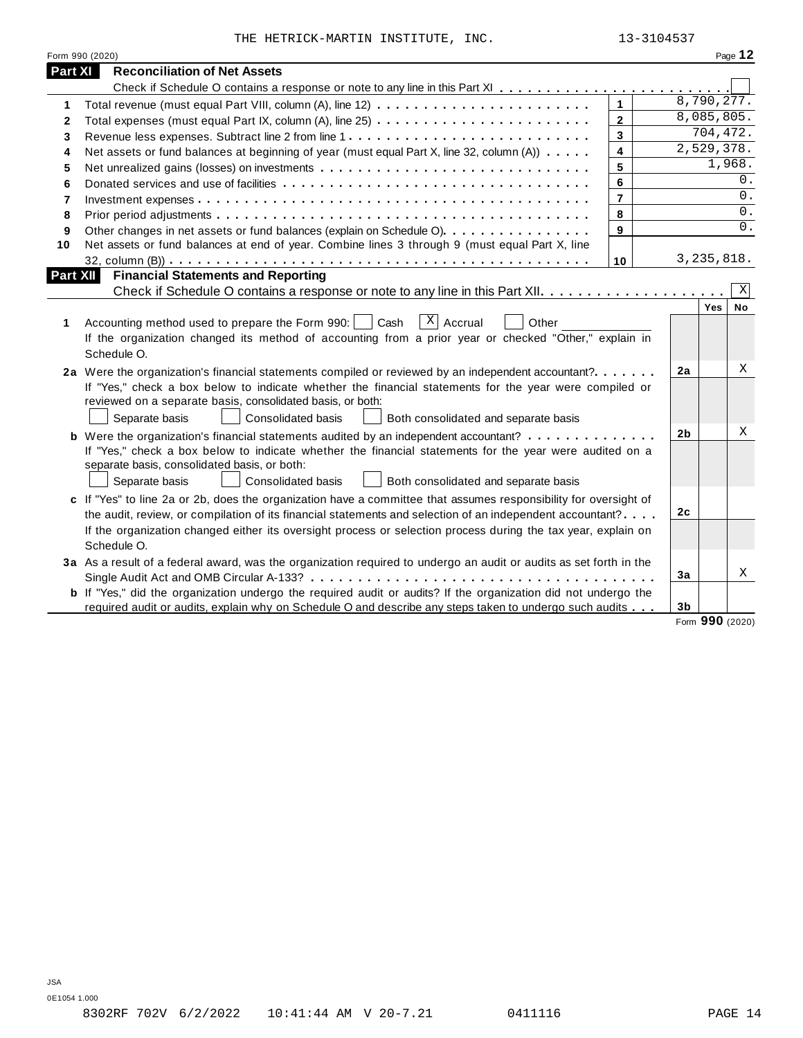## Part XI Reconciliation of Net Assets

Check if Schedule O contains a response or note to any line in this Part XI . . . . . . . . . . . . . . . . . . . . . . . . . ☐

| | | | |
|---|---|---|---|
| 1 | Total revenue (must equal Part VIII, column (A), line 12) | 1 | 8,790,277. |
| 2 | Total expenses (must equal Part IX, column (A), line 25) | 2 | 8,085,805. |
| 3 | Revenue less expenses. Subtract line 2 from line 1 | 3 | 704,472. |
| 4 | Net assets or fund balances at beginning of year (must equal Part X, line 32, column (A)) | 4 | 2,529,378. |
| 5 | Net unrealized gains (losses) on investments | 5 | 1,968. |
| 6 | Donated services and use of facilities | 6 | 0. |
| 7 | Investment expenses | 7 | 0. |
| 8 | Prior period adjustments | 8 | 0. |
| 9 | Other changes in net assets or fund balances (explain on Schedule O) | 9 | 0. |
| 10 | Net assets or fund balances at end of year. Combine lines 3 through 9 (must equal Part X, line 32, column (B)) | 10 | 3,235,818. |

## Part XII Financial Statements and Reporting

Check if Schedule O contains a response or note to any line in this Part XII . . . . . . . . . . . . . . . . . . . . ☒

| | | | Yes | No |
|---|---|---|---|---|
| **1** | Accounting method used to prepare the Form 990: ☐ Cash ☒ Accrual ☐ Other<br>If the organization changed its method of accounting from a prior year or checked "Other," explain in Schedule O. | | | |
| **2a** | Were the organization's financial statements compiled or reviewed by an independent accountant?<br>If "Yes," check a box below to indicate whether the financial statements for the year were compiled or reviewed on a separate basis, consolidated basis, or both:<br>☐ Separate basis ☐ Consolidated basis ☐ Both consolidated and separate basis | 2a | | X |
| **b** | Were the organization's financial statements audited by an independent accountant?<br>If "Yes," check a box below to indicate whether the financial statements for the year were audited on a separate basis, consolidated basis, or both:<br>☐ Separate basis ☐ Consolidated basis ☐ Both consolidated and separate basis | 2b | | X |
| **c** | If "Yes" to line 2a or 2b, does the organization have a committee that assumes responsibility for oversight of the audit, review, or compilation of its financial statements and selection of an independent accountant?<br>If the organization changed either its oversight process or selection process during the tax year, explain on Schedule O. | 2c | | |
| **3a** | As a result of a federal award, was the organization required to undergo an audit or audits as set forth in the Single Audit Act and OMB Circular A-133? | 3a | | X |
| **b** | If "Yes," did the organization undergo the required audit or audits? If the organization did not undergo the required audit or audits, explain why on Schedule O and describe any steps taken to undergo such audits | 3b | | |

Form **990** (2020)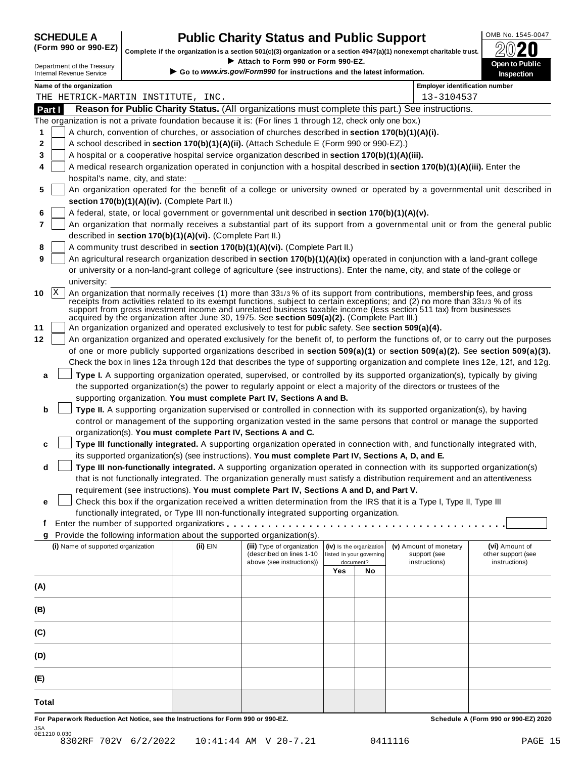**SCHEDULE A (Form 990 or 990-EZ)**

Department of the Treasury
Internal Revenue Service

# Public Charity Status and Public Support

**Complete if the organization is a section 501(c)(3) organization or a section 4947(a)(1) nonexempt charitable trust.**
► Attach to Form 990 or Form 990-EZ.
► Go to *www.irs.gov/Form990* for instructions and the latest information.

OMB No. 1545-0047
**2020**
**Open to Public Inspection**

**Name of the organization**
THE HETRICK-MARTIN INSTITUTE, INC.

**Employer identification number**
13-3104537

## Part I — Reason for Public Charity Status. (All organizations must complete this part.) See instructions.

The organization is not a private foundation because it is: (For lines 1 through 12, check only one box.)

1. [ ] A church, convention of churches, or association of churches described in **section 170(b)(1)(A)(i).**
2. [ ] A school described in **section 170(b)(1)(A)(ii).** (Attach Schedule E (Form 990 or 990-EZ).)
3. [ ] A hospital or a cooperative hospital service organization described in **section 170(b)(1)(A)(iii).**
4. [ ] A medical research organization operated in conjunction with a hospital described in **section 170(b)(1)(A)(iii).** Enter the hospital's name, city, and state:
5. [ ] An organization operated for the benefit of a college or university owned or operated by a governmental unit described in **section 170(b)(1)(A)(iv).** (Complete Part II.)
6. [ ] A federal, state, or local government or governmental unit described in **section 170(b)(1)(A)(v).**
7. [ ] An organization that normally receives a substantial part of its support from a governmental unit or from the general public described in **section 170(b)(1)(A)(vi).** (Complete Part II.)
8. [ ] A community trust described in **section 170(b)(1)(A)(vi).** (Complete Part II.)
9. [ ] An agricultural research organization described in **section 170(b)(1)(A)(ix)** operated in conjunction with a land-grant college or university or a non-land-grant college of agriculture (see instructions). Enter the name, city, and state of the college or university:
10. [X] An organization that normally receives (1) more than 33 1/3 % of its support from contributions, membership fees, and gross receipts from activities related to its exempt functions, subject to certain exceptions; and (2) no more than 33 1/3 % of its support from gross investment income and unrelated business taxable income (less section 511 tax) from businesses acquired by the organization after June 30, 1975. See **section 509(a)(2).** (Complete Part III.)
11. [ ] An organization organized and operated exclusively to test for public safety. See **section 509(a)(4).**
12. [ ] An organization organized and operated exclusively for the benefit of, to perform the functions of, or to carry out the purposes of one or more publicly supported organizations described in **section 509(a)(1)** or **section 509(a)(2).** See **section 509(a)(3).** Check the box in lines 12a through 12d that describes the type of supporting organization and complete lines 12e, 12f, and 12g.
   - **a** [ ] **Type I.** A supporting organization operated, supervised, or controlled by its supported organization(s), typically by giving the supported organization(s) the power to regularly appoint or elect a majority of the directors or trustees of the supporting organization. **You must complete Part IV, Sections A and B.**
   - **b** [ ] **Type II.** A supporting organization supervised or controlled in connection with its supported organization(s), by having control or management of the supporting organization vested in the same persons that control or manage the supported organization(s). **You must complete Part IV, Sections A and C.**
   - **c** [ ] **Type III functionally integrated.** A supporting organization operated in connection with, and functionally integrated with, its supported organization(s) (see instructions). **You must complete Part IV, Sections A, D, and E.**
   - **d** [ ] **Type III non-functionally integrated.** A supporting organization operated in connection with its supported organization(s) that is not functionally integrated. The organization generally must satisfy a distribution requirement and an attentiveness requirement (see instructions). **You must complete Part IV, Sections A and D, and Part V.**
   - **e** [ ] Check this box if the organization received a written determination from the IRS that it is a Type I, Type II, Type III functionally integrated, or Type III non-functionally integrated supporting organization.
   - **f** Enter the number of supported organizations
   - **g** Provide the following information about the supported organization(s).

| (i) Name of supported organization | (ii) EIN | (iii) Type of organization (described on lines 1-10 above (see instructions)) | (iv) Is the organization listed in your governing document? Yes | No | (v) Amount of monetary support (see instructions) | (vi) Amount of other support (see instructions) |
|---|---|---|---|---|---|---|
| (A) | | | | | | |
| (B) | | | | | | |
| (C) | | | | | | |
| (D) | | | | | | |
| (E) | | | | | | |
| Total | | | | | | |

**For Paperwork Reduction Act Notice, see the Instructions for Form 990 or 990-EZ.** **Schedule A (Form 990 or 990-EZ) 2020**

JSA
0E1210 0.030
8302RF 702V 6/2/2022 10:41:44 AM V 20-7.21 0411116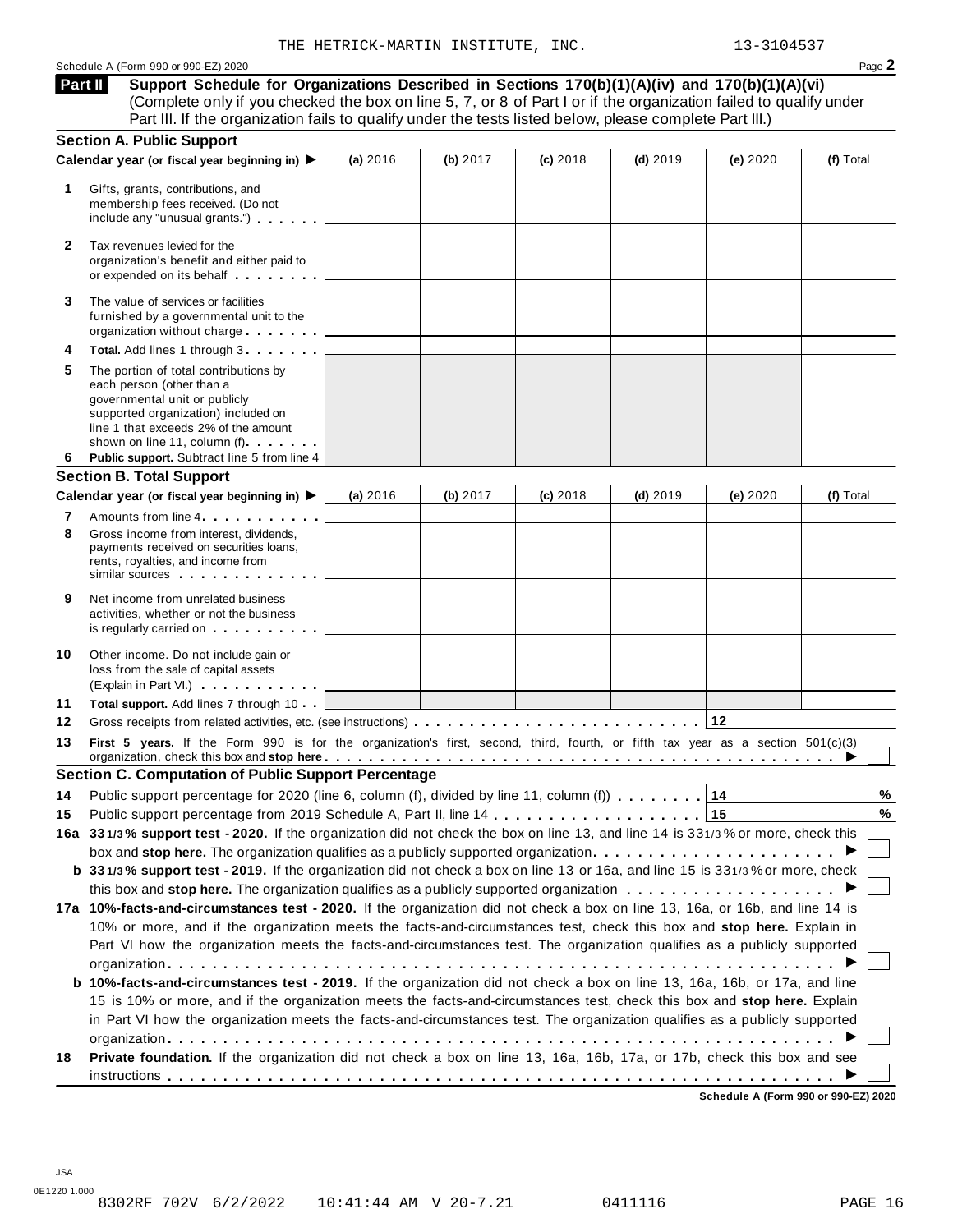THE HETRICK-MARTIN INSTITUTE, INC. 13-3104537

Schedule A (Form 990 or 990-EZ) 2020

## Part II Support Schedule for Organizations Described in Sections 170(b)(1)(A)(iv) and 170(b)(1)(A)(vi)

(Complete only if you checked the box on line 5, 7, or 8 of Part I or if the organization failed to qualify under Part III. If the organization fails to qualify under the tests listed below, please complete Part III.)

### Section A. Public Support

| Calendar year (or fiscal year beginning in) ▶ | (a) 2016 | (b) 2017 | (c) 2018 | (d) 2019 | (e) 2020 | (f) Total |
|---|---|---|---|---|---|---|
| **1** Gifts, grants, contributions, and membership fees received. (Do not include any "unusual grants.") | | | | | | |
| **2** Tax revenues levied for the organization's benefit and either paid to or expended on its behalf | | | | | | |
| **3** The value of services or facilities furnished by a governmental unit to the organization without charge | | | | | | |
| **4** **Total.** Add lines 1 through 3 | | | | | | |
| **5** The portion of total contributions by each person (other than a governmental unit or publicly supported organization) included on line 1 that exceeds 2% of the amount shown on line 11, column (f) | | | | | | |
| **6** **Public support.** Subtract line 5 from line 4 | | | | | | |

### Section B. Total Support

| Calendar year (or fiscal year beginning in) ▶ | (a) 2016 | (b) 2017 | (c) 2018 | (d) 2019 | (e) 2020 | (f) Total |
|---|---|---|---|---|---|---|
| **7** Amounts from line 4 | | | | | | |
| **8** Gross income from interest, dividends, payments received on securities loans, rents, royalties, and income from similar sources | | | | | | |
| **9** Net income from unrelated business activities, whether or not the business is regularly carried on | | | | | | |
| **10** Other income. Do not include gain or loss from the sale of capital assets (Explain in Part VI.) | | | | | | |
| **11** **Total support.** Add lines 7 through 10 | | | | | | |

**12** Gross receipts from related activities, etc. (see instructions) . . . **12**

**13** **First 5 years.** If the Form 990 is for the organization's first, second, third, fourth, or fifth tax year as a section 501(c)(3) organization, check this box and **stop here** . . . ▶ ☐

### Section C. Computation of Public Support Percentage

**14** Public support percentage for 2020 (line 6, column (f), divided by line 11, column (f)) . . . **14** %

**15** Public support percentage from 2019 Schedule A, Part II, line 14 . . . **15** %

**16a** **33 1/3% support test - 2020.** If the organization did not check the box on line 13, and line 14 is 33 1/3% or more, check this box and **stop here.** The organization qualifies as a publicly supported organization . . . ▶ ☐

**b** **33 1/3% support test - 2019.** If the organization did not check a box on line 13 or 16a, and line 15 is 33 1/3% or more, check this box and **stop here.** The organization qualifies as a publicly supported organization . . . ▶ ☐

**17a** **10%-facts-and-circumstances test - 2020.** If the organization did not check a box on line 13, 16a, or 16b, and line 14 is 10% or more, and if the organization meets the facts-and-circumstances test, check this box and **stop here.** Explain in Part VI how the organization meets the facts-and-circumstances test. The organization qualifies as a publicly supported organization . . . ▶ ☐

**b** **10%-facts-and-circumstances test - 2019.** If the organization did not check a box on line 13, 16a, 16b, or 17a, and line 15 is 10% or more, and if the organization meets the facts-and-circumstances test, check this box and **stop here.** Explain in Part VI how the organization meets the facts-and-circumstances test. The organization qualifies as a publicly supported organization . . . ▶ ☐

**18** **Private foundation.** If the organization did not check a box on line 13, 16a, 16b, 17a, or 17b, check this box and see instructions . . . ▶ ☐

**Schedule A (Form 990 or 990-EZ) 2020**

JSA
0E1220 1.000
8302RF 702V 6/2/2022 10:41:44 AM V 20-7.21 0411116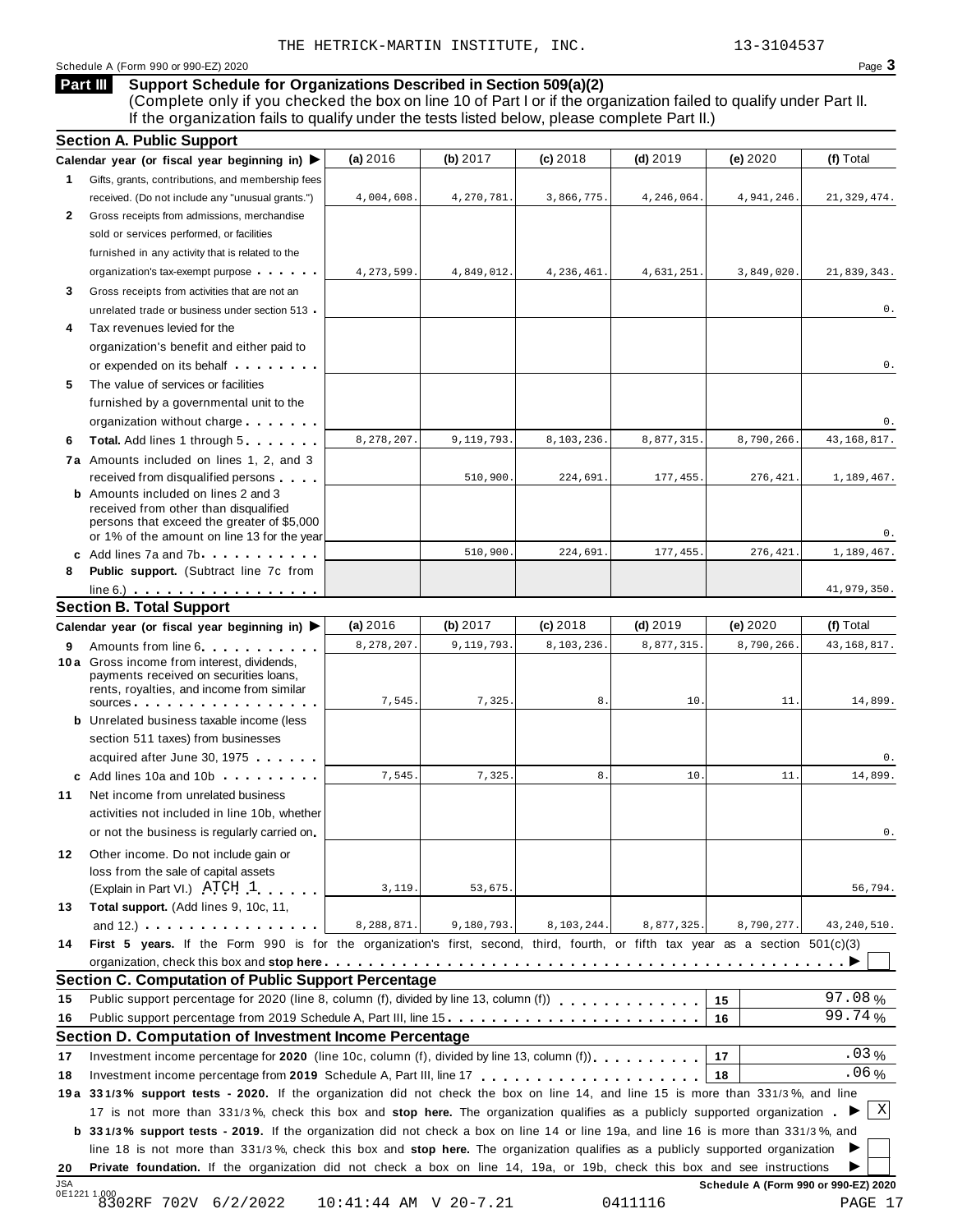THE HETRICK-MARTIN INSTITUTE, INC. 13-3104537

Schedule A (Form 990 or 990-EZ) 2020

## Part III Support Schedule for Organizations Described in Section 509(a)(2)

(Complete only if you checked the box on line 10 of Part I or if the organization failed to qualify under Part II. If the organization fails to qualify under the tests listed below, please complete Part II.)

### Section A. Public Support

| Calendar year (or fiscal year beginning in) ▶ | (a) 2016 | (b) 2017 | (c) 2018 | (d) 2019 | (e) 2020 | (f) Total |
|---|---|---|---|---|---|---|
| **1** Gifts, grants, contributions, and membership fees received. (Do not include any "unusual grants.") | 4,004,608. | 4,270,781. | 3,866,775. | 4,246,064. | 4,941,246. | 21,329,474. |
| **2** Gross receipts from admissions, merchandise sold or services performed, or facilities furnished in any activity that is related to the organization's tax-exempt purpose | 4,273,599. | 4,849,012. | 4,236,461. | 4,631,251. | 3,849,020. | 21,839,343. |
| **3** Gross receipts from activities that are not an unrelated trade or business under section 513 | | | | | | 0. |
| **4** Tax revenues levied for the organization's benefit and either paid to or expended on its behalf | | | | | | 0. |
| **5** The value of services or facilities furnished by a governmental unit to the organization without charge | | | | | | 0. |
| **6 Total.** Add lines 1 through 5 | 8,278,207. | 9,119,793. | 8,103,236. | 8,877,315. | 8,790,266. | 43,168,817. |
| **7a** Amounts included on lines 1, 2, and 3 received from disqualified persons | | 510,900. | 224,691. | 177,455. | 276,421. | 1,189,467. |
| **b** Amounts included on lines 2 and 3 received from other than disqualified persons that exceed the greater of $5,000 or 1% of the amount on line 13 for the year | | | | | | 0. |
| **c** Add lines 7a and 7b | | 510,900. | 224,691. | 177,455. | 276,421. | 1,189,467. |
| **8 Public support.** (Subtract line 7c from line 6.) | | | | | | 41,979,350. |

### Section B. Total Support

| Calendar year (or fiscal year beginning in) ▶ | (a) 2016 | (b) 2017 | (c) 2018 | (d) 2019 | (e) 2020 | (f) Total |
|---|---|---|---|---|---|---|
| **9** Amounts from line 6 | 8,278,207. | 9,119,793. | 8,103,236. | 8,877,315. | 8,790,266. | 43,168,817. |
| **10a** Gross income from interest, dividends, payments received on securities loans, rents, royalties, and income from similar sources | 7,545. | 7,325. | 8. | 10. | 11. | 14,899. |
| **b** Unrelated business taxable income (less section 511 taxes) from businesses acquired after June 30, 1975 | | | | | | 0. |
| **c** Add lines 10a and 10b | 7,545. | 7,325. | 8. | 10. | 11. | 14,899. |
| **11** Net income from unrelated business activities not included in line 10b, whether or not the business is regularly carried on | | | | | | 0. |
| **12** Other income. Do not include gain or loss from the sale of capital assets (Explain in Part VI.) ATCH 1 | 3,119. | 53,675. | | | | 56,794. |
| **13 Total support.** (Add lines 9, 10c, 11, and 12.) | 8,288,871. | 9,180,793. | 8,103,244. | 8,877,325. | 8,790,277. | 43,240,510. |

**14 First 5 years.** If the Form 990 is for the organization's first, second, third, fourth, or fifth tax year as a section 501(c)(3) organization, check this box and **stop here** ▶ ☐

### Section C. Computation of Public Support Percentage

| | | | |
|---|---|---|---|
| **15** | Public support percentage for 2020 (line 8, column (f), divided by line 13, column (f)) | 15 | 97.08 % |
| **16** | Public support percentage from 2019 Schedule A, Part III, line 15 | 16 | 99.74 % |

### Section D. Computation of Investment Income Percentage

| | | | |
|---|---|---|---|
| **17** | Investment income percentage for **2020** (line 10c, column (f), divided by line 13, column (f)) | 17 | .03 % |
| **18** | Investment income percentage from **2019** Schedule A, Part III, line 17 | 18 | .06 % |

**19a 33 1/3% support tests - 2020.** If the organization did not check the box on line 14, and line 15 is more than 33 1/3%, and line 17 is not more than 33 1/3%, check this box and **stop here.** The organization qualifies as a publicly supported organization ▶ ☒

**b 33 1/3% support tests - 2019.** If the organization did not check a box on line 14 or line 19a, and line 16 is more than 33 1/3%, and line 18 is not more than 33 1/3%, check this box and **stop here.** The organization qualifies as a publicly supported organization ▶ ☐

**20 Private foundation.** If the organization did not check a box on line 14, 19a, or 19b, check this box and see instructions ▶ ☐

Schedule A (Form 990 or 990-EZ) 2020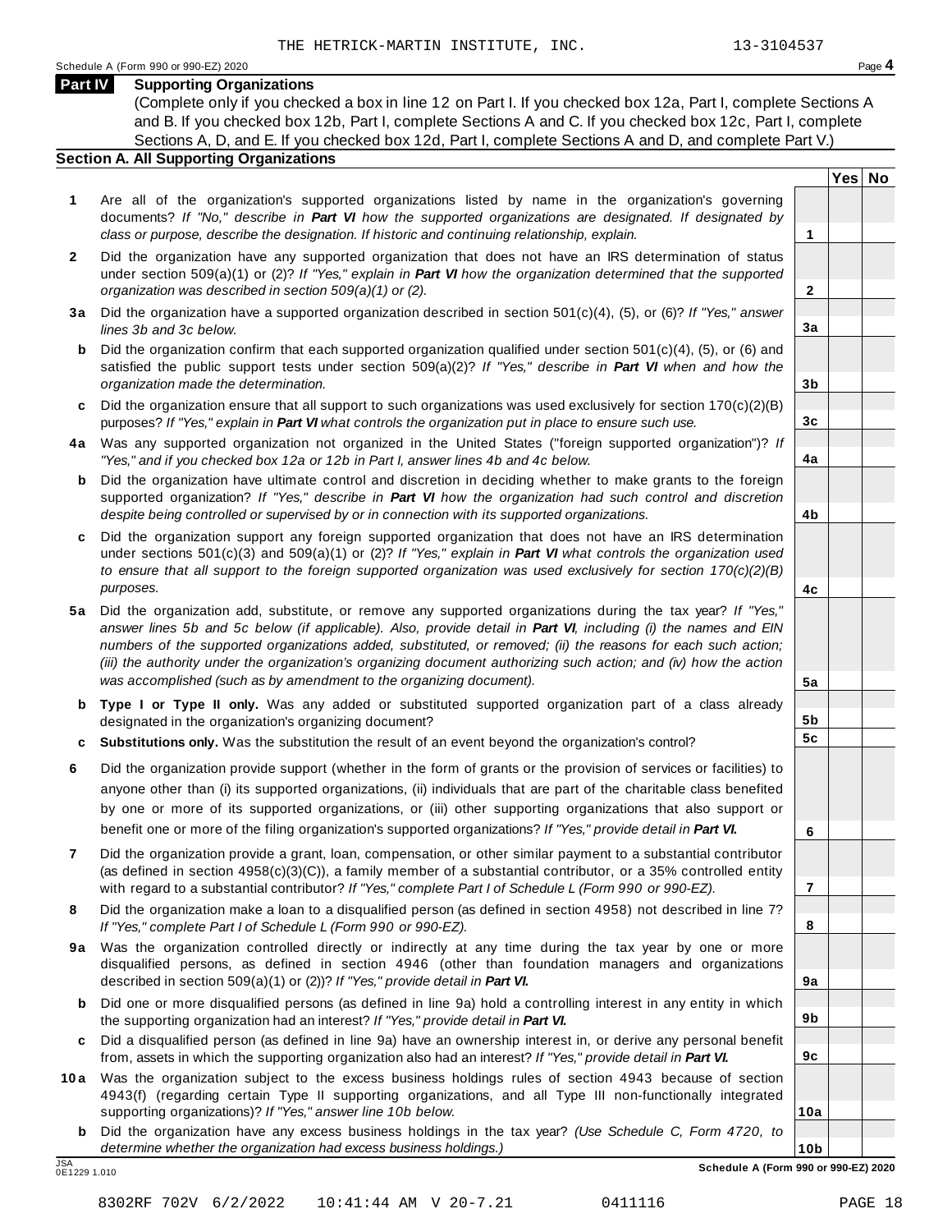THE HETRICK-MARTIN INSTITUTE, INC. 13-3104537

Schedule A (Form 990 or 990-EZ) 2020

## Part IV Supporting Organizations

(Complete only if you checked a box in line 12 on Part I. If you checked box 12a, Part I, complete Sections A and B. If you checked box 12b, Part I, complete Sections A and C. If you checked box 12c, Part I, complete Sections A, D, and E. If you checked box 12d, Part I, complete Sections A and D, and complete Part V.)

### Section A. All Supporting Organizations

| | | | Yes | No |
|---|---|---|---|---|
| **1** | Are all of the organization's supported organizations listed by name in the organization's governing documents? *If "No," describe in **Part VI** how the supported organizations are designated. If designated by class or purpose, describe the designation. If historic and continuing relationship, explain.* | **1** | | |
| **2** | Did the organization have any supported organization that does not have an IRS determination of status under section 509(a)(1) or (2)? *If "Yes," explain in **Part VI** how the organization determined that the supported organization was described in section 509(a)(1) or (2).* | **2** | | |
| **3a** | Did the organization have a supported organization described in section 501(c)(4), (5), or (6)? *If "Yes," answer lines 3b and 3c below.* | **3a** | | |
| **b** | Did the organization confirm that each supported organization qualified under section 501(c)(4), (5), or (6) and satisfied the public support tests under section 509(a)(2)? *If "Yes," describe in **Part VI** when and how the organization made the determination.* | **3b** | | |
| **c** | Did the organization ensure that all support to such organizations was used exclusively for section 170(c)(2)(B) purposes? *If "Yes," explain in **Part VI** what controls the organization put in place to ensure such use.* | **3c** | | |
| **4a** | Was any supported organization not organized in the United States ("foreign supported organization")? *If "Yes," and if you checked box 12a or 12b in Part I, answer lines 4b and 4c below.* | **4a** | | |
| **b** | Did the organization have ultimate control and discretion in deciding whether to make grants to the foreign supported organization? *If "Yes," describe in **Part VI** how the organization had such control and discretion despite being controlled or supervised by or in connection with its supported organizations.* | **4b** | | |
| **c** | Did the organization support any foreign supported organization that does not have an IRS determination under sections 501(c)(3) and 509(a)(1) or (2)? *If "Yes," explain in **Part VI** what controls the organization used to ensure that all support to the foreign supported organization was used exclusively for section 170(c)(2)(B) purposes.* | **4c** | | |
| **5a** | Did the organization add, substitute, or remove any supported organizations during the tax year? *If "Yes," answer lines 5b and 5c below (if applicable). Also, provide detail in **Part VI**, including (i) the names and EIN numbers of the supported organizations added, substituted, or removed; (ii) the reasons for each such action; (iii) the authority under the organization's organizing document authorizing such action; and (iv) how the action was accomplished (such as by amendment to the organizing document).* | **5a** | | |
| **b** | **Type I or Type II only.** Was any added or substituted supported organization part of a class already designated in the organization's organizing document? | **5b** | | |
| **c** | **Substitutions only.** Was the substitution the result of an event beyond the organization's control? | **5c** | | |
| **6** | Did the organization provide support (whether in the form of grants or the provision of services or facilities) to anyone other than (i) its supported organizations, (ii) individuals that are part of the charitable class benefited by one or more of its supported organizations, or (iii) other supporting organizations that also support or benefit one or more of the filing organization's supported organizations? *If "Yes," provide detail in **Part VI.*** | **6** | | |
| **7** | Did the organization provide a grant, loan, compensation, or other similar payment to a substantial contributor (as defined in section 4958(c)(3)(C)), a family member of a substantial contributor, or a 35% controlled entity with regard to a substantial contributor? *If "Yes," complete Part I of Schedule L (Form 990 or 990-EZ).* | **7** | | |
| **8** | Did the organization make a loan to a disqualified person (as defined in section 4958) not described in line 7? *If "Yes," complete Part I of Schedule L (Form 990 or 990-EZ).* | **8** | | |
| **9a** | Was the organization controlled directly or indirectly at any time during the tax year by one or more disqualified persons, as defined in section 4946 (other than foundation managers and organizations described in section 509(a)(1) or (2))? *If "Yes," provide detail in **Part VI.*** | **9a** | | |
| **b** | Did one or more disqualified persons (as defined in line 9a) hold a controlling interest in any entity in which the supporting organization had an interest? *If "Yes," provide detail in **Part VI.*** | **9b** | | |
| **c** | Did a disqualified person (as defined in line 9a) have an ownership interest in, or derive any personal benefit from, assets in which the supporting organization also had an interest? *If "Yes," provide detail in **Part VI.*** | **9c** | | |
| **10a** | Was the organization subject to the excess business holdings rules of section 4943 because of section 4943(f) (regarding certain Type II supporting organizations, and all Type III non-functionally integrated supporting organizations)? *If "Yes," answer line 10b below.* | **10a** | | |
| **b** | Did the organization have any excess business holdings in the tax year? *(Use Schedule C, Form 4720, to determine whether the organization had excess business holdings.)* | **10b** | | |

JSA 0E1229 1.010

**Schedule A (Form 990 or 990-EZ) 2020**

8302RF 702V 6/2/2022 10:41:44 AM V 20-7.21 0411116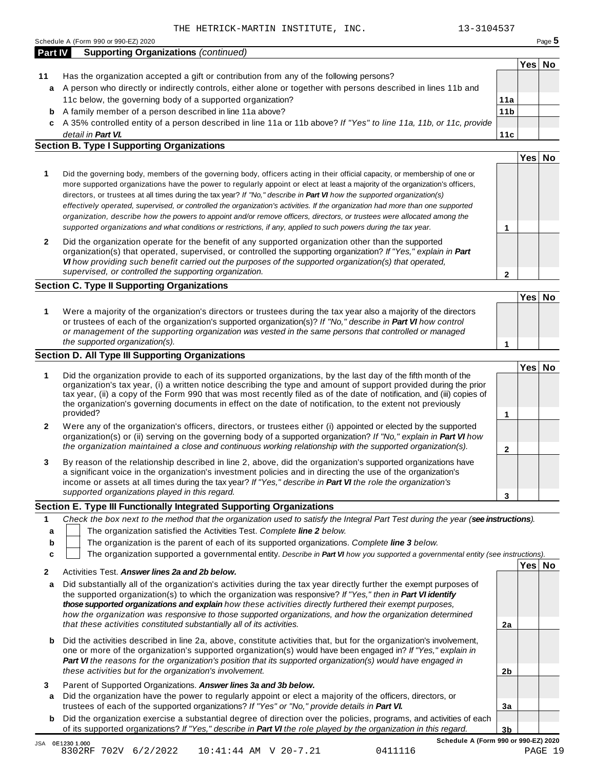THE HETRICK-MARTIN INSTITUTE, INC. 13-3104537

## Part IV Supporting Organizations *(continued)*

| | | | Yes | No |
|---|---|---|---|---|
| **11** | Has the organization accepted a gift or contribution from any of the following persons? | | | |
| **a** | A person who directly or indirectly controls, either alone or together with persons described in lines 11b and 11c below, the governing body of a supported organization? | **11a** | | |
| **b** | A family member of a person described in line 11a above? | **11b** | | |
| **c** | A 35% controlled entity of a person described in line 11a or 11b above? *If "Yes" to line 11a, 11b, or 11c, provide detail in* ***Part VI.*** | **11c** | | |

### Section B. Type I Supporting Organizations

| | | | Yes | No |
|---|---|---|---|---|
| **1** | Did the governing body, members of the governing body, officers acting in their official capacity, or membership of one or more supported organizations have the power to regularly appoint or elect at least a majority of the organization's officers, directors, or trustees at all times during the tax year? *If "No," describe in* ***Part VI*** *how the supported organization(s) effectively operated, supervised, or controlled the organization's activities. If the organization had more than one supported organization, describe how the powers to appoint and/or remove officers, directors, or trustees were allocated among the supported organizations and what conditions or restrictions, if any, applied to such powers during the tax year.* | **1** | | |
| **2** | Did the organization operate for the benefit of any supported organization other than the supported organization(s) that operated, supervised, or controlled the supporting organization? *If "Yes," explain in* ***Part VI*** *how providing such benefit carried out the purposes of the supported organization(s) that operated, supervised, or controlled the supporting organization.* | **2** | | |

### Section C. Type II Supporting Organizations

| | | | Yes | No |
|---|---|---|---|---|
| **1** | Were a majority of the organization's directors or trustees during the tax year also a majority of the directors or trustees of each of the organization's supported organization(s)? *If "No," describe in* ***Part VI*** *how control or management of the supporting organization was vested in the same persons that controlled or managed the supported organization(s).* | **1** | | |

### Section D. All Type III Supporting Organizations

| | | | Yes | No |
|---|---|---|---|---|
| **1** | Did the organization provide to each of its supported organizations, by the last day of the fifth month of the organization's tax year, (i) a written notice describing the type and amount of support provided during the prior tax year, (ii) a copy of the Form 990 that was most recently filed as of the date of notification, and (iii) copies of the organization's governing documents in effect on the date of notification, to the extent not previously provided? | **1** | | |
| **2** | Were any of the organization's officers, directors, or trustees either (i) appointed or elected by the supported organization(s) or (ii) serving on the governing body of a supported organization? *If "No," explain in* ***Part VI*** *how the organization maintained a close and continuous working relationship with the supported organization(s).* | **2** | | |
| **3** | By reason of the relationship described in line 2, above, did the organization's supported organizations have a significant voice in the organization's investment policies and in directing the use of the organization's income or assets at all times during the tax year? *If "Yes," describe in* ***Part VI*** *the role the organization's supported organizations played in this regard.* | **3** | | |

### Section E. Type III Functionally Integrated Supporting Organizations

**1** *Check the box next to the method that the organization used to satisfy the Integral Part Test during the year (****see instructions****).*

- **a** ☐ The organization satisfied the Activities Test. *Complete* ***line 2*** *below.*
- **b** ☐ The organization is the parent of each of its supported organizations. *Complete* ***line 3*** *below.*
- **c** ☐ The organization supported a governmental entity. *Describe in* ***Part VI*** *how you supported a governmental entity (see instructions).*

| | | | Yes | No |
|---|---|---|---|---|
| **2** | Activities Test. ***Answer lines 2a and 2b below.*** | | | |
| **a** | Did substantially all of the organization's activities during the tax year directly further the exempt purposes of the supported organization(s) to which the organization was responsive? *If "Yes," then in* ***Part VI identify those supported organizations and explain*** *how these activities directly furthered their exempt purposes, how the organization was responsive to those supported organizations, and how the organization determined that these activities constituted substantially all of its activities.* | **2a** | | |
| **b** | Did the activities described in line 2a, above, constitute activities that, but for the organization's involvement, one or more of the organization's supported organization(s) would have been engaged in? *If "Yes," explain in* ***Part VI*** *the reasons for the organization's position that its supported organization(s) would have engaged in these activities but for the organization's involvement.* | **2b** | | |
| **3** | Parent of Supported Organizations. ***Answer lines 3a and 3b below.*** | | | |
| **a** | Did the organization have the power to regularly appoint or elect a majority of the officers, directors, or trustees of each of the supported organizations? *If "Yes" or "No," provide details in* ***Part VI.*** | **3a** | | |
| **b** | Did the organization exercise a substantial degree of direction over the policies, programs, and activities of each of its supported organizations? *If "Yes," describe in* ***Part VI*** *the role played by the organization in this regard.* | **3b** | | |

JSA 0E1230 1.000
8302RF 702V 6/2/2022 10:41:44 AM V 20-7.21 0411116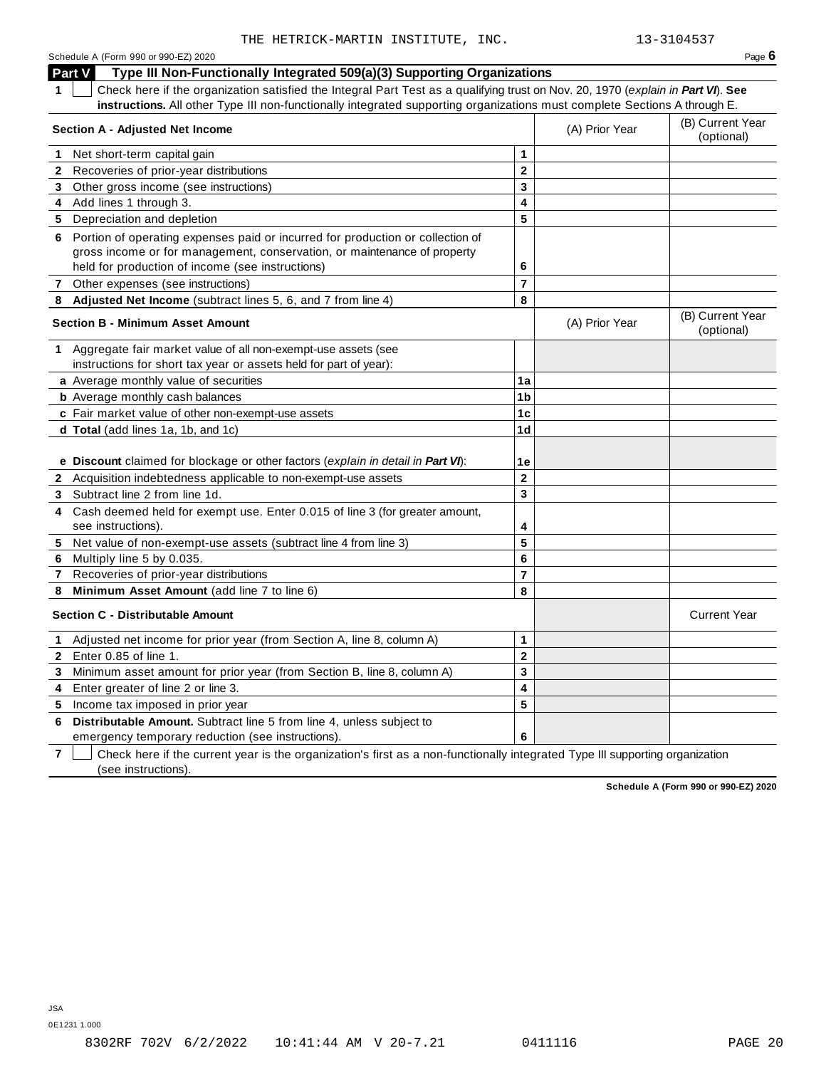THE HETRICK-MARTIN INSTITUTE, INC. 13-3104537

## Part V Type III Non-Functionally Integrated 509(a)(3) Supporting Organizations

**1** ☐ Check here if the organization satisfied the Integral Part Test as a qualifying trust on Nov. 20, 1970 (*explain in **Part VI***). **See instructions.** All other Type III non-functionally integrated supporting organizations must complete Sections A through E.

| **Section A - Adjusted Net Income** | | (A) Prior Year | (B) Current Year (optional) |
|---|---|---|---|
| **1** Net short-term capital gain | 1 | | |
| **2** Recoveries of prior-year distributions | 2 | | |
| **3** Other gross income (see instructions) | 3 | | |
| **4** Add lines 1 through 3. | 4 | | |
| **5** Depreciation and depletion | 5 | | |
| **6** Portion of operating expenses paid or incurred for production or collection of gross income or for management, conservation, or maintenance of property held for production of income (see instructions) | 6 | | |
| **7** Other expenses (see instructions) | 7 | | |
| **8** **Adjusted Net Income** (subtract lines 5, 6, and 7 from line 4) | 8 | | |

| **Section B - Minimum Asset Amount** | | (A) Prior Year | (B) Current Year (optional) |
|---|---|---|---|
| **1** Aggregate fair market value of all non-exempt-use assets (see instructions for short tax year or assets held for part of year): | | | |
| **a** Average monthly value of securities | 1a | | |
| **b** Average monthly cash balances | 1b | | |
| **c** Fair market value of other non-exempt-use assets | 1c | | |
| **d** **Total** (add lines 1a, 1b, and 1c) | 1d | | |
| **e** **Discount** claimed for blockage or other factors (*explain in detail in **Part VI***): | 1e | | |
| **2** Acquisition indebtedness applicable to non-exempt-use assets | 2 | | |
| **3** Subtract line 2 from line 1d. | 3 | | |
| **4** Cash deemed held for exempt use. Enter 0.015 of line 3 (for greater amount, see instructions). | 4 | | |
| **5** Net value of non-exempt-use assets (subtract line 4 from line 3) | 5 | | |
| **6** Multiply line 5 by 0.035. | 6 | | |
| **7** Recoveries of prior-year distributions | 7 | | |
| **8** **Minimum Asset Amount** (add line 7 to line 6) | 8 | | |

| **Section C - Distributable Amount** | | | Current Year |
|---|---|---|---|
| **1** Adjusted net income for prior year (from Section A, line 8, column A) | 1 | | |
| **2** Enter 0.85 of line 1. | 2 | | |
| **3** Minimum asset amount for prior year (from Section B, line 8, column A) | 3 | | |
| **4** Enter greater of line 2 or line 3. | 4 | | |
| **5** Income tax imposed in prior year | 5 | | |
| **6** **Distributable Amount.** Subtract line 5 from line 4, unless subject to emergency temporary reduction (see instructions). | 6 | | |

**7** ☐ Check here if the current year is the organization's first as a non-functionally integrated Type III supporting organization (see instructions).

**Schedule A (Form 990 or 990-EZ) 2020**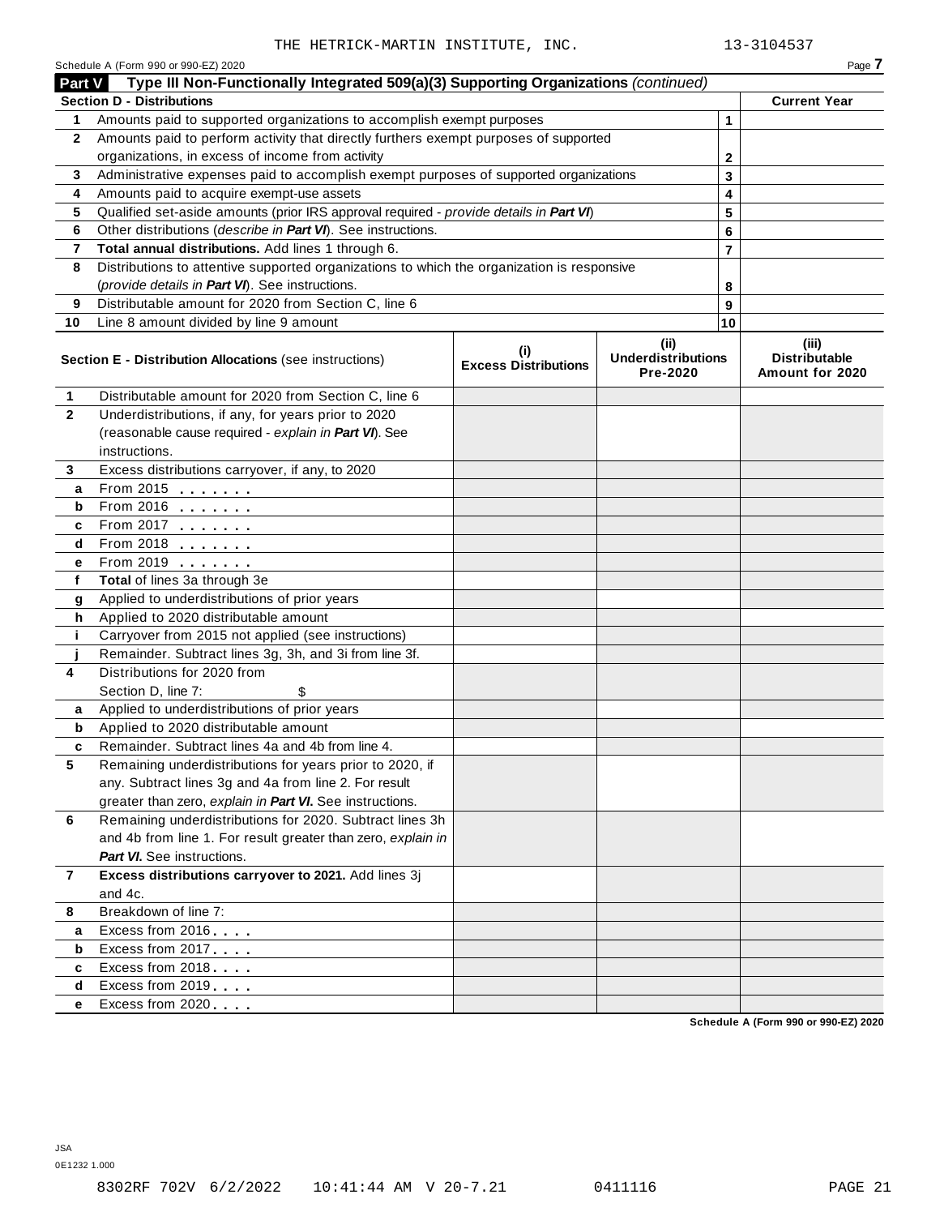THE HETRICK-MARTIN INSTITUTE, INC. 13-3104537

Schedule A (Form 990 or 990-EZ) 2020

## Part V Type III Non-Functionally Integrated 509(a)(3) Supporting Organizations *(continued)*

| **Section D - Distributions** | | | **Current Year** |
|---|---|---|---|
| **1** | Amounts paid to supported organizations to accomplish exempt purposes | 1 | |
| **2** | Amounts paid to perform activity that directly furthers exempt purposes of supported organizations, in excess of income from activity | 2 | |
| **3** | Administrative expenses paid to accomplish exempt purposes of supported organizations | 3 | |
| **4** | Amounts paid to acquire exempt-use assets | 4 | |
| **5** | Qualified set-aside amounts (prior IRS approval required - *provide details in **Part VI***) | 5 | |
| **6** | Other distributions (*describe in **Part VI***). See instructions. | 6 | |
| **7** | **Total annual distributions.** Add lines 1 through 6. | 7 | |
| **8** | Distributions to attentive supported organizations to which the organization is responsive (*provide details in **Part VI***). See instructions. | 8 | |
| **9** | Distributable amount for 2020 from Section C, line 6 | 9 | |
| **10** | Line 8 amount divided by line 9 amount | 10 | |

| | **Section E - Distribution Allocations** (see instructions) | **(i) Excess Distributions** | **(ii) Underdistributions Pre-2020** | **(iii) Distributable Amount for 2020** |
|---|---|---|---|---|
| **1** | Distributable amount for 2020 from Section C, line 6 | | | |
| **2** | Underdistributions, if any, for years prior to 2020 (reasonable cause required - *explain in **Part VI***). See instructions. | | | |
| **3** | Excess distributions carryover, if any, to 2020 | | | |
| **a** | From 2015 | | | |
| **b** | From 2016 | | | |
| **c** | From 2017 | | | |
| **d** | From 2018 | | | |
| **e** | From 2019 | | | |
| **f** | **Total** of lines 3a through 3e | | | |
| **g** | Applied to underdistributions of prior years | | | |
| **h** | Applied to 2020 distributable amount | | | |
| **i** | Carryover from 2015 not applied (see instructions) | | | |
| **j** | Remainder. Subtract lines 3g, 3h, and 3i from line 3f. | | | |
| **4** | Distributions for 2020 from Section D, line 7: $ | | | |
| **a** | Applied to underdistributions of prior years | | | |
| **b** | Applied to 2020 distributable amount | | | |
| **c** | Remainder. Subtract lines 4a and 4b from line 4. | | | |
| **5** | Remaining underdistributions for years prior to 2020, if any. Subtract lines 3g and 4a from line 2. For result greater than zero, *explain in **Part VI***. See instructions. | | | |
| **6** | Remaining underdistributions for 2020. Subtract lines 3h and 4b from line 1. For result greater than zero, *explain in **Part VI***. See instructions. | | | |
| **7** | **Excess distributions carryover to 2021.** Add lines 3j and 4c. | | | |
| **8** | Breakdown of line 7: | | | |
| **a** | Excess from 2016 | | | |
| **b** | Excess from 2017 | | | |
| **c** | Excess from 2018 | | | |
| **d** | Excess from 2019 | | | |
| **e** | Excess from 2020 | | | |

Schedule A (Form 990 or 990-EZ) 2020

JSA
0E1232 1.000

8302RF 702V 6/2/2022 10:41:44 AM V 20-7.21 0411116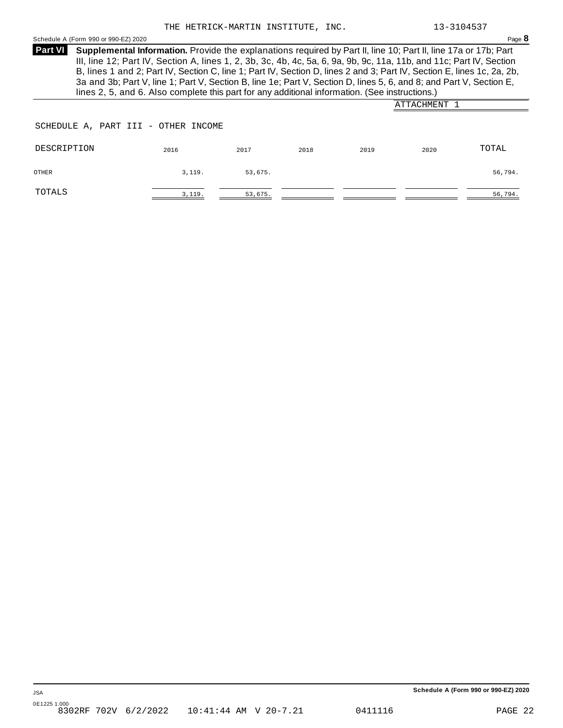THE HETRICK-MARTIN INSTITUTE, INC. 13-3104537

Schedule A (Form 990 or 990-EZ) 2020 Page **8**

**Part VI** **Supplemental Information.** Provide the explanations required by Part II, line 10; Part II, line 17a or 17b; Part III, line 12; Part IV, Section A, lines 1, 2, 3b, 3c, 4b, 4c, 5a, 6, 9a, 9b, 9c, 11a, 11b, and 11c; Part IV, Section B, lines 1 and 2; Part IV, Section C, line 1; Part IV, Section D, lines 2 and 3; Part IV, Section E, lines 1c, 2a, 2b, 3a and 3b; Part V, line 1; Part V, Section B, line 1e; Part V, Section D, lines 5, 6, and 8; and Part V, Section E, lines 2, 5, and 6. Also complete this part for any additional information. (See instructions.)

ATTACHMENT 1

SCHEDULE A, PART III - OTHER INCOME

| DESCRIPTION | 2016 | 2017 | 2018 | 2019 | 2020 | TOTAL |
|---|---|---|---|---|---|---|
| OTHER | 3,119. | 53,675. | | | | 56,794. |
| TOTALS | 3,119. | 53,675. | | | | 56,794. |

Schedule A (Form 990 or 990-EZ) 2020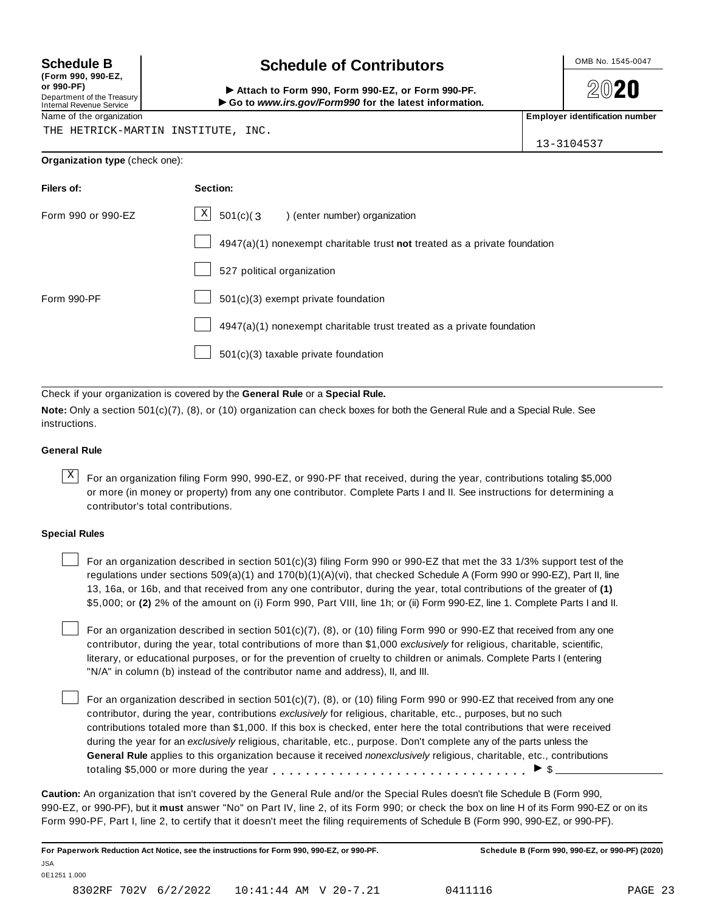**Schedule B**
**(Form 990, 990-EZ, or 990-PF)**
Department of the Treasury
Internal Revenue Service

# Schedule of Contributors

► **Attach to Form 990, Form 990-EZ, or Form 990-PF.**
► **Go to *www.irs.gov/Form990* for the latest information.**

OMB No. 1545-0047

**2020**

| Name of the organization | Employer identification number |
|---|---|
| THE HETRICK-MARTIN INSTITUTE, INC. | 13-3104537 |

**Organization type** (check one):

| Filers of: | Section: |
|---|---|
| Form 990 or 990-EZ | [X] 501(c)( 3 ) (enter number) organization |
| | [ ] 4947(a)(1) nonexempt charitable trust **not** treated as a private foundation |
| | [ ] 527 political organization |
| Form 990-PF | [ ] 501(c)(3) exempt private foundation |
| | [ ] 4947(a)(1) nonexempt charitable trust treated as a private foundation |
| | [ ] 501(c)(3) taxable private foundation |

Check if your organization is covered by the **General Rule** or a **Special Rule.**

**Note:** Only a section 501(c)(7), (8), or (10) organization can check boxes for both the General Rule and a Special Rule. See instructions.

**General Rule**

[X] For an organization filing Form 990, 990-EZ, or 990-PF that received, during the year, contributions totaling $5,000 or more (in money or property) from any one contributor. Complete Parts I and II. See instructions for determining a contributor's total contributions.

**Special Rules**

[ ] For an organization described in section 501(c)(3) filing Form 990 or 990-EZ that met the 33 1/3% support test of the regulations under sections 509(a)(1) and 170(b)(1)(A)(vi), that checked Schedule A (Form 990 or 990-EZ), Part II, line 13, 16a, or 16b, and that received from any one contributor, during the year, total contributions of the greater of **(1)** $5,000; or **(2)** 2% of the amount on (i) Form 990, Part VIII, line 1h; or (ii) Form 990-EZ, line 1. Complete Parts I and II.

[ ] For an organization described in section 501(c)(7), (8), or (10) filing Form 990 or 990-EZ that received from any one contributor, during the year, total contributions of more than $1,000 *exclusively* for religious, charitable, scientific, literary, or educational purposes, or for the prevention of cruelty to children or animals. Complete Parts I (entering "N/A" in column (b) instead of the contributor name and address), II, and III.

[ ] For an organization described in section 501(c)(7), (8), or (10) filing Form 990 or 990-EZ that received from any one contributor, during the year, contributions *exclusively* for religious, charitable, etc., purposes, but no such contributions totaled more than $1,000. If this box is checked, enter here the total contributions that were received during the year for an *exclusively* religious, charitable, etc., purpose. Don't complete any of the parts unless the **General Rule** applies to this organization because it received *nonexclusively* religious, charitable, etc., contributions totaling $5,000 or more during the year . . . . . . . . . . . . . . . . . . . . . . . . . . . . . ► $ ____________

**Caution:** An organization that isn't covered by the General Rule and/or the Special Rules doesn't file Schedule B (Form 990, 990-EZ, or 990-PF), but it **must** answer "No" on Part IV, line 2, of its Form 990; or check the box on line H of its Form 990-EZ or on its Form 990-PF, Part I, line 2, to certify that it doesn't meet the filing requirements of Schedule B (Form 990, 990-EZ, or 990-PF).

**For Paperwork Reduction Act Notice, see the instructions for Form 990, 990-EZ, or 990-PF.** **Schedule B (Form 990, 990-EZ, or 990-PF) (2020)**

JSA
0E1251 1.000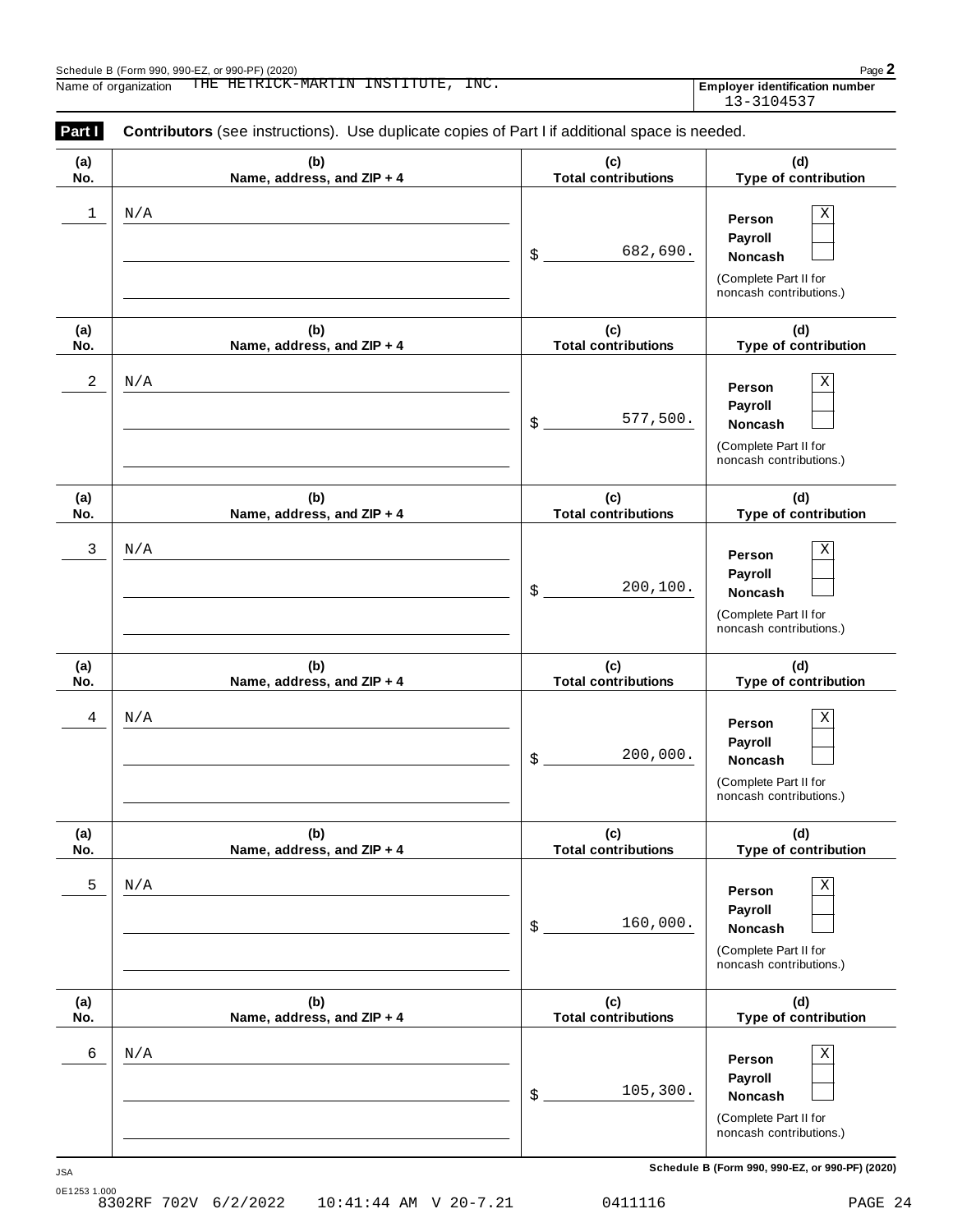Schedule B (Form 990, 990-EZ, or 990-PF) (2020)

Name of organization: THE HETRICK-MARTIN INSTITUTE, INC.

**Employer identification number** 13-3104537

**Part I** **Contributors** (see instructions). Use duplicate copies of Part I if additional space is needed.

| (a) No. | (b) Name, address, and ZIP + 4 | (c) Total contributions | (d) Type of contribution |
|---|---|---|---|
| 1 | N/A | $ 682,690. | Person [X] Payroll [ ] Noncash [ ] (Complete Part II for noncash contributions.) |
| 2 | N/A | $ 577,500. | Person [X] Payroll [ ] Noncash [ ] (Complete Part II for noncash contributions.) |
| 3 | N/A | $ 200,100. | Person [X] Payroll [ ] Noncash [ ] (Complete Part II for noncash contributions.) |
| 4 | N/A | $ 200,000. | Person [X] Payroll [ ] Noncash [ ] (Complete Part II for noncash contributions.) |
| 5 | N/A | $ 160,000. | Person [X] Payroll [ ] Noncash [ ] (Complete Part II for noncash contributions.) |
| 6 | N/A | $ 105,300. | Person [X] Payroll [ ] Noncash [ ] (Complete Part II for noncash contributions.) |

JSA **Schedule B (Form 990, 990-EZ, or 990-PF) (2020)**

0E1253 1.000
8302RF 702V 6/2/2022 10:41:44 AM V 20-7.21 0411116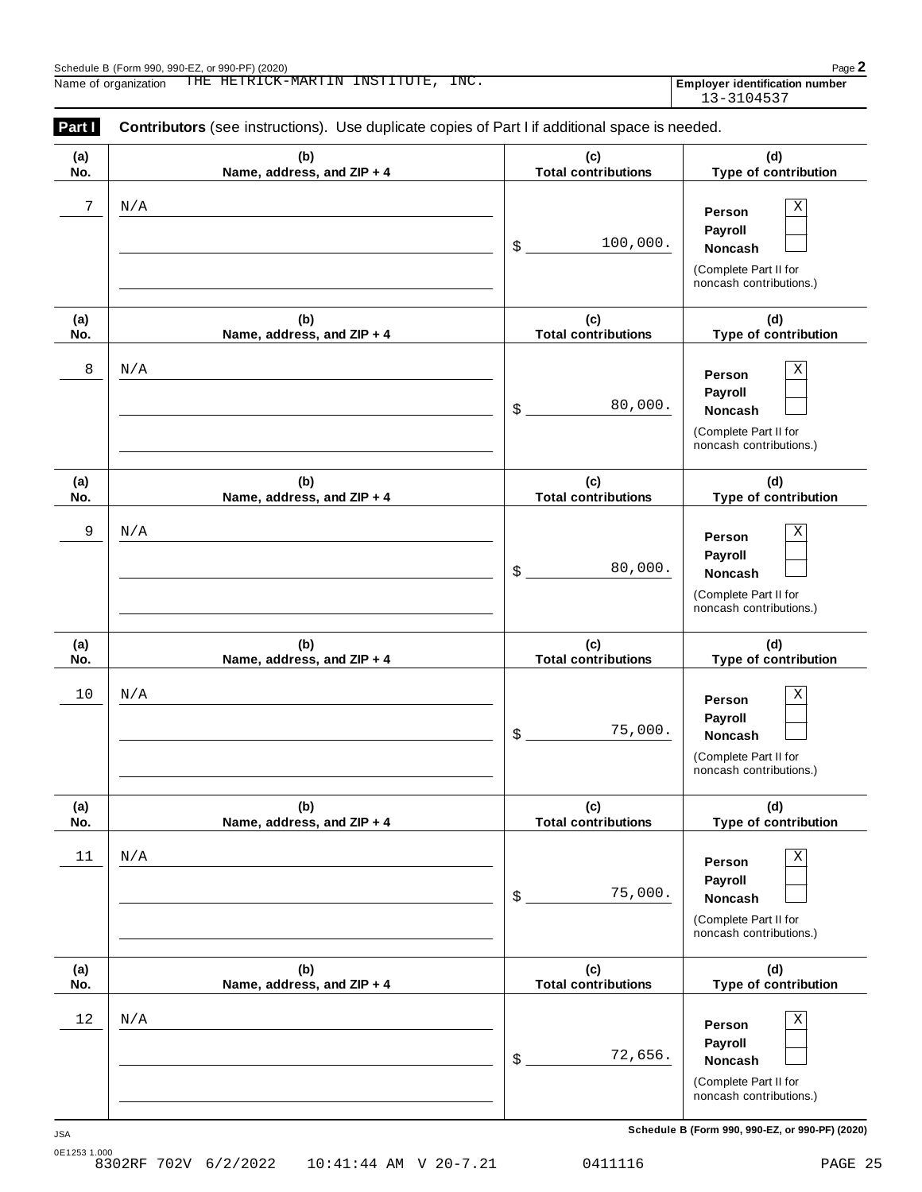Schedule B (Form 990, 990-EZ, or 990-PF) (2020)

Name of organization THE HETRICK-MARTIN INSTITUTE, INC.

**Employer identification number** 13-3104537

**Part I** **Contributors** (see instructions). Use duplicate copies of Part I if additional space is needed.

| (a) No. | (b) Name, address, and ZIP + 4 | (c) Total contributions | (d) Type of contribution |
|---|---|---|---|
| 7 | N/A | $ 100,000. | Person [X] Payroll [ ] Noncash [ ] (Complete Part II for noncash contributions.) |
| 8 | N/A | $ 80,000. | Person [X] Payroll [ ] Noncash [ ] (Complete Part II for noncash contributions.) |
| 9 | N/A | $ 80,000. | Person [X] Payroll [ ] Noncash [ ] (Complete Part II for noncash contributions.) |
| 10 | N/A | $ 75,000. | Person [X] Payroll [ ] Noncash [ ] (Complete Part II for noncash contributions.) |
| 11 | N/A | $ 75,000. | Person [X] Payroll [ ] Noncash [ ] (Complete Part II for noncash contributions.) |
| 12 | N/A | $ 72,656. | Person [X] Payroll [ ] Noncash [ ] (Complete Part II for noncash contributions.) |

JSA

0E1253 1.000

8302RF 702V 6/2/2022 10:41:44 AM V 20-7.21 0411116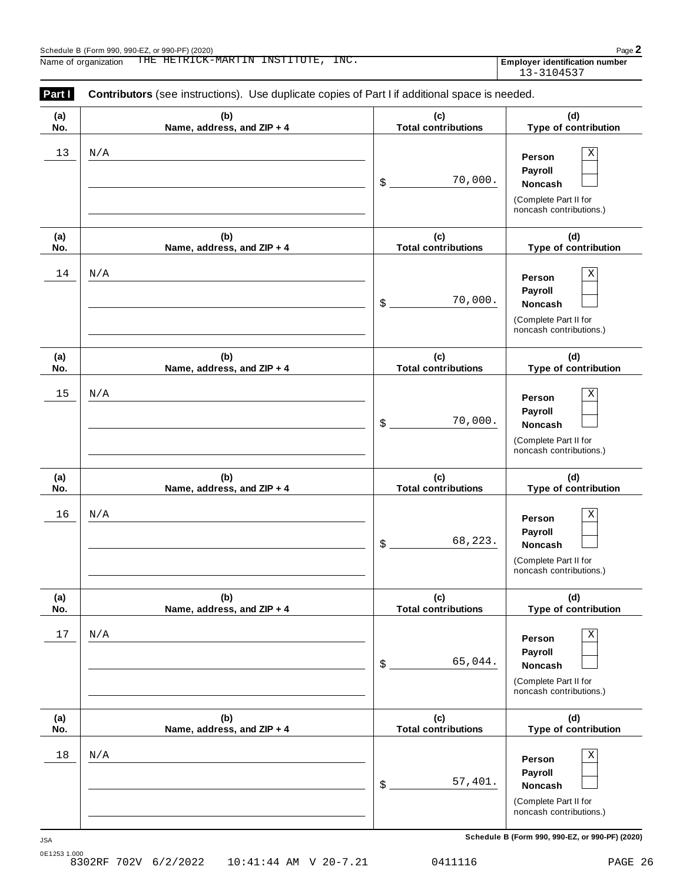Schedule B (Form 990, 990-EZ, or 990-PF) (2020)

Name of organization THE HETRICK-MARTIN INSTITUTE, INC.

**Employer identification number** 13-3104537

**Part I** **Contributors** (see instructions). Use duplicate copies of Part I if additional space is needed.

| (a) No. | (b) Name, address, and ZIP + 4 | (c) Total contributions | (d) Type of contribution |
|---|---|---|---|
| 13 | N/A | $ 70,000. | Person [X] Payroll [ ] Noncash [ ] (Complete Part II for noncash contributions.) |
| 14 | N/A | $ 70,000. | Person [X] Payroll [ ] Noncash [ ] (Complete Part II for noncash contributions.) |
| 15 | N/A | $ 70,000. | Person [X] Payroll [ ] Noncash [ ] (Complete Part II for noncash contributions.) |
| 16 | N/A | $ 68,223. | Person [X] Payroll [ ] Noncash [ ] (Complete Part II for noncash contributions.) |
| 17 | N/A | $ 65,044. | Person [X] Payroll [ ] Noncash [ ] (Complete Part II for noncash contributions.) |
| 18 | N/A | $ 57,401. | Person [X] Payroll [ ] Noncash [ ] (Complete Part II for noncash contributions.) |

JSA

0E1253 1.000

8302RF 702V 6/2/2022 10:41:44 AM V 20-7.21 0411116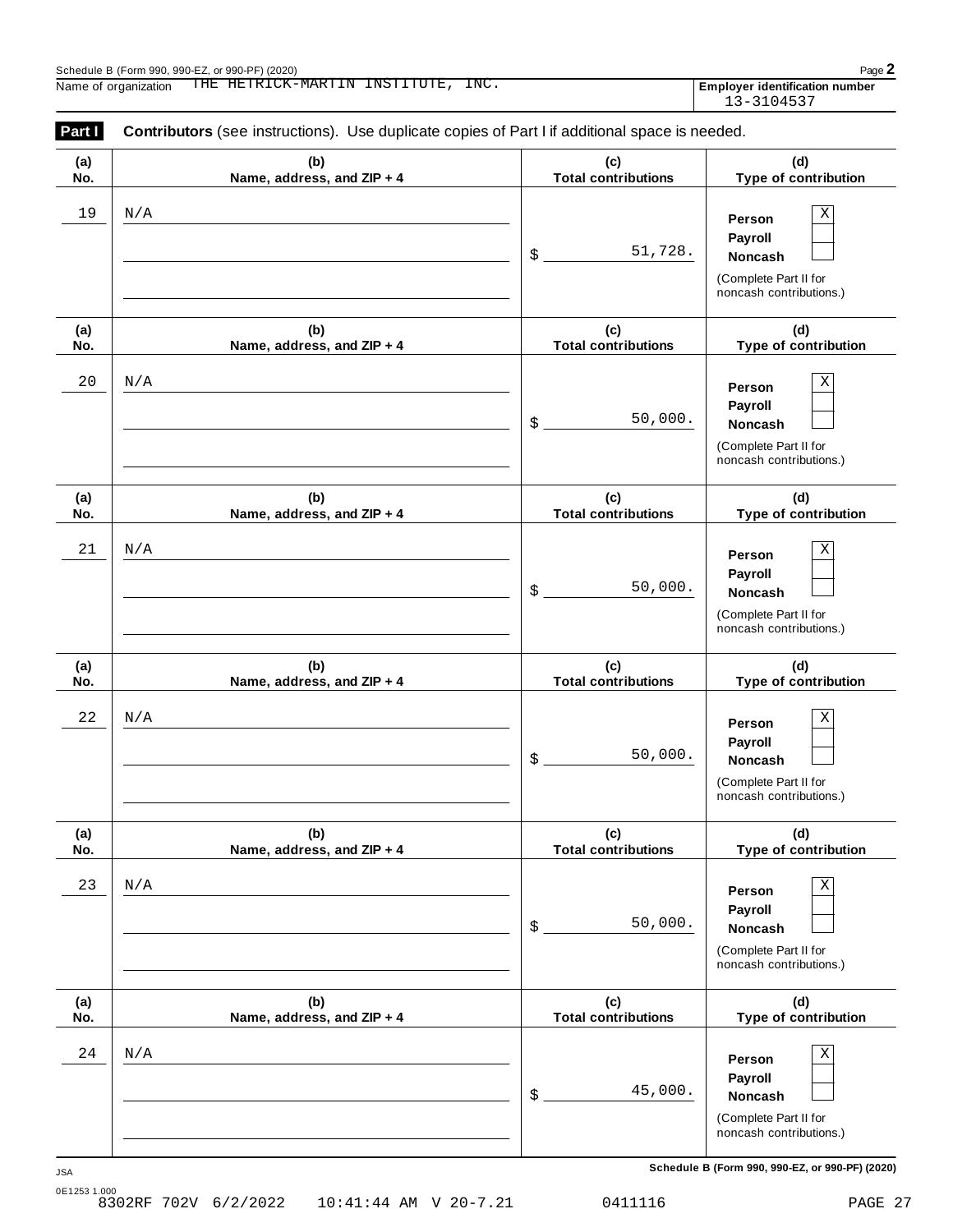Schedule B (Form 990, 990-EZ, or 990-PF) (2020)

Name of organization THE HETRICK-MARTIN INSTITUTE, INC.

Employer identification number 13-3104537

**Part I** **Contributors** (see instructions). Use duplicate copies of Part I if additional space is needed.

| (a) No. | (b) Name, address, and ZIP + 4 | (c) Total contributions | (d) Type of contribution |
|---|---|---|---|
| 19 | N/A | $ 51,728. | Person [X] Payroll [ ] Noncash [ ] (Complete Part II for noncash contributions.) |
| 20 | N/A | $ 50,000. | Person [X] Payroll [ ] Noncash [ ] (Complete Part II for noncash contributions.) |
| 21 | N/A | $ 50,000. | Person [X] Payroll [ ] Noncash [ ] (Complete Part II for noncash contributions.) |
| 22 | N/A | $ 50,000. | Person [X] Payroll [ ] Noncash [ ] (Complete Part II for noncash contributions.) |
| 23 | N/A | $ 50,000. | Person [X] Payroll [ ] Noncash [ ] (Complete Part II for noncash contributions.) |
| 24 | N/A | $ 45,000. | Person [X] Payroll [ ] Noncash [ ] (Complete Part II for noncash contributions.) |

Schedule B (Form 990, 990-EZ, or 990-PF) (2020)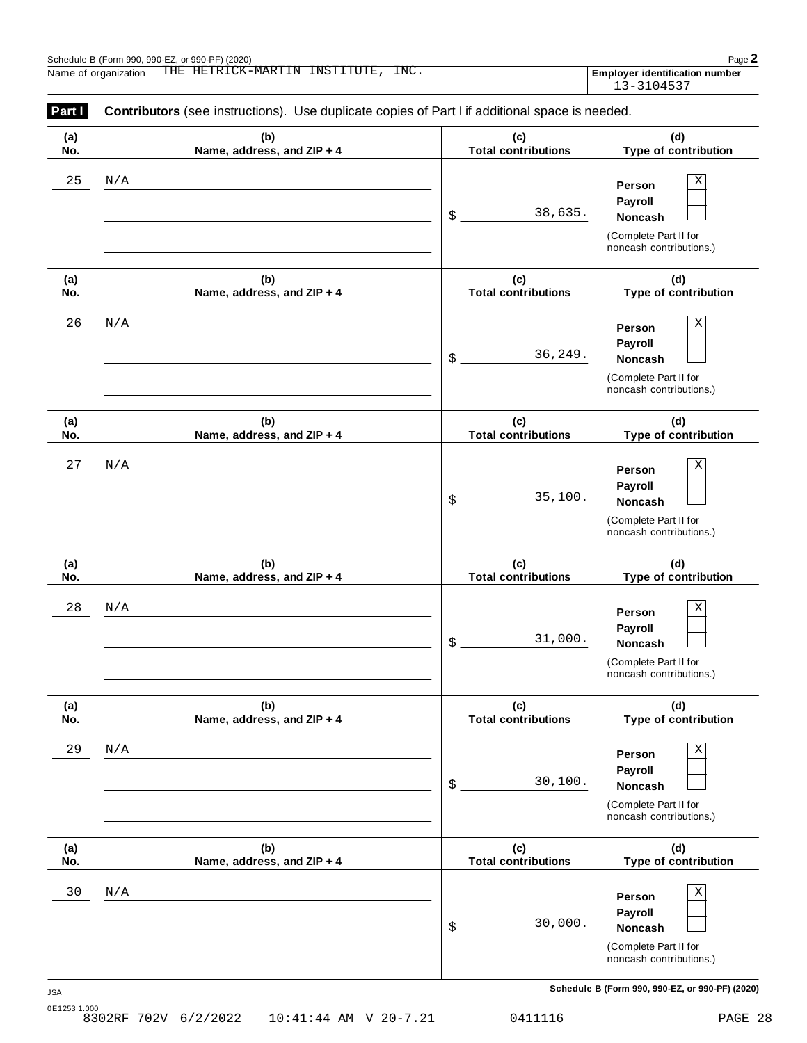Schedule B (Form 990, 990-EZ, or 990-PF) (2020)

Name of organization THE HETRICK-MARTIN INSTITUTE, INC.

Employer identification number 13-3104537

**Part I** **Contributors** (see instructions). Use duplicate copies of Part I if additional space is needed.

| (a) No. | (b) Name, address, and ZIP + 4 | (c) Total contributions | (d) Type of contribution |
|---|---|---|---|
| 25 | N/A | $ 38,635. | Person X; Payroll ☐; Noncash ☐ (Complete Part II for noncash contributions.) |
| 26 | N/A | $ 36,249. | Person X; Payroll ☐; Noncash ☐ (Complete Part II for noncash contributions.) |
| 27 | N/A | $ 35,100. | Person X; Payroll ☐; Noncash ☐ (Complete Part II for noncash contributions.) |
| 28 | N/A | $ 31,000. | Person X; Payroll ☐; Noncash ☐ (Complete Part II for noncash contributions.) |
| 29 | N/A | $ 30,100. | Person X; Payroll ☐; Noncash ☐ (Complete Part II for noncash contributions.) |
| 30 | N/A | $ 30,000. | Person X; Payroll ☐; Noncash ☐ (Complete Part II for noncash contributions.) |

JSA

0E1253 1.000

8302RF 702V 6/2/2022 10:41:44 AM V 20-7.21 0411116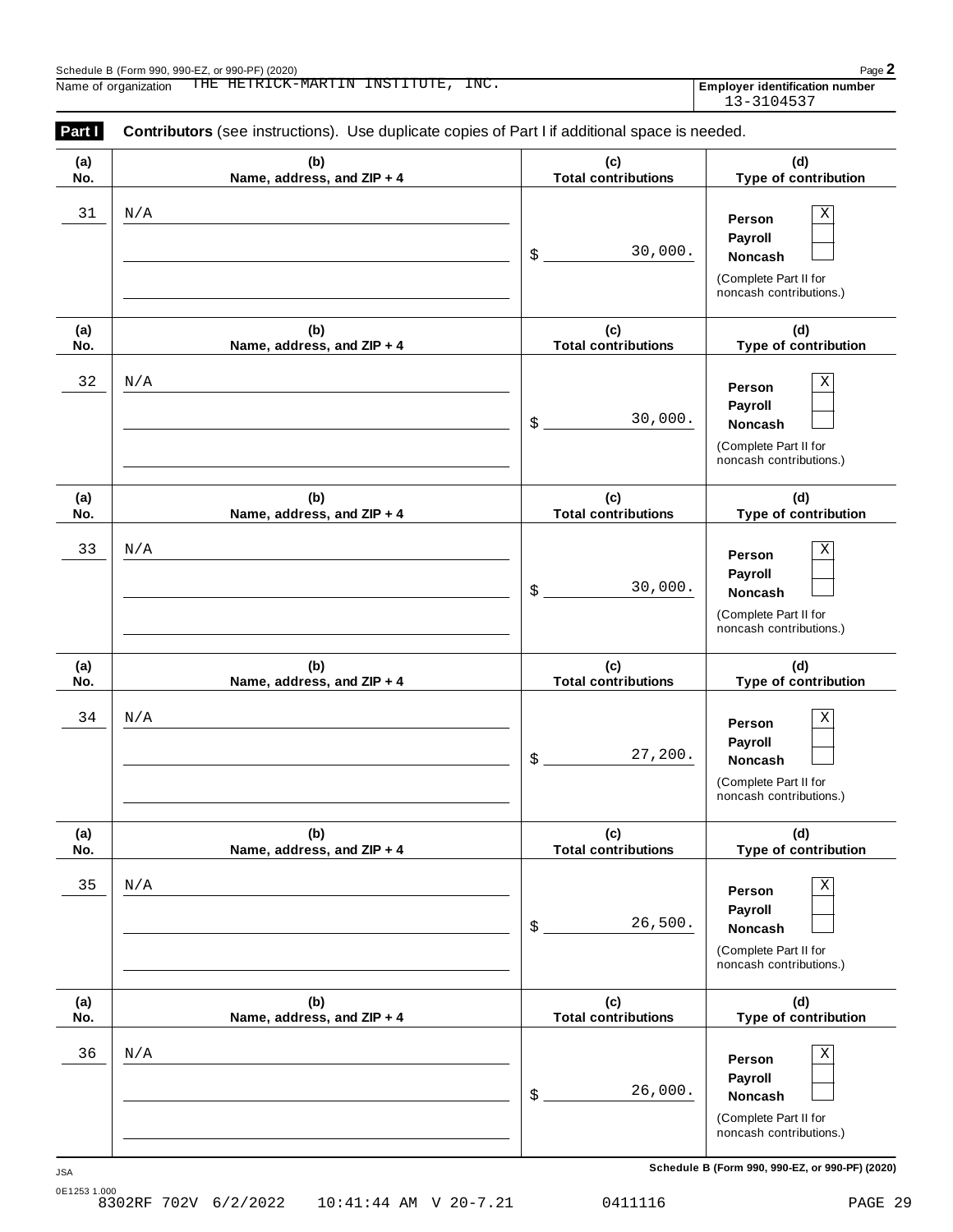Schedule B (Form 990, 990-EZ, or 990-PF) (2020)

Name of organization THE HETRICK-MARTIN INSTITUTE, INC.

Employer identification number 13-3104537

**Part I** **Contributors** (see instructions). Use duplicate copies of Part I if additional space is needed.

| (a) No. | (b) Name, address, and ZIP + 4 | (c) Total contributions | (d) Type of contribution |
|---|---|---|---|
| 31 | N/A | $ 30,000. | Person X<br>Payroll<br>Noncash<br>(Complete Part II for noncash contributions.) |
| 32 | N/A | $ 30,000. | Person X<br>Payroll<br>Noncash<br>(Complete Part II for noncash contributions.) |
| 33 | N/A | $ 30,000. | Person X<br>Payroll<br>Noncash<br>(Complete Part II for noncash contributions.) |
| 34 | N/A | $ 27,200. | Person X<br>Payroll<br>Noncash<br>(Complete Part II for noncash contributions.) |
| 35 | N/A | $ 26,500. | Person X<br>Payroll<br>Noncash<br>(Complete Part II for noncash contributions.) |
| 36 | N/A | $ 26,000. | Person X<br>Payroll<br>Noncash<br>(Complete Part II for noncash contributions.) |

JSA

0E1253 1.000

8302RF 702V 6/2/2022 10:41:44 AM V 20-7.21 0411116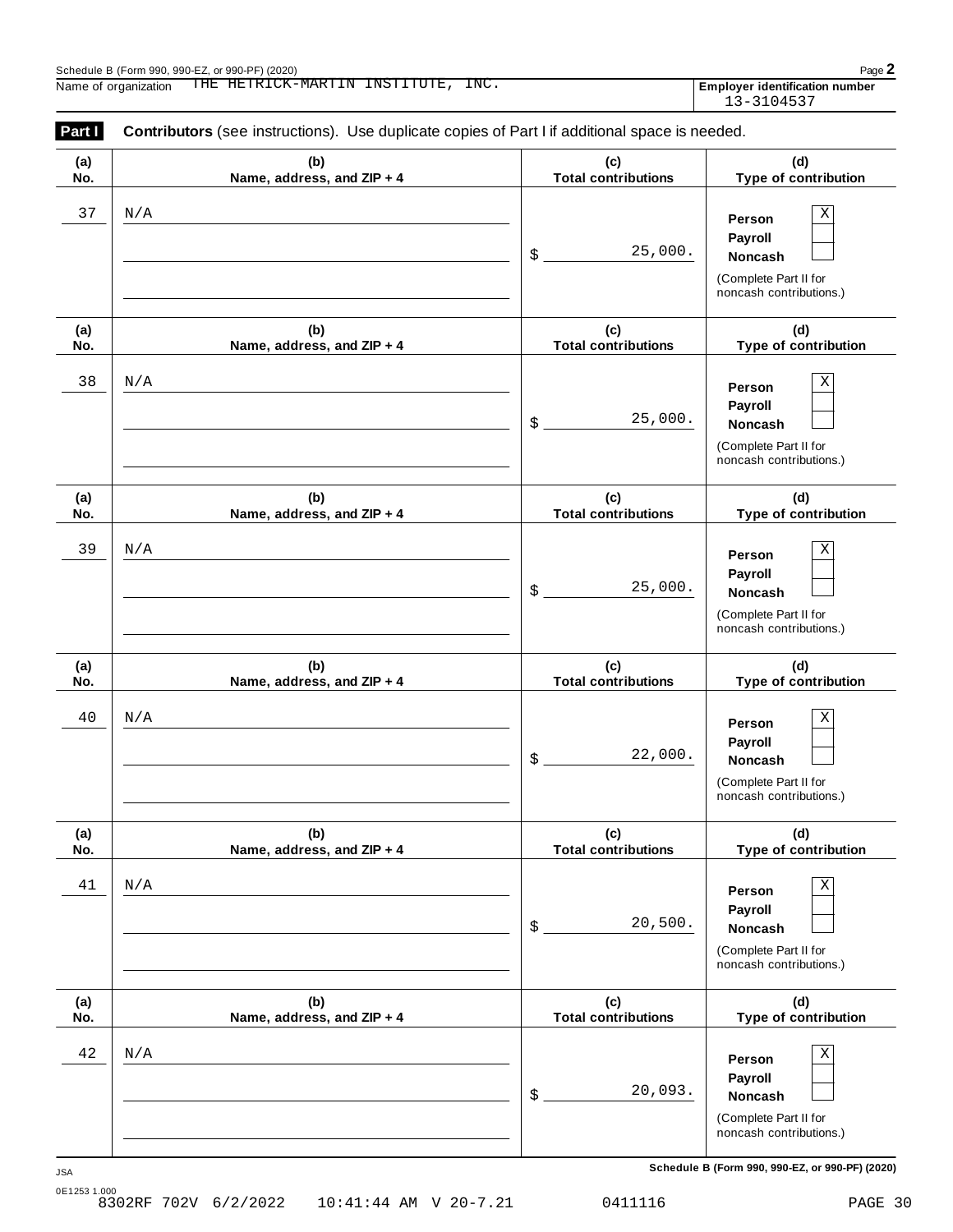Schedule B (Form 990, 990-EZ, or 990-PF) (2020)

Name of organization THE HETRICK-MARTIN INSTITUTE, INC.

**Employer identification number** 13-3104537

**Part I** **Contributors** (see instructions). Use duplicate copies of Part I if additional space is needed.

| (a) No. | (b) Name, address, and ZIP + 4 | (c) Total contributions | (d) Type of contribution |
|---|---|---|---|
| 37 | N/A | $ 25,000. | Person [X] Payroll [ ] Noncash [ ] (Complete Part II for noncash contributions.) |
| 38 | N/A | $ 25,000. | Person [X] Payroll [ ] Noncash [ ] (Complete Part II for noncash contributions.) |
| 39 | N/A | $ 25,000. | Person [X] Payroll [ ] Noncash [ ] (Complete Part II for noncash contributions.) |
| 40 | N/A | $ 22,000. | Person [X] Payroll [ ] Noncash [ ] (Complete Part II for noncash contributions.) |
| 41 | N/A | $ 20,500. | Person [X] Payroll [ ] Noncash [ ] (Complete Part II for noncash contributions.) |
| 42 | N/A | $ 20,093. | Person [X] Payroll [ ] Noncash [ ] (Complete Part II for noncash contributions.) |

JSA

0E1253 1.000

8302RF 702V 6/2/2022 10:41:44 AM V 20-7.21 0411116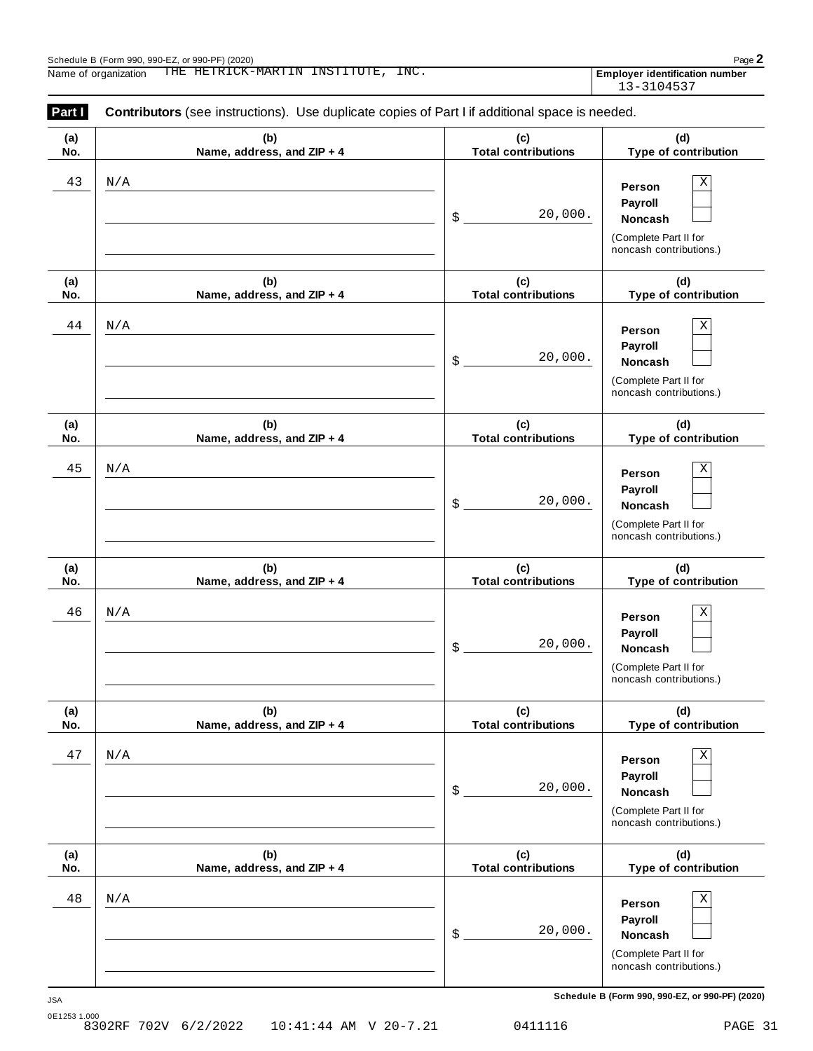Schedule B (Form 990, 990-EZ, or 990-PF) (2020)

Name of organization THE HETRICK-MARTIN INSTITUTE, INC.

**Employer identification number** 13-3104537

**Part I** **Contributors** (see instructions). Use duplicate copies of Part I if additional space is needed.

| (a) No. | (b) Name, address, and ZIP + 4 | (c) Total contributions | (d) Type of contribution |
|---|---|---|---|
| 43 | N/A | $ 20,000. | Person [X] Payroll [ ] Noncash [ ] (Complete Part II for noncash contributions.) |
| 44 | N/A | $ 20,000. | Person [X] Payroll [ ] Noncash [ ] (Complete Part II for noncash contributions.) |
| 45 | N/A | $ 20,000. | Person [X] Payroll [ ] Noncash [ ] (Complete Part II for noncash contributions.) |
| 46 | N/A | $ 20,000. | Person [X] Payroll [ ] Noncash [ ] (Complete Part II for noncash contributions.) |
| 47 | N/A | $ 20,000. | Person [X] Payroll [ ] Noncash [ ] (Complete Part II for noncash contributions.) |
| 48 | N/A | $ 20,000. | Person [X] Payroll [ ] Noncash [ ] (Complete Part II for noncash contributions.) |

JSA

0E1253 1.000

8302RF 702V 6/2/2022 10:41:44 AM V 20-7.21 0411116

Schedule B (Form 990, 990-EZ, or 990-PF) (2020)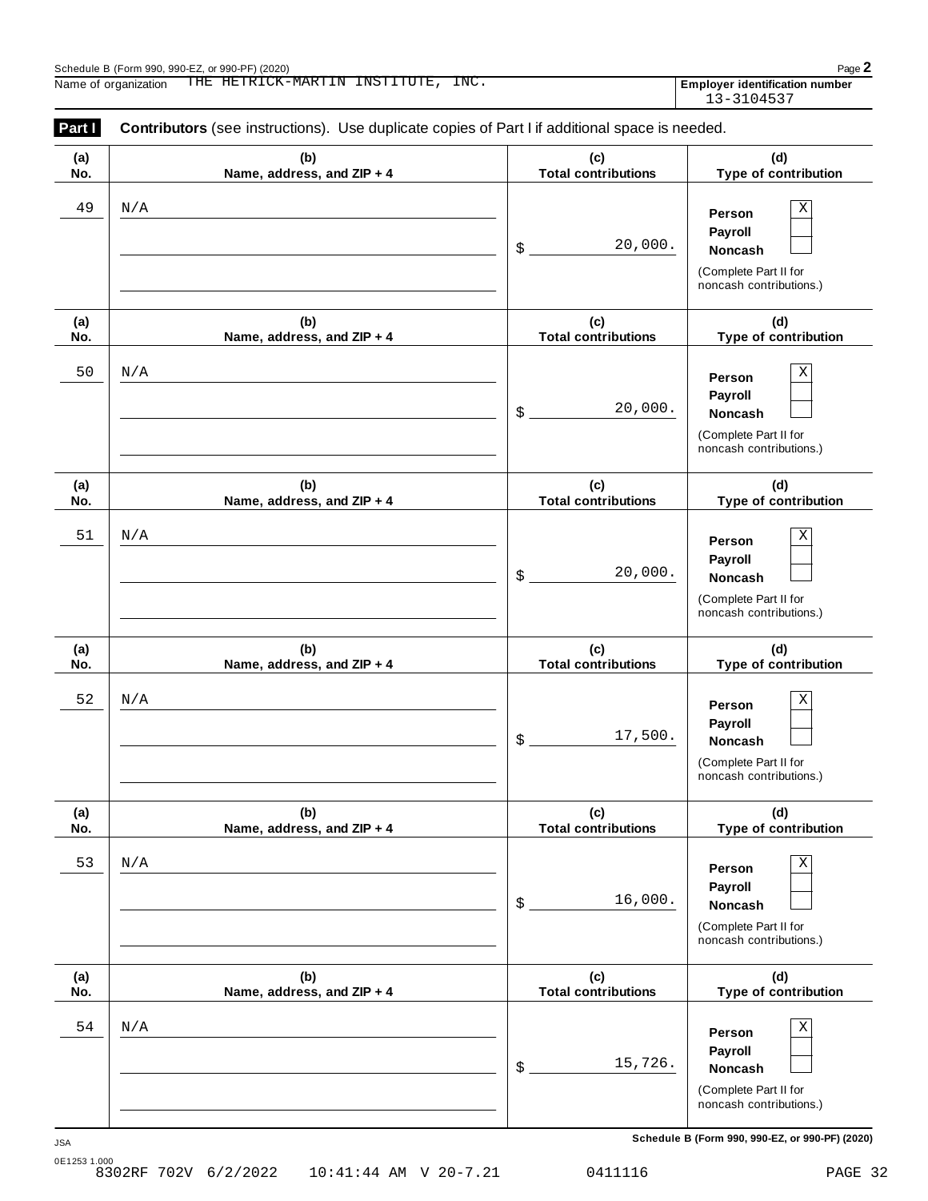Schedule B (Form 990, 990-EZ, or 990-PF) (2020)

Name of organization THE HETRICK-MARTIN INSTITUTE, INC.

**Employer identification number** 13-3104537

**Part I** **Contributors** (see instructions). Use duplicate copies of Part I if additional space is needed.

| (a) No. | (b) Name, address, and ZIP + 4 | (c) Total contributions | (d) Type of contribution |
|---|---|---|---|
| 49 | N/A | $ 20,000. | Person X; Payroll ☐; Noncash ☐ (Complete Part II for noncash contributions.) |
| 50 | N/A | $ 20,000. | Person X; Payroll ☐; Noncash ☐ (Complete Part II for noncash contributions.) |
| 51 | N/A | $ 20,000. | Person X; Payroll ☐; Noncash ☐ (Complete Part II for noncash contributions.) |
| 52 | N/A | $ 17,500. | Person X; Payroll ☐; Noncash ☐ (Complete Part II for noncash contributions.) |
| 53 | N/A | $ 16,000. | Person X; Payroll ☐; Noncash ☐ (Complete Part II for noncash contributions.) |
| 54 | N/A | $ 15,726. | Person X; Payroll ☐; Noncash ☐ (Complete Part II for noncash contributions.) |

JSA

0E1253 1.000

8302RF 702V 6/2/2022 10:41:44 AM V 20-7.21 0411116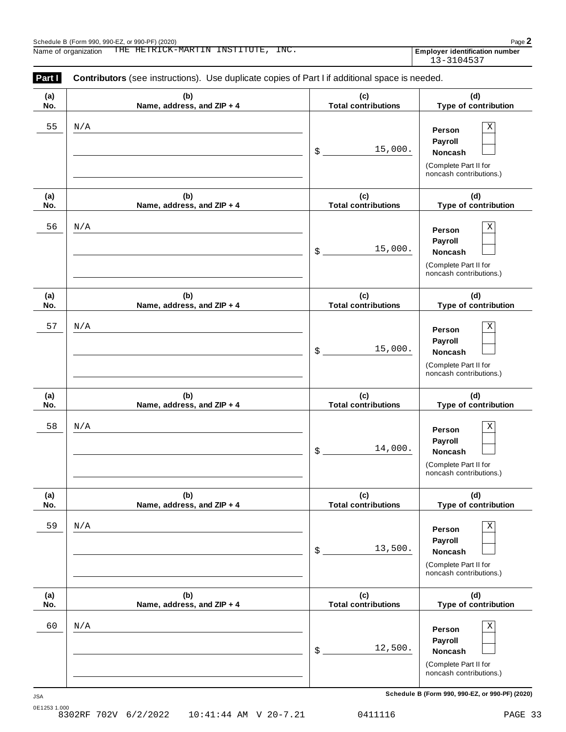Schedule B (Form 990, 990-EZ, or 990-PF) (2020)

Name of organization THE HETRICK-MARTIN INSTITUTE, INC.

**Employer identification number** 13-3104537

**Part I** **Contributors** (see instructions). Use duplicate copies of Part I if additional space is needed.

| (a) No. | (b) Name, address, and ZIP + 4 | (c) Total contributions | (d) Type of contribution |
|---|---|---|---|
| 55 | N/A | $ 15,000. | Person X; Payroll; Noncash (Complete Part II for noncash contributions.) |
| 56 | N/A | $ 15,000. | Person X; Payroll; Noncash (Complete Part II for noncash contributions.) |
| 57 | N/A | $ 15,000. | Person X; Payroll; Noncash (Complete Part II for noncash contributions.) |
| 58 | N/A | $ 14,000. | Person X; Payroll; Noncash (Complete Part II for noncash contributions.) |
| 59 | N/A | $ 13,500. | Person X; Payroll; Noncash (Complete Part II for noncash contributions.) |
| 60 | N/A | $ 12,500. | Person X; Payroll; Noncash (Complete Part II for noncash contributions.) |

JSA

0E1253 1.000

8302RF 702V 6/2/2022 10:41:44 AM V 20-7.21 0411116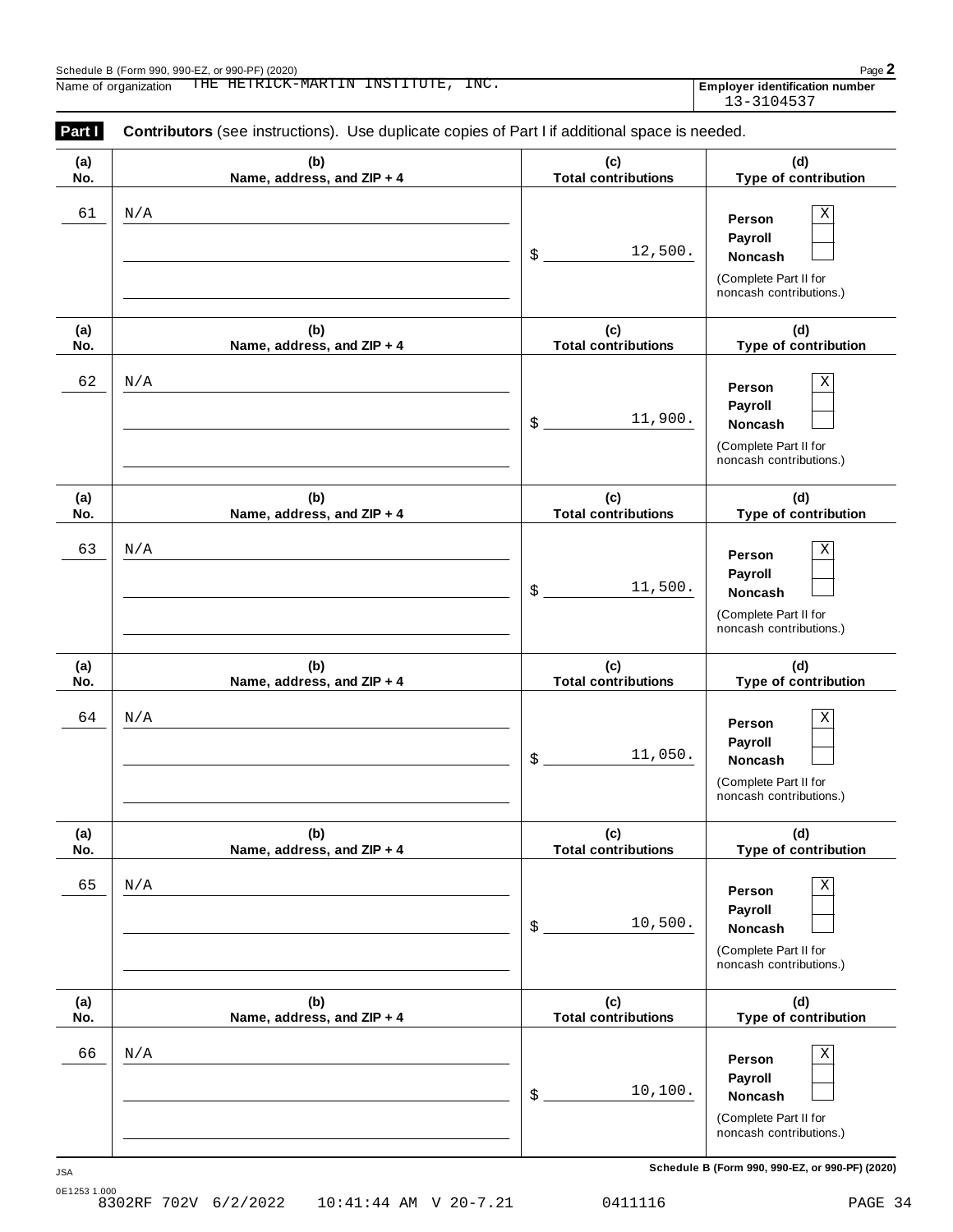Schedule B (Form 990, 990-EZ, or 990-PF) (2020)

Name of organization THE HETRICK-MARTIN INSTITUTE, INC.

**Employer identification number** 13-3104537

**Part I** **Contributors** (see instructions). Use duplicate copies of Part I if additional space is needed.

| (a) No. | (b) Name, address, and ZIP + 4 | (c) Total contributions | (d) Type of contribution |
|---|---|---|---|
| 61 | N/A | $ 12,500. | Person [X] Payroll [ ] Noncash [ ] (Complete Part II for noncash contributions.) |
| 62 | N/A | $ 11,900. | Person [X] Payroll [ ] Noncash [ ] (Complete Part II for noncash contributions.) |
| 63 | N/A | $ 11,500. | Person [X] Payroll [ ] Noncash [ ] (Complete Part II for noncash contributions.) |
| 64 | N/A | $ 11,050. | Person [X] Payroll [ ] Noncash [ ] (Complete Part II for noncash contributions.) |
| 65 | N/A | $ 10,500. | Person [X] Payroll [ ] Noncash [ ] (Complete Part II for noncash contributions.) |
| 66 | N/A | $ 10,100. | Person [X] Payroll [ ] Noncash [ ] (Complete Part II for noncash contributions.) |

Schedule B (Form 990, 990-EZ, or 990-PF) (2020)

JSA
0E1253 1.000
8302RF 702V 6/2/2022 10:41:44 AM V 20-7.21 0411116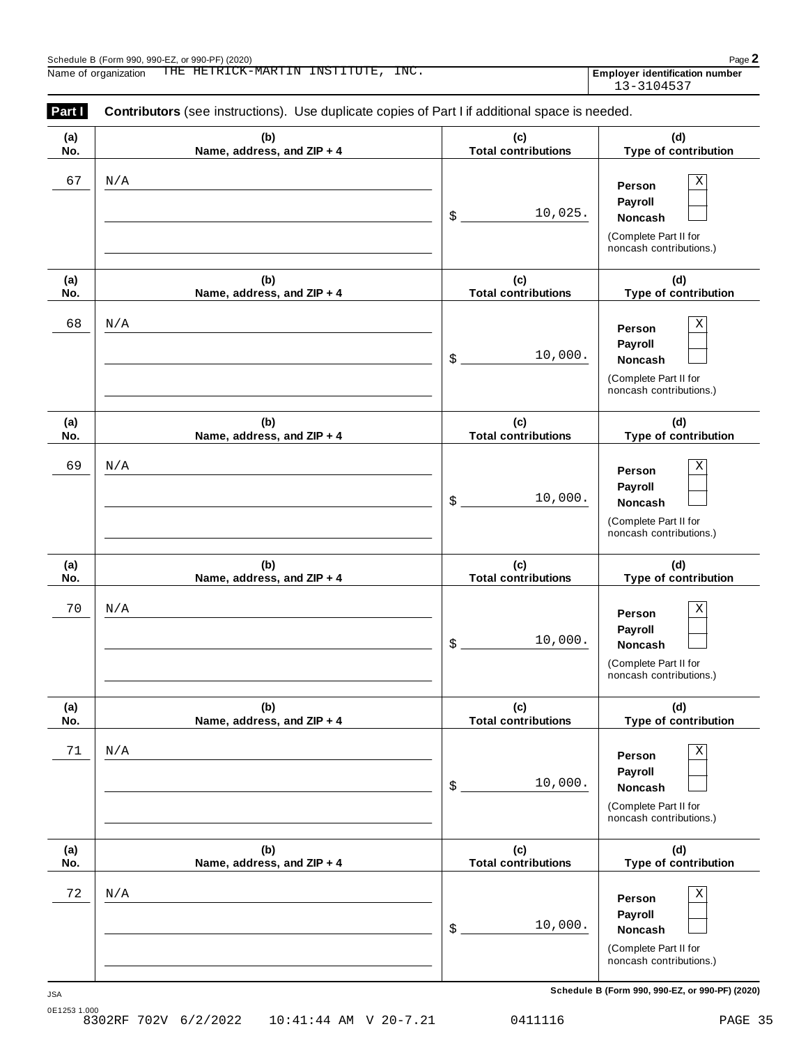Name of organization THE HETRICK-MARTIN INSTITUTE, INC.

**Employer identification number** 13-3104537

**Part I** **Contributors** (see instructions). Use duplicate copies of Part I if additional space is needed.

| (a) No. | (b) Name, address, and ZIP + 4 | (c) Total contributions | (d) Type of contribution |
|---|---|---|---|
| 67 | N/A | $ 10,025. | Person [X] Payroll [ ] Noncash [ ] (Complete Part II for noncash contributions.) |
| 68 | N/A | $ 10,000. | Person [X] Payroll [ ] Noncash [ ] (Complete Part II for noncash contributions.) |
| 69 | N/A | $ 10,000. | Person [X] Payroll [ ] Noncash [ ] (Complete Part II for noncash contributions.) |
| 70 | N/A | $ 10,000. | Person [X] Payroll [ ] Noncash [ ] (Complete Part II for noncash contributions.) |
| 71 | N/A | $ 10,000. | Person [X] Payroll [ ] Noncash [ ] (Complete Part II for noncash contributions.) |
| 72 | N/A | $ 10,000. | Person [X] Payroll [ ] Noncash [ ] (Complete Part II for noncash contributions.) |

JSA **Schedule B (Form 990, 990-EZ, or 990-PF) (2020)**

0E1253 1.000
8302RF 702V 6/2/2022 10:41:44 AM V 20-7.21 0411116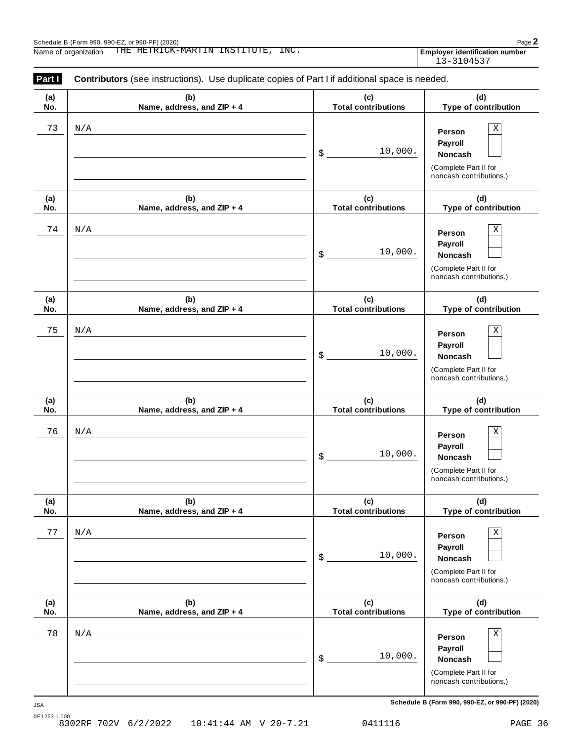Schedule B (Form 990, 990-EZ, or 990-PF) (2020)

Name of organization THE HETRICK-MARTIN INSTITUTE, INC.

**Employer identification number** 13-3104537

**Part I** **Contributors** (see instructions). Use duplicate copies of Part I if additional space is needed.

| (a) No. | (b) Name, address, and ZIP + 4 | (c) Total contributions | (d) Type of contribution |
|---|---|---|---|
| 73 | N/A | $ 10,000. | Person [X] Payroll [ ] Noncash [ ] (Complete Part II for noncash contributions.) |
| 74 | N/A | $ 10,000. | Person [X] Payroll [ ] Noncash [ ] (Complete Part II for noncash contributions.) |
| 75 | N/A | $ 10,000. | Person [X] Payroll [ ] Noncash [ ] (Complete Part II for noncash contributions.) |
| 76 | N/A | $ 10,000. | Person [X] Payroll [ ] Noncash [ ] (Complete Part II for noncash contributions.) |
| 77 | N/A | $ 10,000. | Person [X] Payroll [ ] Noncash [ ] (Complete Part II for noncash contributions.) |
| 78 | N/A | $ 10,000. | Person [X] Payroll [ ] Noncash [ ] (Complete Part II for noncash contributions.) |

JSA

**Schedule B (Form 990, 990-EZ, or 990-PF) (2020)**

0E1253 1.000

8302RF 702V 6/2/2022 10:41:44 AM V 20-7.21 0411116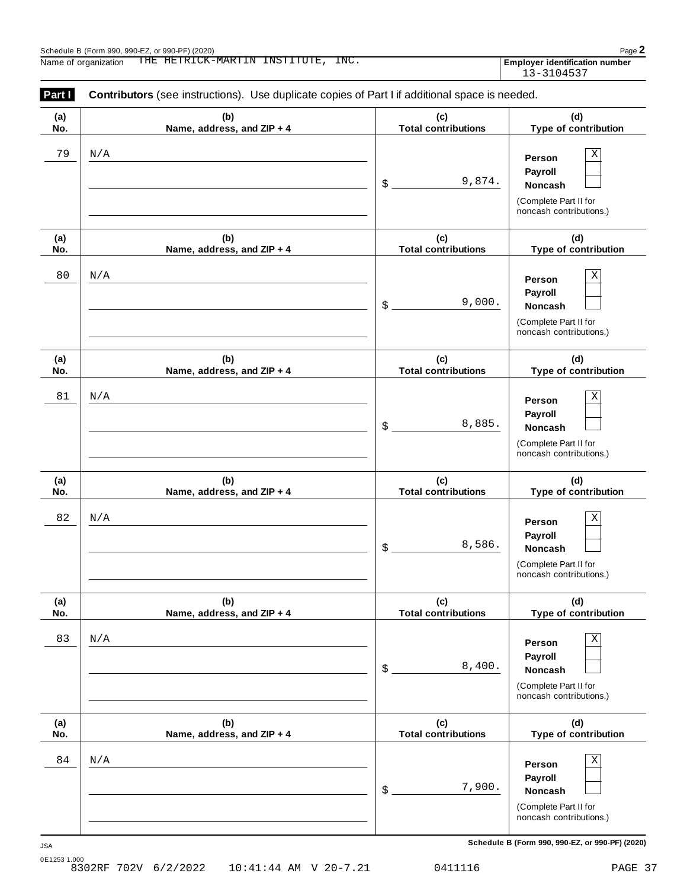Schedule B (Form 990, 990-EZ, or 990-PF) (2020)

Name of organization: THE HETRICK-MARTIN INSTITUTE, INC.

**Employer identification number** 13-3104537

**Part I** **Contributors** (see instructions). Use duplicate copies of Part I if additional space is needed.

| (a) No. | (b) Name, address, and ZIP + 4 | (c) Total contributions | (d) Type of contribution |
|---|---|---|---|
| 79 | N/A | $ 9,874. | Person [X] Payroll [ ] Noncash [ ] (Complete Part II for noncash contributions.) |
| 80 | N/A | $ 9,000. | Person [X] Payroll [ ] Noncash [ ] (Complete Part II for noncash contributions.) |
| 81 | N/A | $ 8,885. | Person [X] Payroll [ ] Noncash [ ] (Complete Part II for noncash contributions.) |
| 82 | N/A | $ 8,586. | Person [X] Payroll [ ] Noncash [ ] (Complete Part II for noncash contributions.) |
| 83 | N/A | $ 8,400. | Person [X] Payroll [ ] Noncash [ ] (Complete Part II for noncash contributions.) |
| 84 | N/A | $ 7,900. | Person [X] Payroll [ ] Noncash [ ] (Complete Part II for noncash contributions.) |

**Schedule B (Form 990, 990-EZ, or 990-PF) (2020)**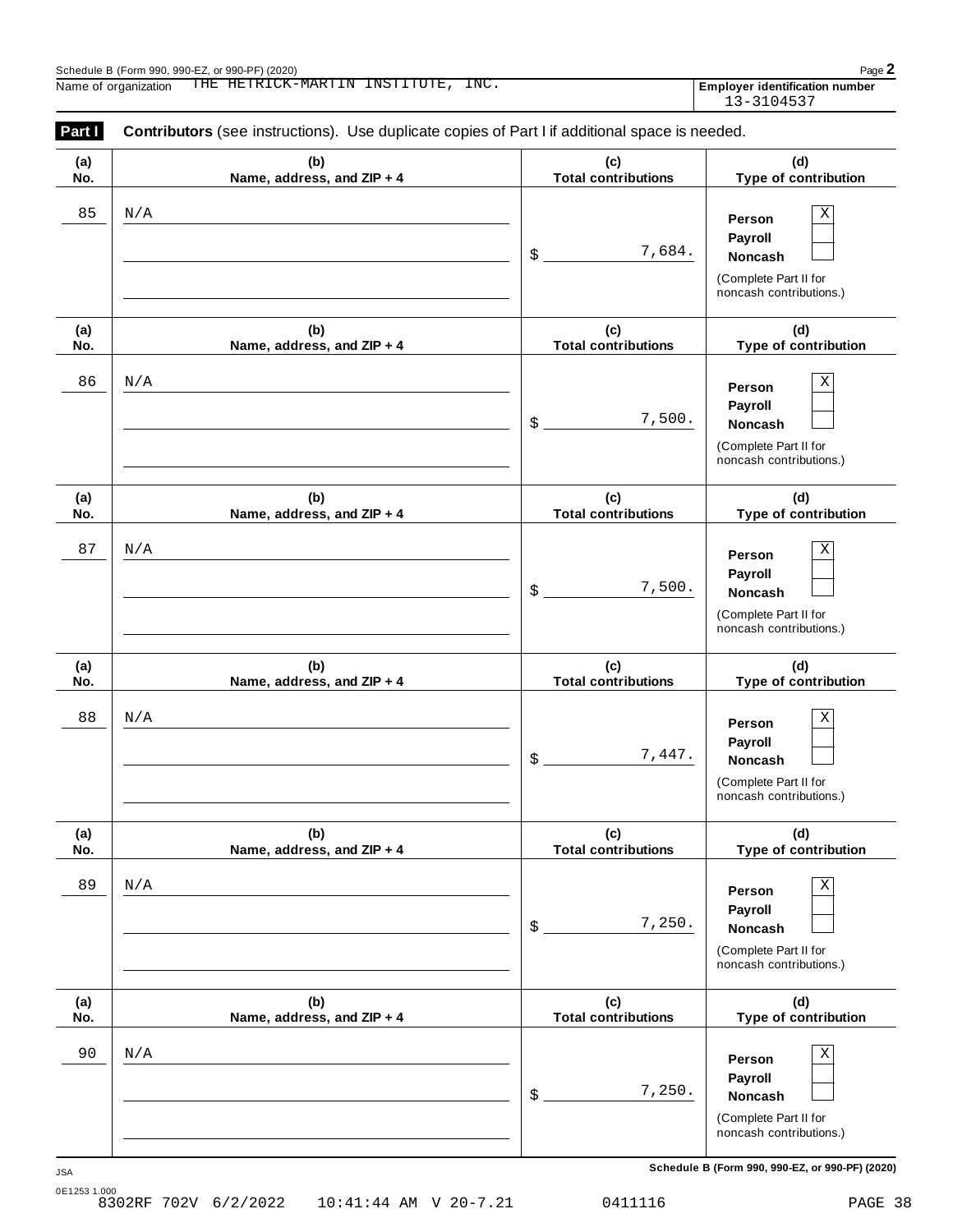Schedule B (Form 990, 990-EZ, or 990-PF) (2020)

Name of organization THE HETRICK-MARTIN INSTITUTE, INC.

**Employer identification number** 13-3104537

**Part I** **Contributors** (see instructions). Use duplicate copies of Part I if additional space is needed.

| (a) No. | (b) Name, address, and ZIP + 4 | (c) Total contributions | (d) Type of contribution |
|---|---|---|---|
| 85 | N/A | $ 7,684. | Person [X] Payroll [ ] Noncash [ ] (Complete Part II for noncash contributions.) |
| 86 | N/A | $ 7,500. | Person [X] Payroll [ ] Noncash [ ] (Complete Part II for noncash contributions.) |
| 87 | N/A | $ 7,500. | Person [X] Payroll [ ] Noncash [ ] (Complete Part II for noncash contributions.) |
| 88 | N/A | $ 7,447. | Person [X] Payroll [ ] Noncash [ ] (Complete Part II for noncash contributions.) |
| 89 | N/A | $ 7,250. | Person [X] Payroll [ ] Noncash [ ] (Complete Part II for noncash contributions.) |
| 90 | N/A | $ 7,250. | Person [X] Payroll [ ] Noncash [ ] (Complete Part II for noncash contributions.) |

Schedule B (Form 990, 990-EZ, or 990-PF) (2020)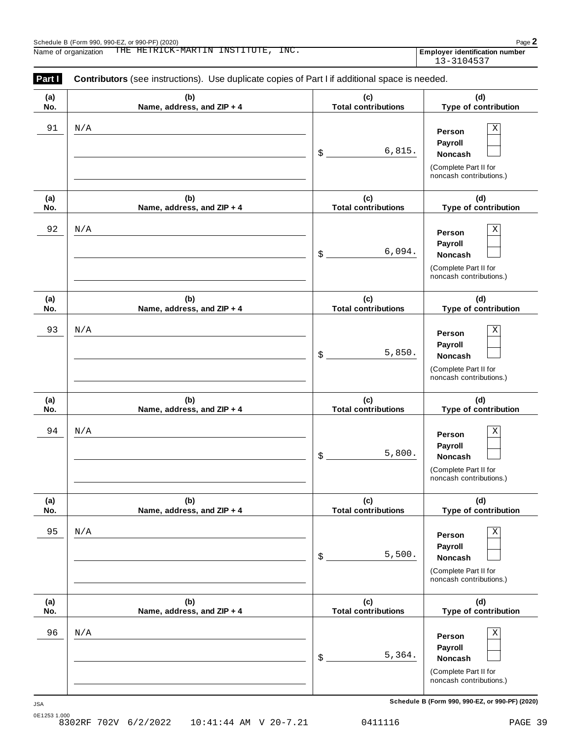Name of organization THE HETRICK-MARTIN INSTITUTE, INC.

**Employer identification number** 13-3104537

**Part I** **Contributors** (see instructions). Use duplicate copies of Part I if additional space is needed.

| (a) No. | (b) Name, address, and ZIP + 4 | (c) Total contributions | (d) Type of contribution |
|---|---|---|---|
| 91 | N/A | $ 6,815. | Person [X] Payroll [ ] Noncash [ ] (Complete Part II for noncash contributions.) |
| 92 | N/A | $ 6,094. | Person [X] Payroll [ ] Noncash [ ] (Complete Part II for noncash contributions.) |
| 93 | N/A | $ 5,850. | Person [X] Payroll [ ] Noncash [ ] (Complete Part II for noncash contributions.) |
| 94 | N/A | $ 5,800. | Person [X] Payroll [ ] Noncash [ ] (Complete Part II for noncash contributions.) |
| 95 | N/A | $ 5,500. | Person [X] Payroll [ ] Noncash [ ] (Complete Part II for noncash contributions.) |
| 96 | N/A | $ 5,364. | Person [X] Payroll [ ] Noncash [ ] (Complete Part II for noncash contributions.) |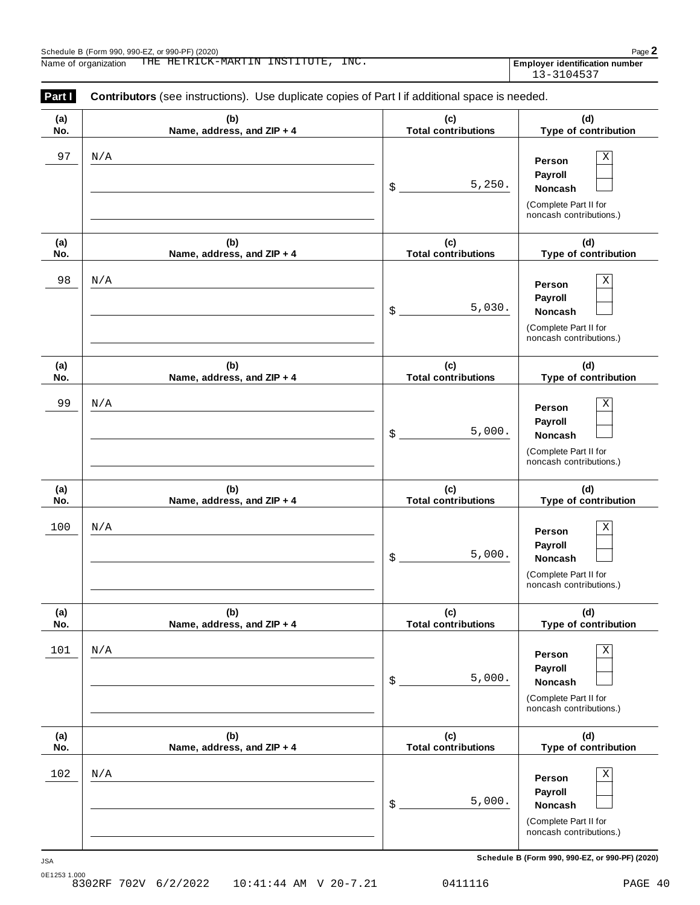Schedule B (Form 990, 990-EZ, or 990-PF) (2020)

Name of organization THE HETRICK-MARTIN INSTITUTE, INC.

**Employer identification number** 13-3104537

**Part I** **Contributors** (see instructions). Use duplicate copies of Part I if additional space is needed.

| (a) No. | (b) Name, address, and ZIP + 4 | (c) Total contributions | (d) Type of contribution |
|---|---|---|---|
| 97 | N/A | $ 5,250. | Person X<br>Payroll<br>Noncash<br>(Complete Part II for noncash contributions.) |
| 98 | N/A | $ 5,030. | Person X<br>Payroll<br>Noncash<br>(Complete Part II for noncash contributions.) |
| 99 | N/A | $ 5,000. | Person X<br>Payroll<br>Noncash<br>(Complete Part II for noncash contributions.) |
| 100 | N/A | $ 5,000. | Person X<br>Payroll<br>Noncash<br>(Complete Part II for noncash contributions.) |
| 101 | N/A | $ 5,000. | Person X<br>Payroll<br>Noncash<br>(Complete Part II for noncash contributions.) |
| 102 | N/A | $ 5,000. | Person X<br>Payroll<br>Noncash<br>(Complete Part II for noncash contributions.) |

Schedule B (Form 990, 990-EZ, or 990-PF) (2020)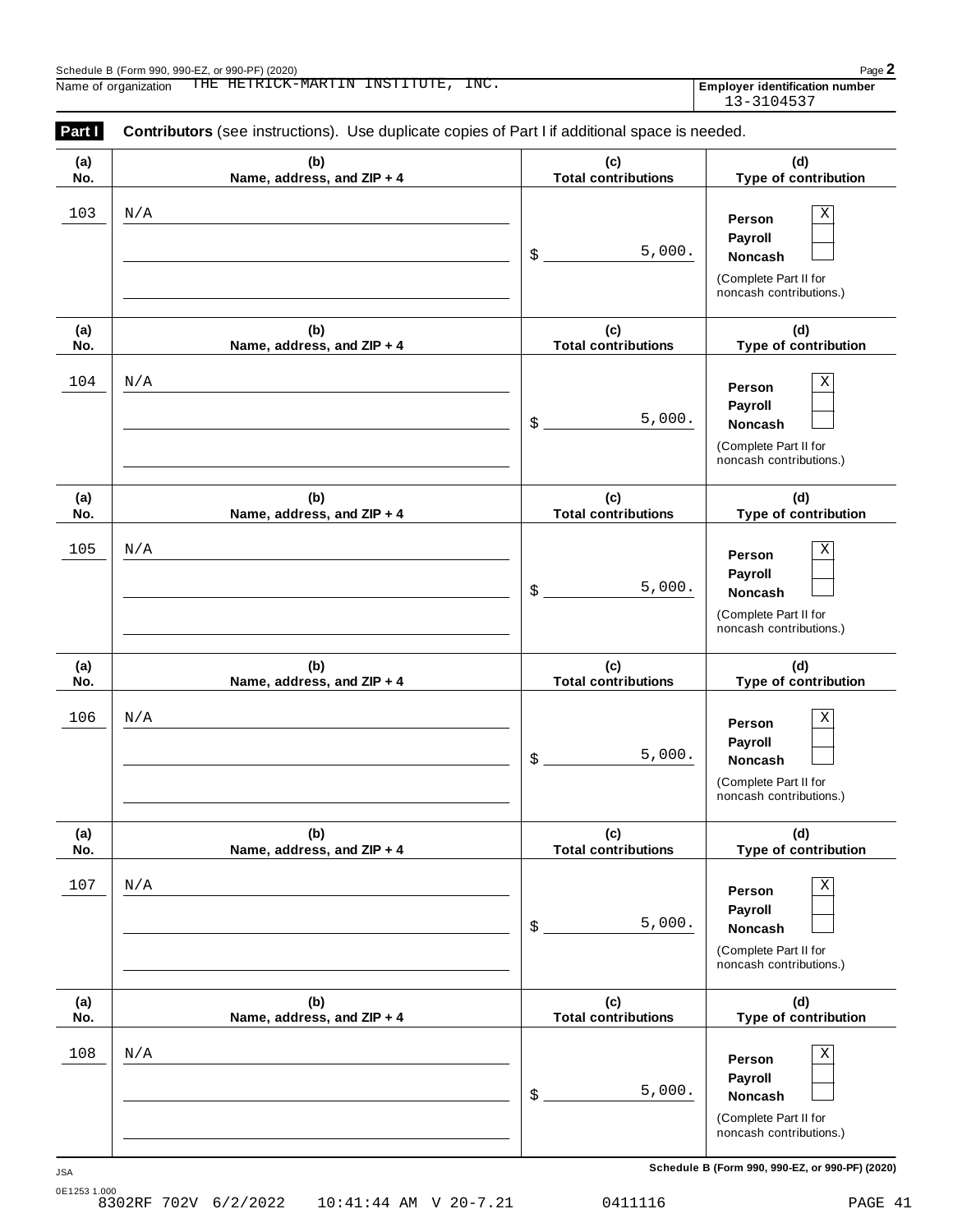Schedule B (Form 990, 990-EZ, or 990-PF) (2020)

Name of organization THE HETRICK-MARTIN INSTITUTE, INC.

**Employer identification number** 13-3104537

**Part I** **Contributors** (see instructions). Use duplicate copies of Part I if additional space is needed.

| (a) No. | (b) Name, address, and ZIP + 4 | (c) Total contributions | (d) Type of contribution |
|---|---|---|---|
| 103 | N/A | $ 5,000. | Person X<br>Payroll<br>Noncash<br>(Complete Part II for noncash contributions.) |
| 104 | N/A | $ 5,000. | Person X<br>Payroll<br>Noncash<br>(Complete Part II for noncash contributions.) |
| 105 | N/A | $ 5,000. | Person X<br>Payroll<br>Noncash<br>(Complete Part II for noncash contributions.) |
| 106 | N/A | $ 5,000. | Person X<br>Payroll<br>Noncash<br>(Complete Part II for noncash contributions.) |
| 107 | N/A | $ 5,000. | Person X<br>Payroll<br>Noncash<br>(Complete Part II for noncash contributions.) |
| 108 | N/A | $ 5,000. | Person X<br>Payroll<br>Noncash<br>(Complete Part II for noncash contributions.) |

**Schedule B (Form 990, 990-EZ, or 990-PF) (2020)**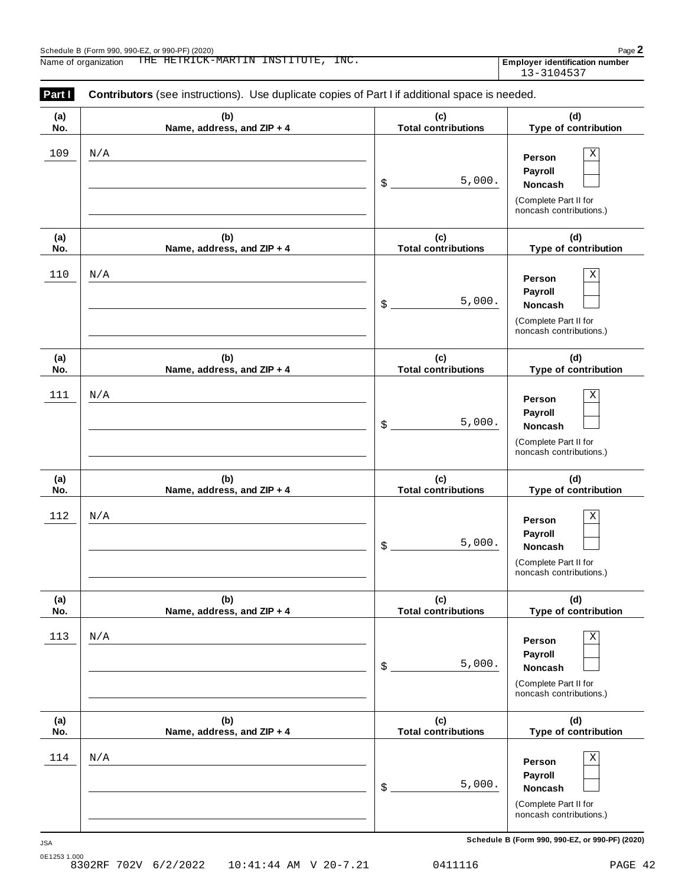Schedule B (Form 990, 990-EZ, or 990-PF) (2020)

Name of organization: THE HETRICK-MARTIN INSTITUTE, INC.

**Employer identification number** 13-3104537

**Part I** **Contributors** (see instructions). Use duplicate copies of Part I if additional space is needed.

| (a) No. | (b) Name, address, and ZIP + 4 | (c) Total contributions | (d) Type of contribution |
|---|---|---|---|
| 109 | N/A | $ 5,000. | Person X; Payroll; Noncash (Complete Part II for noncash contributions.) |
| 110 | N/A | $ 5,000. | Person X; Payroll; Noncash (Complete Part II for noncash contributions.) |
| 111 | N/A | $ 5,000. | Person X; Payroll; Noncash (Complete Part II for noncash contributions.) |
| 112 | N/A | $ 5,000. | Person X; Payroll; Noncash (Complete Part II for noncash contributions.) |
| 113 | N/A | $ 5,000. | Person X; Payroll; Noncash (Complete Part II for noncash contributions.) |
| 114 | N/A | $ 5,000. | Person X; Payroll; Noncash (Complete Part II for noncash contributions.) |

Schedule B (Form 990, 990-EZ, or 990-PF) (2020)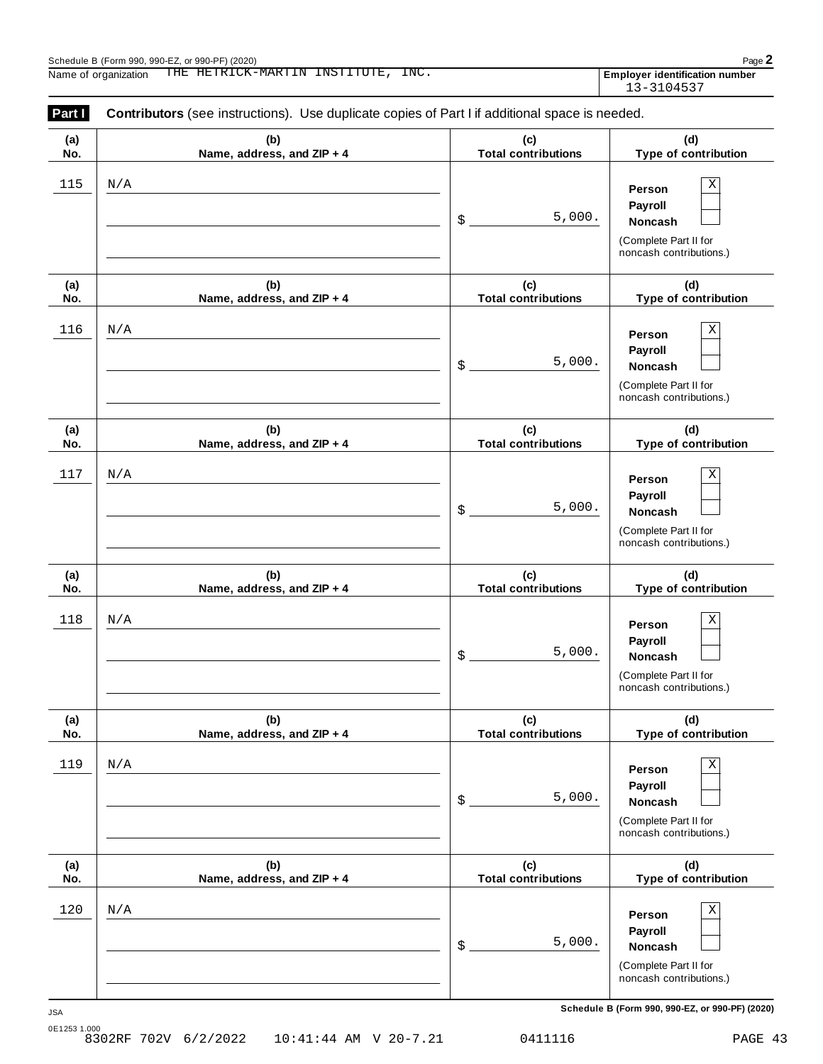Schedule B (Form 990, 990-EZ, or 990-PF) (2020)

Name of organization: THE HETRICK-MARTIN INSTITUTE, INC.

**Employer identification number:** 13-3104537

**Part I** **Contributors** (see instructions). Use duplicate copies of Part I if additional space is needed.

| (a) No. | (b) Name, address, and ZIP + 4 | (c) Total contributions | (d) Type of contribution |
|---|---|---|---|
| 115 | N/A | $ 5,000. | Person [X] Payroll [ ] Noncash [ ] (Complete Part II for noncash contributions.) |
| 116 | N/A | $ 5,000. | Person [X] Payroll [ ] Noncash [ ] (Complete Part II for noncash contributions.) |
| 117 | N/A | $ 5,000. | Person [X] Payroll [ ] Noncash [ ] (Complete Part II for noncash contributions.) |
| 118 | N/A | $ 5,000. | Person [X] Payroll [ ] Noncash [ ] (Complete Part II for noncash contributions.) |
| 119 | N/A | $ 5,000. | Person [X] Payroll [ ] Noncash [ ] (Complete Part II for noncash contributions.) |
| 120 | N/A | $ 5,000. | Person [X] Payroll [ ] Noncash [ ] (Complete Part II for noncash contributions.) |

JSA

0E1253 1.000

8302RF 702V 6/2/2022 10:41:44 AM V 20-7.21 0411116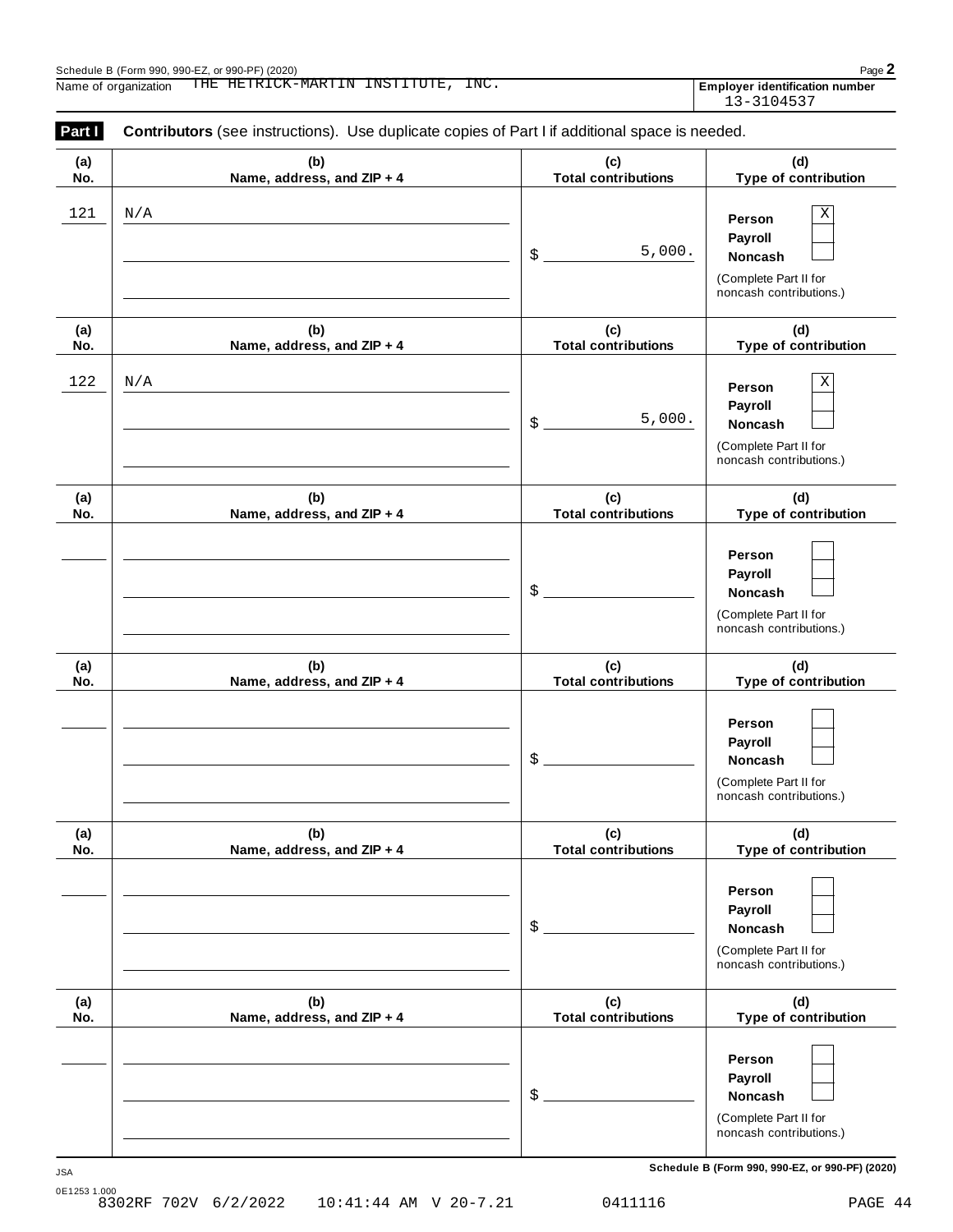Schedule B (Form 990, 990-EZ, or 990-PF) (2020)

Name of organization THE HETRICK-MARTIN INSTITUTE, INC.

**Employer identification number** 13-3104537

**Part I** **Contributors** (see instructions). Use duplicate copies of Part I if additional space is needed.

| (a) No. | (b) Name, address, and ZIP + 4 | (c) Total contributions | (d) Type of contribution |
|---|---|---|---|
| 121 | N/A | $ 5,000. | Person [X] Payroll [ ] Noncash [ ] (Complete Part II for noncash contributions.) |
| 122 | N/A | $ 5,000. | Person [X] Payroll [ ] Noncash [ ] (Complete Part II for noncash contributions.) |
| | | $ | Person [ ] Payroll [ ] Noncash [ ] (Complete Part II for noncash contributions.) |
| | | $ | Person [ ] Payroll [ ] Noncash [ ] (Complete Part II for noncash contributions.) |
| | | $ | Person [ ] Payroll [ ] Noncash [ ] (Complete Part II for noncash contributions.) |
| | | $ | Person [ ] Payroll [ ] Noncash [ ] (Complete Part II for noncash contributions.) |

JSA

0E1253 1.000

8302RF 702V 6/2/2022 10:41:44 AM V 20-7.21 0411116

**Schedule B (Form 990, 990-EZ, or 990-PF) (2020)**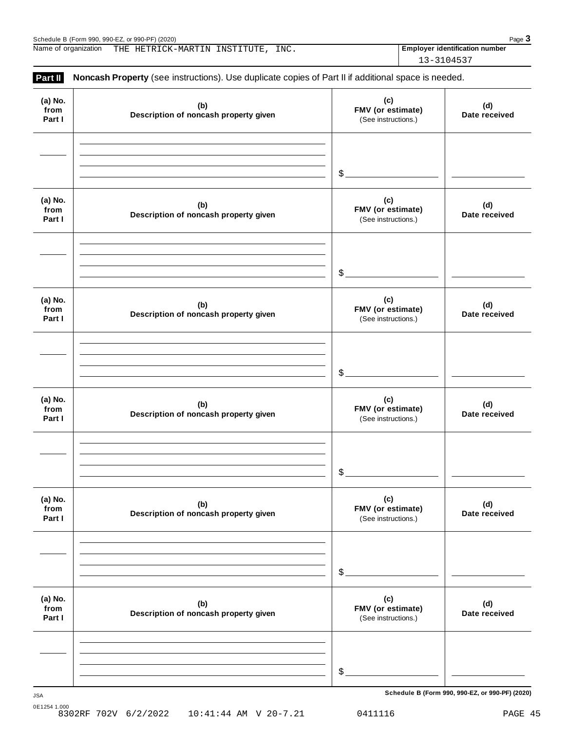Schedule B (Form 990, 990-EZ, or 990-PF) (2020)

Name of organization THE HETRICK-MARTIN INSTITUTE, INC.

Employer identification number 13-3104537

**Part II** **Noncash Property** (see instructions). Use duplicate copies of Part II if additional space is needed.

| (a) No. from Part I | (b) Description of noncash property given | (c) FMV (or estimate) (See instructions.) | (d) Date received |
|---|---|---|---|
| | | $ | |

| (a) No. from Part I | (b) Description of noncash property given | (c) FMV (or estimate) (See instructions.) | (d) Date received |
|---|---|---|---|
| | | $ | |

| (a) No. from Part I | (b) Description of noncash property given | (c) FMV (or estimate) (See instructions.) | (d) Date received |
|---|---|---|---|
| | | $ | |

| (a) No. from Part I | (b) Description of noncash property given | (c) FMV (or estimate) (See instructions.) | (d) Date received |
|---|---|---|---|
| | | $ | |

| (a) No. from Part I | (b) Description of noncash property given | (c) FMV (or estimate) (See instructions.) | (d) Date received |
|---|---|---|---|
| | | $ | |

| (a) No. from Part I | (b) Description of noncash property given | (c) FMV (or estimate) (See instructions.) | (d) Date received |
|---|---|---|---|
| | | $ | |

JSA

0E1254 1.000

Schedule B (Form 990, 990-EZ, or 990-PF) (2020)

8302RF 702V 6/2/2022 10:41:44 AM V 20-7.21 0411116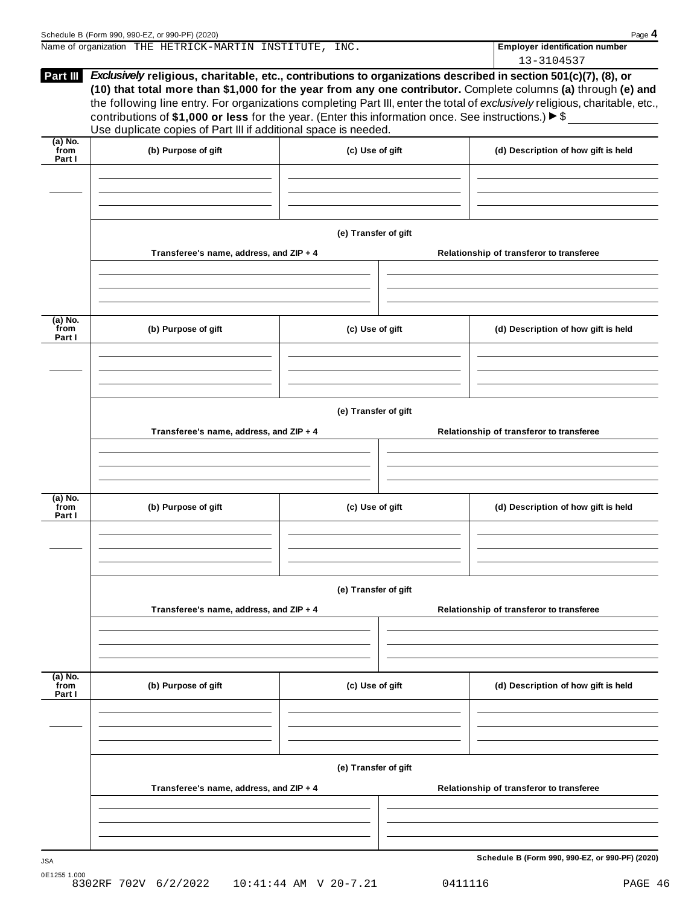Name of organization THE HETRICK-MARTIN INSTITUTE, INC.

**Employer identification number**
13-3104537

**Part III** ***Exclusively*** **religious, charitable, etc., contributions to organizations described in section 501(c)(7), (8), or (10) that total more than $1,000 for the year from any one contributor.** Complete columns **(a)** through **(e) and** the following line entry. For organizations completing Part III, enter the total of *exclusively* religious, charitable, etc., contributions of **$1,000 or less** for the year. (Enter this information once. See instructions.) ▶ $ ___________
Use duplicate copies of Part III if additional space is needed.

| (a) No. from Part I | (b) Purpose of gift | (c) Use of gift | (d) Description of how gift is held |
|---|---|---|---|
| | | | |

**(e) Transfer of gift**

| Transferee's name, address, and ZIP + 4 | Relationship of transferor to transferee |
|---|---|
| | |

| (a) No. from Part I | (b) Purpose of gift | (c) Use of gift | (d) Description of how gift is held |
|---|---|---|---|
| | | | |

**(e) Transfer of gift**

| Transferee's name, address, and ZIP + 4 | Relationship of transferor to transferee |
|---|---|
| | |

| (a) No. from Part I | (b) Purpose of gift | (c) Use of gift | (d) Description of how gift is held |
|---|---|---|---|
| | | | |

**(e) Transfer of gift**

| Transferee's name, address, and ZIP + 4 | Relationship of transferor to transferee |
|---|---|
| | |

| (a) No. from Part I | (b) Purpose of gift | (c) Use of gift | (d) Description of how gift is held |
|---|---|---|---|
| | | | |

**(e) Transfer of gift**

| Transferee's name, address, and ZIP + 4 | Relationship of transferor to transferee |
|---|---|
| | |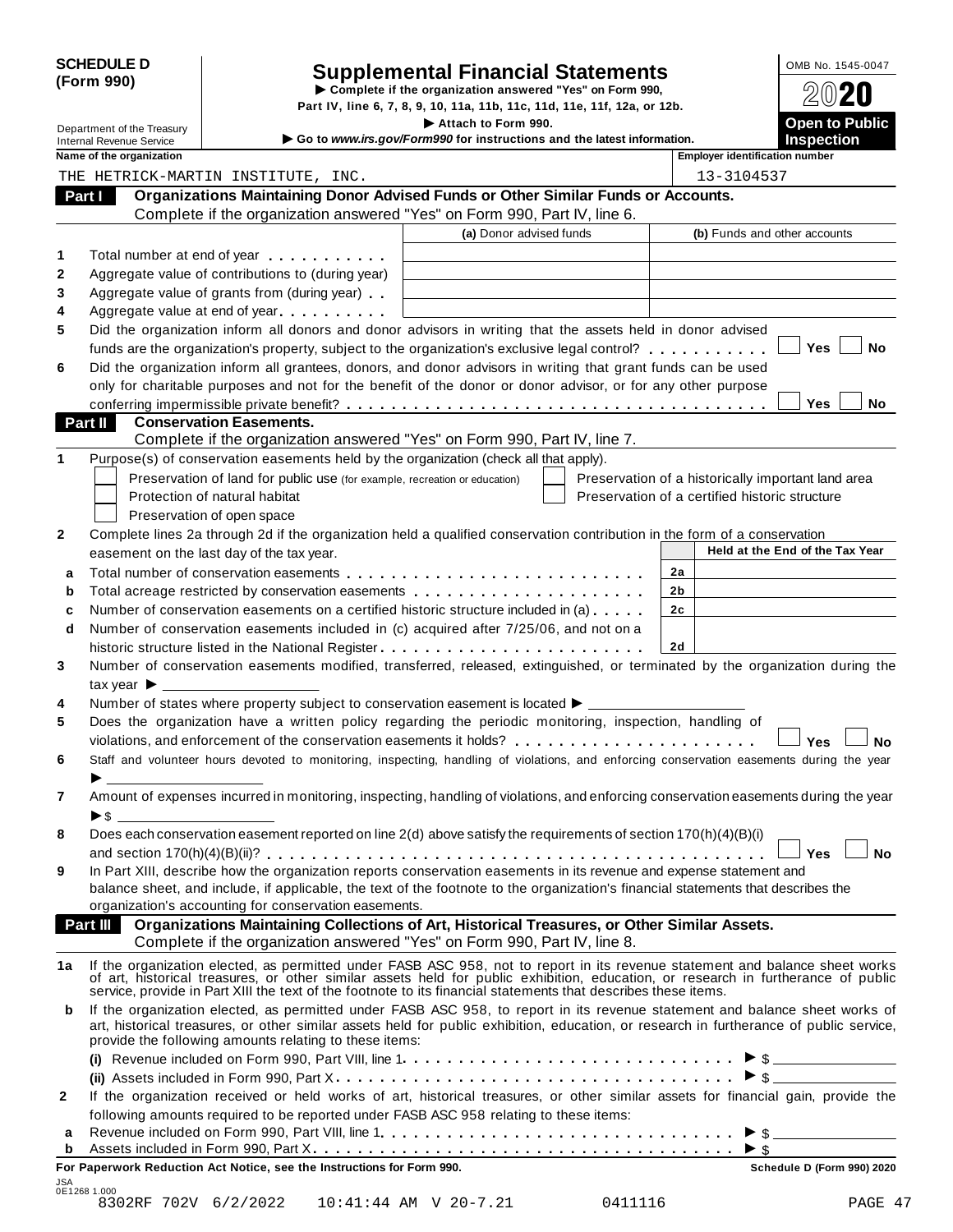**SCHEDULE D (Form 990)**

Department of the Treasury
Internal Revenue Service

# Supplemental Financial Statements

▶ Complete if the organization answered "Yes" on Form 990, Part IV, line 6, 7, 8, 9, 10, 11a, 11b, 11c, 11d, 11e, 11f, 12a, or 12b.
▶ Attach to Form 990.
▶ Go to *www.irs.gov/Form990* for instructions and the latest information.

OMB No. 1545-0047
**2020**
**Open to Public Inspection**

**Name of the organization:** THE HETRICK-MARTIN INSTITUTE, INC.
**Employer identification number:** 13-3104537

## Part I Organizations Maintaining Donor Advised Funds or Other Similar Funds or Accounts.

Complete if the organization answered "Yes" on Form 990, Part IV, line 6.

| | | (a) Donor advised funds | (b) Funds and other accounts |
|---|---|---|---|
| 1 | Total number at end of year | | |
| 2 | Aggregate value of contributions to (during year) | | |
| 3 | Aggregate value of grants from (during year) | | |
| 4 | Aggregate value at end of year | | |

5 Did the organization inform all donors and donor advisors in writing that the assets held in donor advised funds are the organization's property, subject to the organization's exclusive legal control? ☐ Yes ☐ No

6 Did the organization inform all grantees, donors, and donor advisors in writing that grant funds can be used only for charitable purposes and not for the benefit of the donor or donor advisor, or for any other purpose conferring impermissible private benefit? ☐ Yes ☐ No

## Part II Conservation Easements.

Complete if the organization answered "Yes" on Form 990, Part IV, line 7.

1 Purpose(s) of conservation easements held by the organization (check all that apply).
- ☐ Preservation of land for public use (for example, recreation or education)
- ☐ Protection of natural habitat
- ☐ Preservation of open space
- ☐ Preservation of a historically important land area
- ☐ Preservation of a certified historic structure

2 Complete lines 2a through 2d if the organization held a qualified conservation contribution in the form of a conservation easement on the last day of the tax year.

| | | | Held at the End of the Tax Year |
|---|---|---|---|
| a | Total number of conservation easements | 2a | |
| b | Total acreage restricted by conservation easements | 2b | |
| c | Number of conservation easements on a certified historic structure included in (a) | 2c | |
| d | Number of conservation easements included in (c) acquired after 7/25/06, and not on a historic structure listed in the National Register | 2d | |

3 Number of conservation easements modified, transferred, released, extinguished, or terminated by the organization during the tax year ▶ ____________

4 Number of states where property subject to conservation easement is located ▶ ____________

5 Does the organization have a written policy regarding the periodic monitoring, inspection, handling of violations, and enforcement of the conservation easements it holds? ☐ Yes ☐ No

6 Staff and volunteer hours devoted to monitoring, inspecting, handling of violations, and enforcing conservation easements during the year ▶ ____________

7 Amount of expenses incurred in monitoring, inspecting, handling of violations, and enforcing conservation easements during the year ▶ $ ____________

8 Does each conservation easement reported on line 2(d) above satisfy the requirements of section 170(h)(4)(B)(i) and section 170(h)(4)(B)(ii)? ☐ Yes ☐ No

9 In Part XIII, describe how the organization reports conservation easements in its revenue and expense statement and balance sheet, and include, if applicable, the text of the footnote to the organization's financial statements that describes the organization's accounting for conservation easements.

## Part III Organizations Maintaining Collections of Art, Historical Treasures, or Other Similar Assets.

Complete if the organization answered "Yes" on Form 990, Part IV, line 8.

1a If the organization elected, as permitted under FASB ASC 958, not to report in its revenue statement and balance sheet works of art, historical treasures, or other similar assets held for public exhibition, education, or research in furtherance of public service, provide in Part XIII the text of the footnote to its financial statements that describes these items.

b If the organization elected, as permitted under FASB ASC 958, to report in its revenue statement and balance sheet works of art, historical treasures, or other similar assets held for public exhibition, education, or research in furtherance of public service, provide the following amounts relating to these items:

(i) Revenue included on Form 990, Part VIII, line 1 ▶ $ ____________

(ii) Assets included in Form 990, Part X ▶ $ ____________

2 If the organization received or held works of art, historical treasures, or other similar assets for financial gain, provide the following amounts required to be reported under FASB ASC 958 relating to these items:

a Revenue included on Form 990, Part VIII, line 1 ▶ $ ____________

b Assets included in Form 990, Part X ▶ $ ____________

**For Paperwork Reduction Act Notice, see the Instructions for Form 990.** **Schedule D (Form 990) 2020**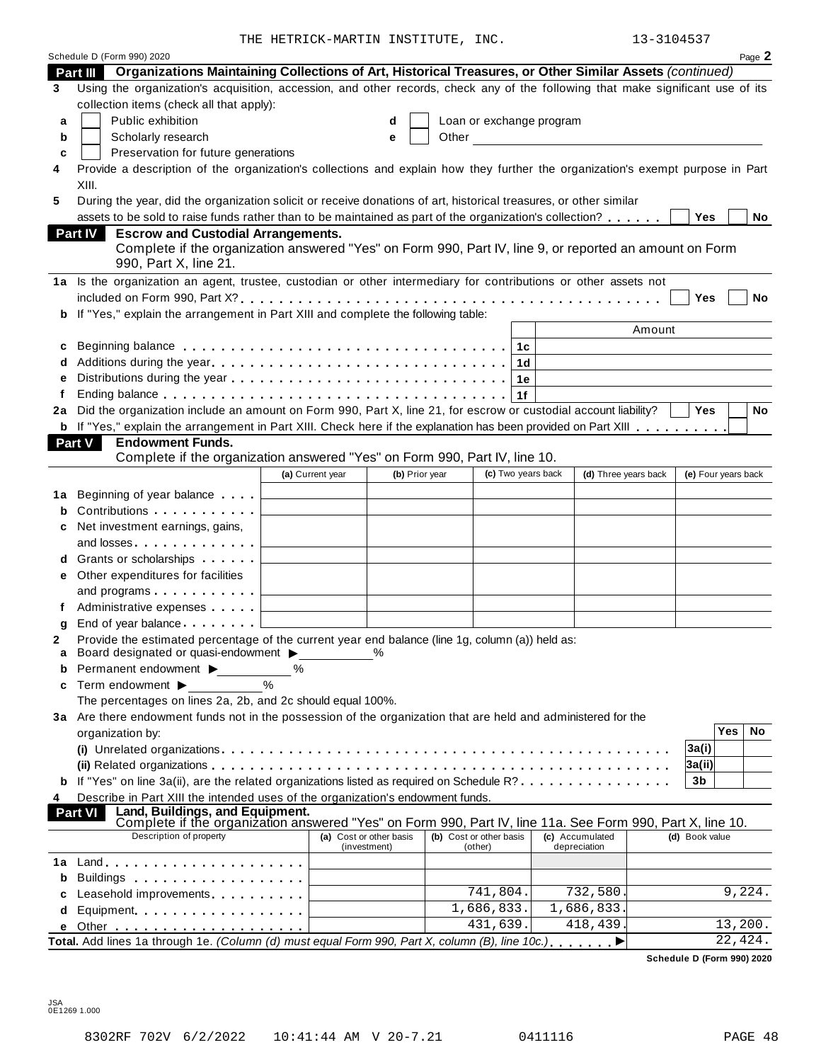THE HETRICK-MARTIN INSTITUTE, INC. 13-3104537

Schedule D (Form 990) 2020 Page **2**

## Part III Organizations Maintaining Collections of Art, Historical Treasures, or Other Similar Assets *(continued)*

**3** Using the organization's acquisition, accession, and other records, check any of the following that make significant use of its collection items (check all that apply):

- **a** ☐ Public exhibition
- **b** ☐ Scholarly research
- **c** ☐ Preservation for future generations
- **d** ☐ Loan or exchange program
- **e** ☐ Other

**4** Provide a description of the organization's collections and explain how they further the organization's exempt purpose in Part XIII.

**5** During the year, did the organization solicit or receive donations of art, historical treasures, or other similar assets to be sold to raise funds rather than to be maintained as part of the organization's collection? ☐ Yes ☐ No

## Part IV Escrow and Custodial Arrangements.

Complete if the organization answered "Yes" on Form 990, Part IV, line 9, or reported an amount on Form 990, Part X, line 21.

**1a** Is the organization an agent, trustee, custodian or other intermediary for contributions or other assets not included on Form 990, Part X? ☐ Yes ☐ No

**b** If "Yes," explain the arrangement in Part XIII and complete the following table:

| | | | Amount |
|---|---|---|---|
| **c** | Beginning balance | 1c | |
| **d** | Additions during the year | 1d | |
| **e** | Distributions during the year | 1e | |
| **f** | Ending balance | 1f | |

**2a** Did the organization include an amount on Form 990, Part X, line 21, for escrow or custodial account liability? ☐ Yes ☐ No

**b** If "Yes," explain the arrangement in Part XIII. Check here if the explanation has been provided on Part XIII ☐

## Part V Endowment Funds.

Complete if the organization answered "Yes" on Form 990, Part IV, line 10.

| | | (a) Current year | (b) Prior year | (c) Two years back | (d) Three years back | (e) Four years back |
|---|---|---|---|---|---|---|
| **1a** | Beginning of year balance | | | | | |
| **b** | Contributions | | | | | |
| **c** | Net investment earnings, gains, and losses | | | | | |
| **d** | Grants or scholarships | | | | | |
| **e** | Other expenditures for facilities and programs | | | | | |
| **f** | Administrative expenses | | | | | |
| **g** | End of year balance | | | | | |

**2** Provide the estimated percentage of the current year end balance (line 1g, column (a)) held as:

- **a** Board designated or quasi-endowment ▶ ______ %
- **b** Permanent endowment ▶ ______ %
- **c** Term endowment ▶ ______ %

The percentages on lines 2a, 2b, and 2c should equal 100%.

**3a** Are there endowment funds not in the possession of the organization that are held and administered for the organization by:

| | | | Yes | No |
|---|---|---|---|---|
| | **(i)** Unrelated organizations | 3a(i) | | |
| | **(ii)** Related organizations | 3a(ii) | | |
| **b** | If "Yes" on line 3a(ii), are the related organizations listed as required on Schedule R? | 3b | | |

**4** Describe in Part XIII the intended uses of the organization's endowment funds.

## Part VI Land, Buildings, and Equipment.

Complete if the organization answered "Yes" on Form 990, Part IV, line 11a. See Form 990, Part X, line 10.

| Description of property | (a) Cost or other basis (investment) | (b) Cost or other basis (other) | (c) Accumulated depreciation | (d) Book value |
|---|---|---|---|---|
| **1a** Land | | | | |
| **b** Buildings | | | | |
| **c** Leasehold improvements | | 741,804. | 732,580. | 9,224. |
| **d** Equipment | | 1,686,833. | 1,686,833. | |
| **e** Other | | 431,639. | 418,439. | 13,200. |
| **Total.** Add lines 1a through 1e. *(Column (d) must equal Form 990, Part X, column (B), line 10c.)* ▶ | | | | 22,424. |

**Schedule D (Form 990) 2020**

JSA
0E1269 1.000

8302RF 702V 6/2/2022 10:41:44 AM V 20-7.21 0411116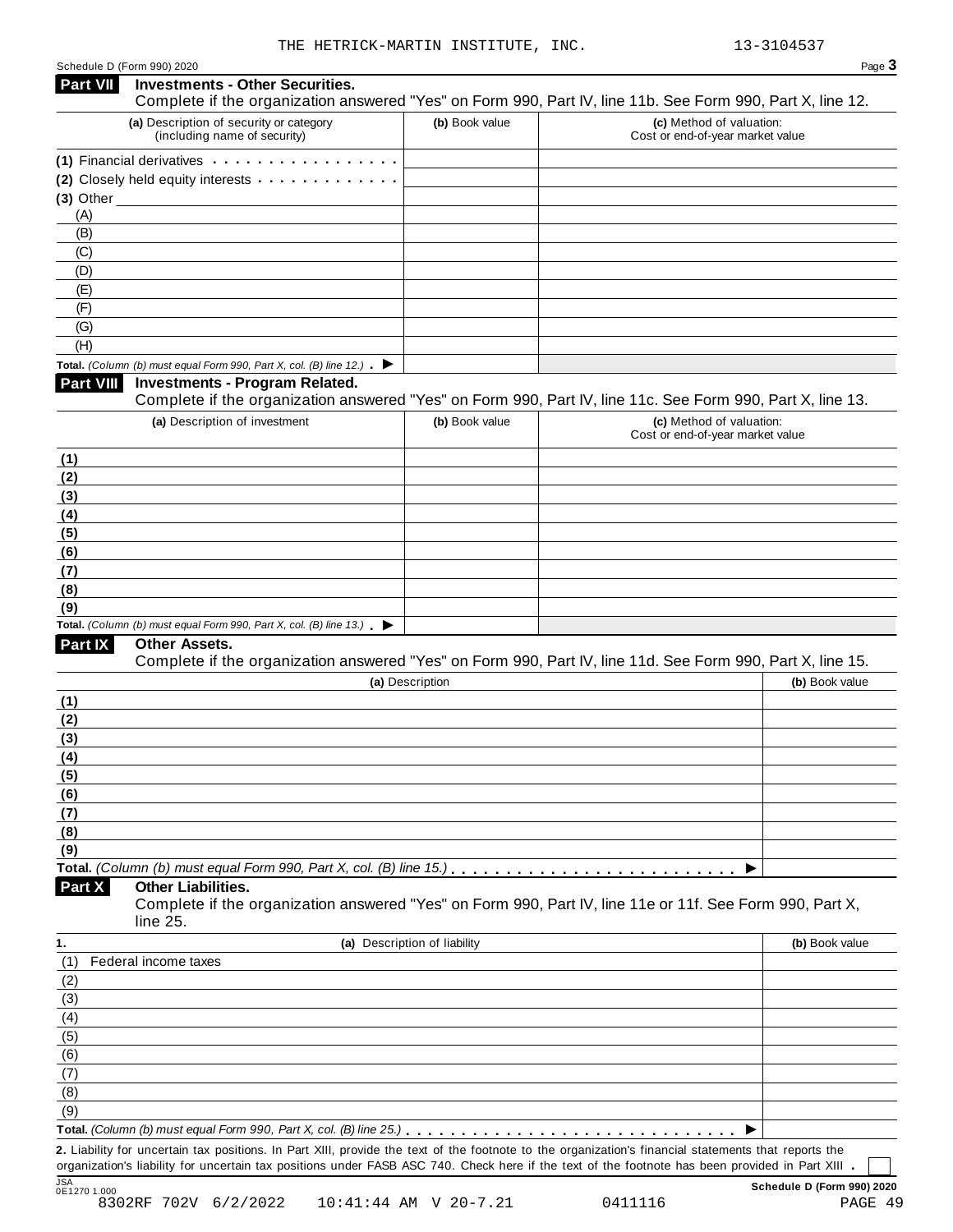THE HETRICK-MARTIN INSTITUTE, INC. 13-3104537

Schedule D (Form 990) 2020

## Part VII Investments - Other Securities.

Complete if the organization answered "Yes" on Form 990, Part IV, line 11b. See Form 990, Part X, line 12.

| (a) Description of security or category (including name of security) | (b) Book value | (c) Method of valuation: Cost or end-of-year market value |
|---|---|---|
| (1) Financial derivatives | | |
| (2) Closely held equity interests | | |
| (3) Other | | |
| (A) | | |
| (B) | | |
| (C) | | |
| (D) | | |
| (E) | | |
| (F) | | |
| (G) | | |
| (H) | | |
| **Total.** *(Column (b) must equal Form 990, Part X, col. (B) line 12.)* ▶ | | |

## Part VIII Investments - Program Related.

Complete if the organization answered "Yes" on Form 990, Part IV, line 11c. See Form 990, Part X, line 13.

| (a) Description of investment | (b) Book value | (c) Method of valuation: Cost or end-of-year market value |
|---|---|---|
| (1) | | |
| (2) | | |
| (3) | | |
| (4) | | |
| (5) | | |
| (6) | | |
| (7) | | |
| (8) | | |
| (9) | | |
| **Total.** *(Column (b) must equal Form 990, Part X, col. (B) line 13.)* ▶ | | |

## Part IX Other Assets.

Complete if the organization answered "Yes" on Form 990, Part IV, line 11d. See Form 990, Part X, line 15.

| (a) Description | (b) Book value |
|---|---|
| (1) | |
| (2) | |
| (3) | |
| (4) | |
| (5) | |
| (6) | |
| (7) | |
| (8) | |
| (9) | |
| **Total.** *(Column (b) must equal Form 990, Part X, col. (B) line 15.)* ▶ | |

## Part X Other Liabilities.

Complete if the organization answered "Yes" on Form 990, Part IV, line 11e or 11f. See Form 990, Part X, line 25.

| 1. (a) Description of liability | (b) Book value |
|---|---|
| (1) Federal income taxes | |
| (2) | |
| (3) | |
| (4) | |
| (5) | |
| (6) | |
| (7) | |
| (8) | |
| (9) | |
| **Total.** *(Column (b) must equal Form 990, Part X, col. (B) line 25.)* ▶ | |

**2.** Liability for uncertain tax positions. In Part XIII, provide the text of the footnote to the organization's financial statements that reports the organization's liability for uncertain tax positions under FASB ASC 740. Check here if the text of the footnote has been provided in Part XIII . ☐

JSA 0E1270 1.000

**Schedule D (Form 990) 2020**

8302RF 702V 6/2/2022 10:41:44 AM V 20-7.21 0411116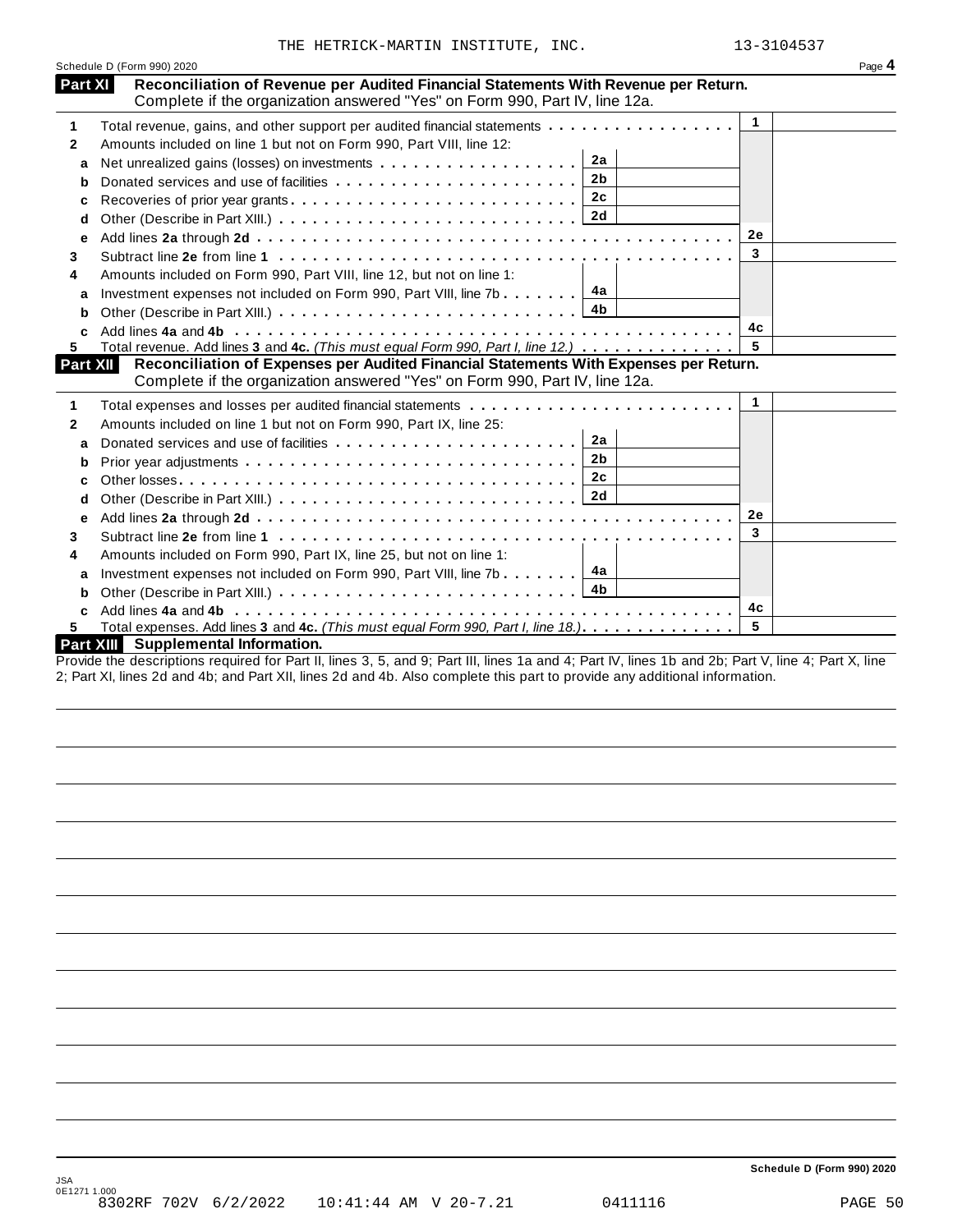THE HETRICK-MARTIN INSTITUTE, INC. 13-3104537

Schedule D (Form 990) 2020 Page **4**

## Part XI Reconciliation of Revenue per Audited Financial Statements With Revenue per Return.

Complete if the organization answered "Yes" on Form 990, Part IV, line 12a.

| | | | | | |
|---|---|---|---|---|---|
| 1 | Total revenue, gains, and other support per audited financial statements | | | 1 | |
| 2 | Amounts included on line 1 but not on Form 990, Part VIII, line 12: | | | | |
| a | Net unrealized gains (losses) on investments | 2a | | | |
| b | Donated services and use of facilities | 2b | | | |
| c | Recoveries of prior year grants | 2c | | | |
| d | Other (Describe in Part XIII.) | 2d | | | |
| e | Add lines **2a** through **2d** | | | 2e | |
| 3 | Subtract line **2e** from line **1** | | | 3 | |
| 4 | Amounts included on Form 990, Part VIII, line 12, but not on line 1: | | | | |
| a | Investment expenses not included on Form 990, Part VIII, line 7b | 4a | | | |
| b | Other (Describe in Part XIII.) | 4b | | | |
| c | Add lines **4a** and **4b** | | | 4c | |
| 5 | Total revenue. Add lines **3** and **4c.** *(This must equal Form 990, Part I, line 12.)* | | | 5 | |

## Part XII Reconciliation of Expenses per Audited Financial Statements With Expenses per Return.

Complete if the organization answered "Yes" on Form 990, Part IV, line 12a.

| | | | | | |
|---|---|---|---|---|---|
| 1 | Total expenses and losses per audited financial statements | | | 1 | |
| 2 | Amounts included on line 1 but not on Form 990, Part IX, line 25: | | | | |
| a | Donated services and use of facilities | 2a | | | |
| b | Prior year adjustments | 2b | | | |
| c | Other losses | 2c | | | |
| d | Other (Describe in Part XIII.) | 2d | | | |
| e | Add lines **2a** through **2d** | | | 2e | |
| 3 | Subtract line **2e** from line **1** | | | 3 | |
| 4 | Amounts included on Form 990, Part IX, line 25, but not on line 1: | | | | |
| a | Investment expenses not included on Form 990, Part VIII, line 7b | 4a | | | |
| b | Other (Describe in Part XIII.) | 4b | | | |
| c | Add lines **4a** and **4b** | | | 4c | |
| 5 | Total expenses. Add lines **3** and **4c.** *(This must equal Form 990, Part I, line 18.)* | | | 5 | |

## Part XIII Supplemental Information.

Provide the descriptions required for Part II, lines 3, 5, and 9; Part III, lines 1a and 4; Part IV, lines 1b and 2b; Part V, line 4; Part X, line 2; Part XI, lines 2d and 4b; and Part XII, lines 2d and 4b. Also complete this part to provide any additional information.

Schedule D (Form 990) 2020

JSA
0E1271 1.000
8302RF 702V 6/2/2022 10:41:44 AM V 20-7.21 0411116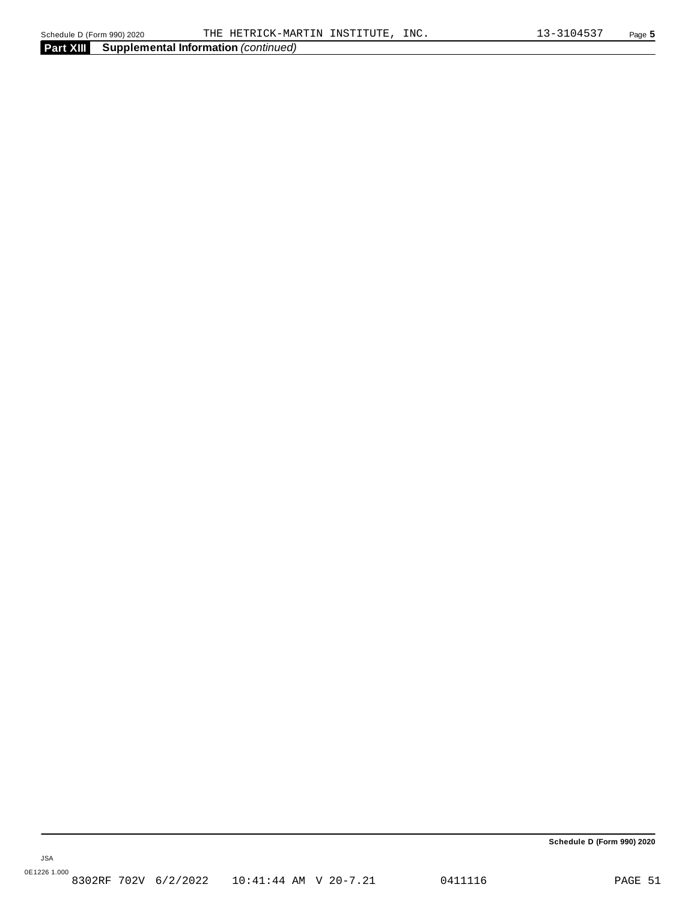**Part XIII** **Supplemental Information** *(continued)*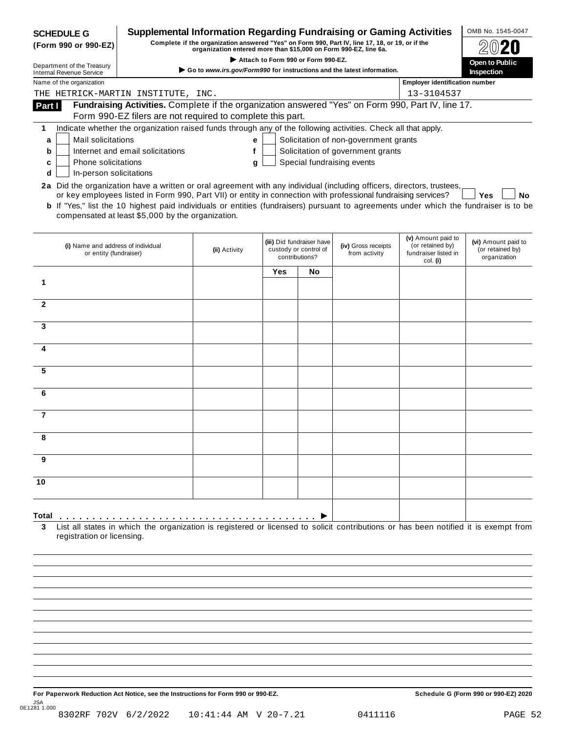**SCHEDULE G (Form 990 or 990-EZ)**

Department of the Treasury
Internal Revenue Service

# Supplemental Information Regarding Fundraising or Gaming Activities

**Complete if the organization answered "Yes" on Form 990, Part IV, line 17, 18, or 19, or if the organization entered more than $15,000 on Form 990-EZ, line 6a.**

▶ **Attach to Form 990 or Form 990-EZ.**

▶ **Go to *www.irs.gov/Form990* for instructions and the latest information.**

OMB No. 1545-0047

**2020**

**Open to Public Inspection**

Name of the organization: THE HETRICK-MARTIN INSTITUTE, INC.

Employer identification number: 13-3104537

## Part I Fundraising Activities. Complete if the organization answered "Yes" on Form 990, Part IV, line 17. Form 990-EZ filers are not required to complete this part.

**1** Indicate whether the organization raised funds through any of the following activities. Check all that apply.

- **a** ☐ Mail solicitations
- **b** ☐ Internet and email solicitations
- **c** ☐ Phone solicitations
- **d** ☐ In-person solicitations
- **e** ☐ Solicitation of non-government grants
- **f** ☐ Solicitation of government grants
- **g** ☐ Special fundraising events

**2a** Did the organization have a written or oral agreement with any individual (including officers, directors, trustees, or key employees listed in Form 990, Part VII) or entity in connection with professional fundraising services? ☐ **Yes** ☐ **No**

**b** If "Yes," list the 10 highest paid individuals or entities (fundraisers) pursuant to agreements under which the fundraiser is to be compensated at least $5,000 by the organization.

| | (i) Name and address of individual or entity (fundraiser) | (ii) Activity | (iii) Did fundraiser have custody or control of contributions? Yes | No | (iv) Gross receipts from activity | (v) Amount paid to (or retained by) fundraiser listed in col. (i) | (vi) Amount paid to (or retained by) organization |
|---|---|---|---|---|---|---|---|
| 1 | | | | | | | |
| 2 | | | | | | | |
| 3 | | | | | | | |
| 4 | | | | | | | |
| 5 | | | | | | | |
| 6 | | | | | | | |
| 7 | | | | | | | |
| 8 | | | | | | | |
| 9 | | | | | | | |
| 10 | | | | | | | |
| **Total** ▶ | | | | | | | |

**3** List all states in which the organization is registered or licensed to solicit contributions or has been notified it is exempt from registration or licensing.

**For Paperwork Reduction Act Notice, see the Instructions for Form 990 or 990-EZ.** **Schedule G (Form 990 or 990-EZ) 2020**

JSA 0E1281 1.000

8302RF 702V 6/2/2022 10:41:44 AM V 20-7.21 0411116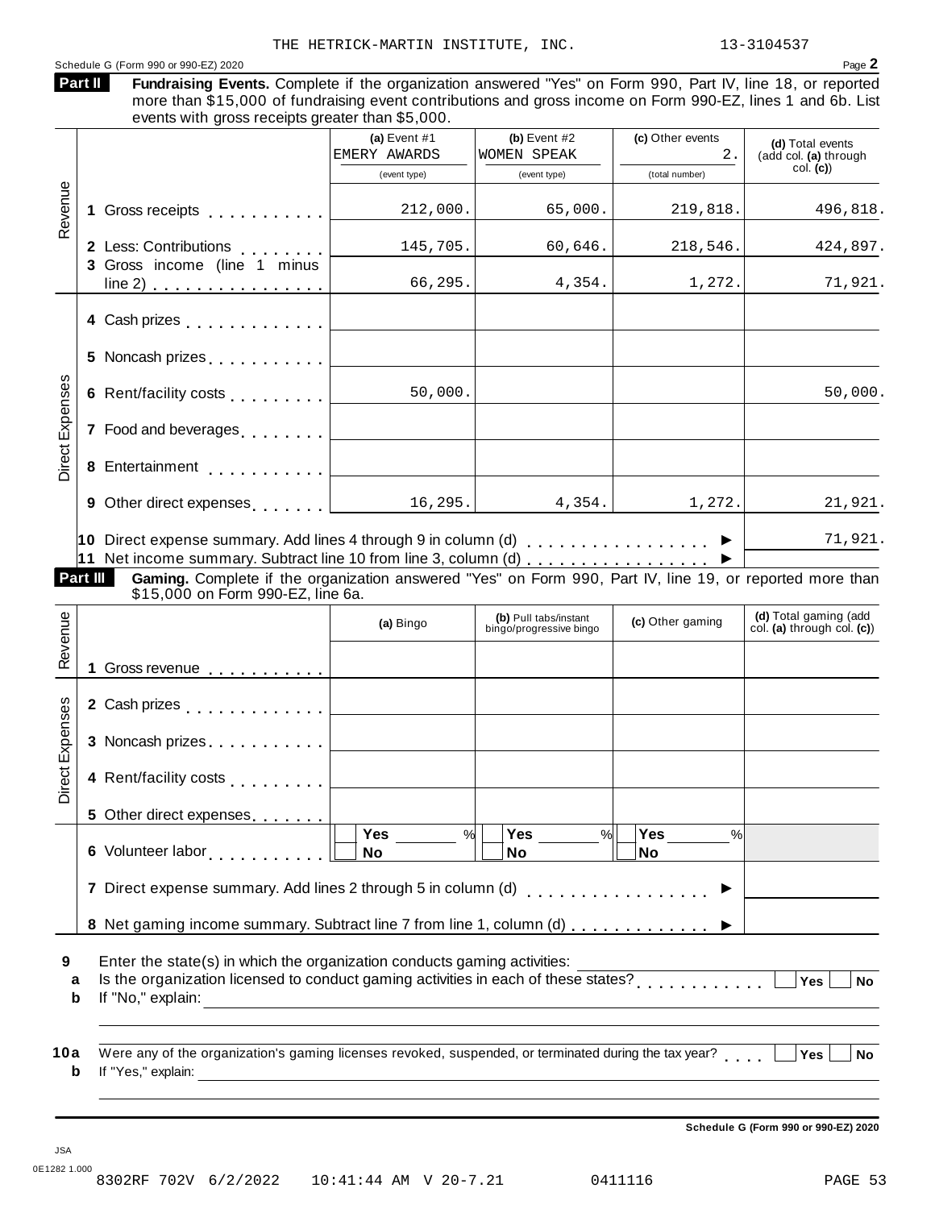THE HETRICK-MARTIN INSTITUTE, INC. 13-3104537

Schedule G (Form 990 or 990-EZ) 2020

## Part II Fundraising Events.

**Fundraising Events.** Complete if the organization answered "Yes" on Form 990, Part IV, line 18, or reported more than $15,000 of fundraising event contributions and gross income on Form 990-EZ, lines 1 and 6b. List events with gross receipts greater than $5,000.

| | | (a) Event #1 EMERY AWARDS (event type) | (b) Event #2 WOMEN SPEAK (event type) | (c) Other events 2. (total number) | (d) Total events (add col. (a) through col. (c)) |
|---|---|---|---|---|---|
| Revenue | 1 Gross receipts | 212,000. | 65,000. | 219,818. | 496,818. |
| | 2 Less: Contributions | 145,705. | 60,646. | 218,546. | 424,897. |
| | 3 Gross income (line 1 minus line 2) | 66,295. | 4,354. | 1,272. | 71,921. |
| Direct Expenses | 4 Cash prizes | | | | |
| | 5 Noncash prizes | | | | |
| | 6 Rent/facility costs | 50,000. | | | 50,000. |
| | 7 Food and beverages | | | | |
| | 8 Entertainment | | | | |
| | 9 Other direct expenses | 16,295. | 4,354. | 1,272. | 21,921. |
| | 10 Direct expense summary. Add lines 4 through 9 in column (d) ▶ | | | | 71,921. |
| | 11 Net income summary. Subtract line 10 from line 3, column (d) ▶ | | | | |

## Part III Gaming.

**Gaming.** Complete if the organization answered "Yes" on Form 990, Part IV, line 19, or reported more than $15,000 on Form 990-EZ, line 6a.

| | | (a) Bingo | (b) Pull tabs/instant bingo/progressive bingo | (c) Other gaming | (d) Total gaming (add col. (a) through col. (c)) |
|---|---|---|---|---|---|
| Revenue | 1 Gross revenue | | | | |
| Direct Expenses | 2 Cash prizes | | | | |
| | 3 Noncash prizes | | | | |
| | 4 Rent/facility costs | | | | |
| | 5 Other direct expenses | | | | |
| | 6 Volunteer labor | Yes ___ % / No | Yes ___ % / No | Yes ___ % / No | |
| | 7 Direct expense summary. Add lines 2 through 5 in column (d) ▶ | | | | |
| | 8 Net gaming income summary. Subtract line 7 from line 1, column (d) ▶ | | | | |

**9** Enter the state(s) in which the organization conducts gaming activities: ____________

**a** Is the organization licensed to conduct gaming activities in each of these states? ☐ Yes ☐ No

**b** If "No," explain: ____________

**10a** Were any of the organization's gaming licenses revoked, suspended, or terminated during the tax year? ☐ Yes ☐ No

**b** If "Yes," explain: ____________

Schedule G (Form 990 or 990-EZ) 2020

JSA
0E1282 1.000
8302RF 702V 6/2/2022 10:41:44 AM V 20-7.21 0411116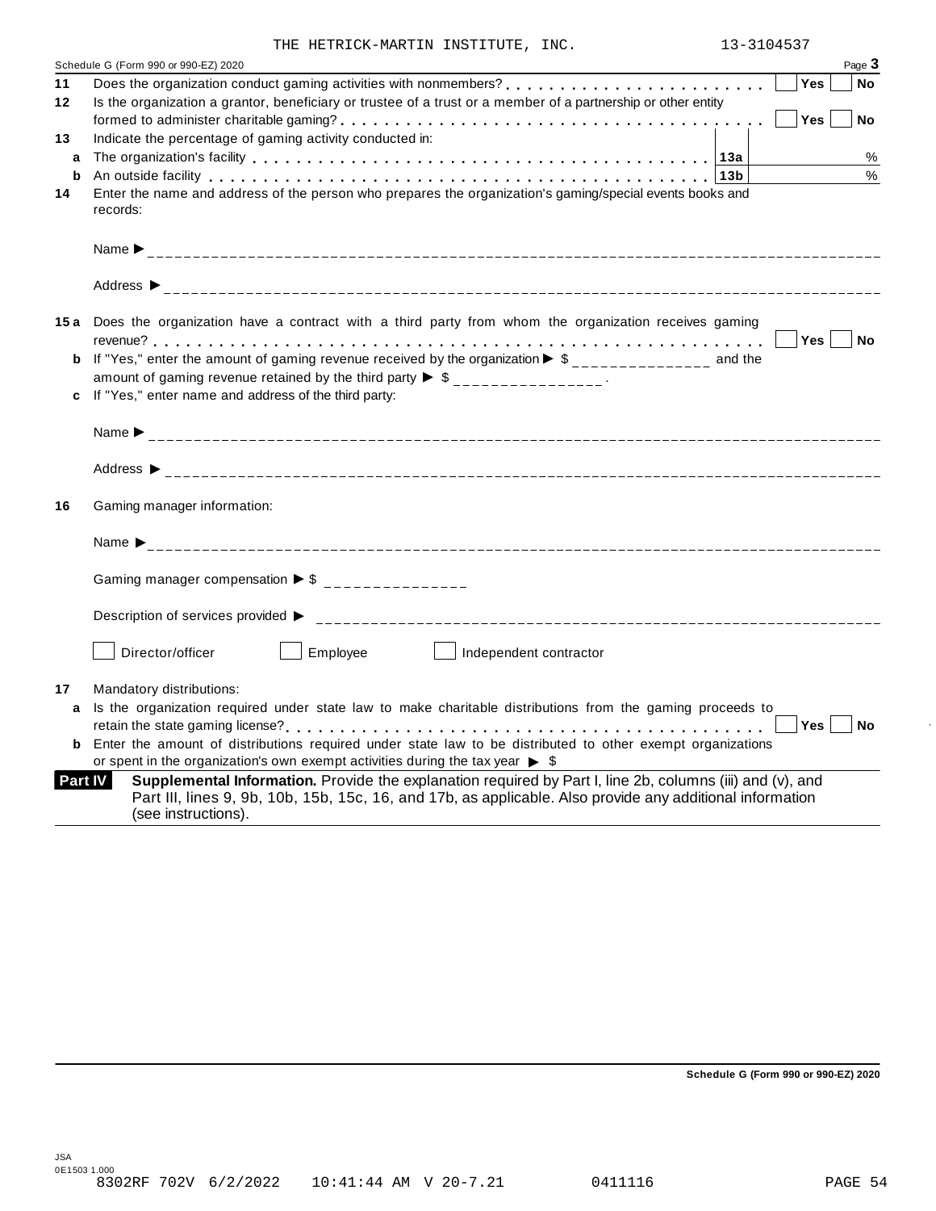THE HETRICK-MARTIN INSTITUTE, INC. 13-3104537

Schedule G (Form 990 or 990-EZ) 2020 Page **3**

**11** Does the organization conduct gaming activities with nonmembers? . . . . . . . . . . . . . . . . . . . . . . . . ☐ **Yes** ☐ **No**

**12** Is the organization a grantor, beneficiary or trustee of a trust or a member of a partnership or other entity formed to administer charitable gaming? . . . . . . . . . . . . . . . . . . . . . . . . . . . . . . . . . . . . ☐ **Yes** ☐ **No**

**13** Indicate the percentage of gaming activity conducted in:

**a** The organization's facility . . . . . . . . . . . . . . . . . . . . . . . . . . . . . . . . . . . . . . . . . . . **13a** %

**b** An outside facility . . . . . . . . . . . . . . . . . . . . . . . . . . . . . . . . . . . . . . . . . . . . . . . . **13b** %

**14** Enter the name and address of the person who prepares the organization's gaming/special events books and records:

Name ▶ ________________________________________

Address ▶ ________________________________________

**15a** Does the organization have a contract with a third party from whom the organization receives gaming revenue? . . . . . . . . . . . . . . . . . . . . . . . . . . . . . . . . . . . . . . . . . . . . . . . . . . . . ☐ **Yes** ☐ **No**

**b** If "Yes," enter the amount of gaming revenue received by the organization ▶ $ _______________ and the amount of gaming revenue retained by the third party ▶ $ _______________ .

**c** If "Yes," enter name and address of the third party:

Name ▶ ________________________________________

Address ▶ ________________________________________

**16** Gaming manager information:

Name ▶ ________________________________________

Gaming manager compensation ▶ $ _______________

Description of services provided ▶ ________________________________________

☐ Director/officer ☐ Employee ☐ Independent contractor

**17** Mandatory distributions:

**a** Is the organization required under state law to make charitable distributions from the gaming proceeds to retain the state gaming license? . . . . . . . . . . . . . . . . . . . . . . . . . . . . . . . . . . . . . . . . . . . . ☐ **Yes** ☐ **No**

**b** Enter the amount of distributions required under state law to be distributed to other exempt organizations or spent in the organization's own exempt activities during the tax year ▶ $

**Part IV** **Supplemental Information.** Provide the explanation required by Part I, line 2b, columns (iii) and (v), and Part III, lines 9, 9b, 10b, 15b, 15c, 16, and 17b, as applicable. Also provide any additional information (see instructions).

**Schedule G (Form 990 or 990-EZ) 2020**

JSA
0E1503 1.000
8302RF 702V 6/2/2022 10:41:44 AM V 20-7.21 0411116 PAGE 54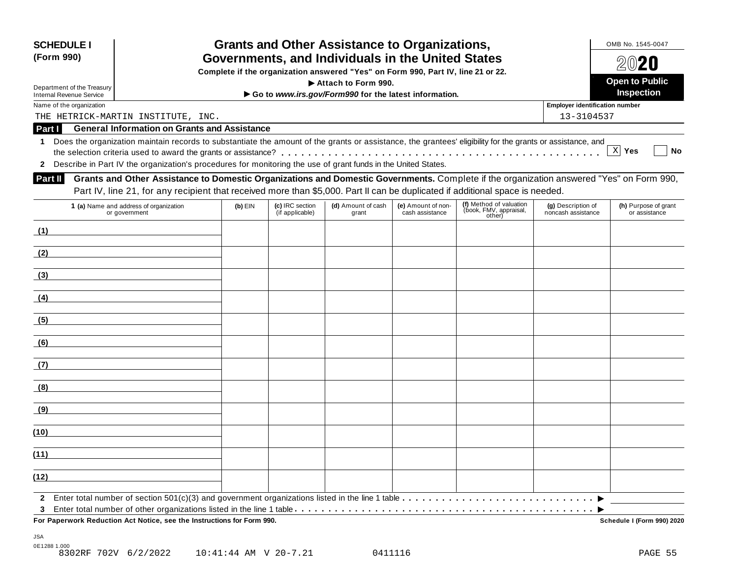**SCHEDULE I (Form 990)**

Department of the Treasury
Internal Revenue Service

# Grants and Other Assistance to Organizations, Governments, and Individuals in the United States

**Complete if the organization answered "Yes" on Form 990, Part IV, line 21 or 22.**
**▶ Attach to Form 990.**
**▶ Go to *www.irs.gov/Form990* for the latest information.**

OMB No. 1545-0047

**2020**

**Open to Public Inspection**

Name of the organization: THE HETRICK-MARTIN INSTITUTE, INC.

Employer identification number: 13-3104537

**Part I — General Information on Grants and Assistance**

1 Does the organization maintain records to substantiate the amount of the grants or assistance, the grantees' eligibility for the grants or assistance, and the selection criteria used to award the grants or assistance? . . . . . . [X] Yes [ ] No

2 Describe in Part IV the organization's procedures for monitoring the use of grant funds in the United States.

**Part II — Grants and Other Assistance to Domestic Organizations and Domestic Governments.** Complete if the organization answered "Yes" on Form 990, Part IV, line 21, for any recipient that received more than $5,000. Part II can be duplicated if additional space is needed.

| 1 (a) Name and address of organization or government | (b) EIN | (c) IRC section (if applicable) | (d) Amount of cash grant | (e) Amount of non-cash assistance | (f) Method of valuation (book, FMV, appraisal, other) | (g) Description of noncash assistance | (h) Purpose of grant or assistance |
|---|---|---|---|---|---|---|---|
| (1) | | | | | | | |
| (2) | | | | | | | |
| (3) | | | | | | | |
| (4) | | | | | | | |
| (5) | | | | | | | |
| (6) | | | | | | | |
| (7) | | | | | | | |
| (8) | | | | | | | |
| (9) | | | | | | | |
| (10) | | | | | | | |
| (11) | | | | | | | |
| (12) | | | | | | | |

2 Enter total number of section 501(c)(3) and government organizations listed in the line 1 table . . . . . . ▶

3 Enter total number of other organizations listed in the line 1 table . . . . . . ▶

**For Paperwork Reduction Act Notice, see the Instructions for Form 990.**

**Schedule I (Form 990) 2020**

JSA
0E1288 1.000
8302RF 702V 6/2/2022 10:41:44 AM V 20-7.21 0411116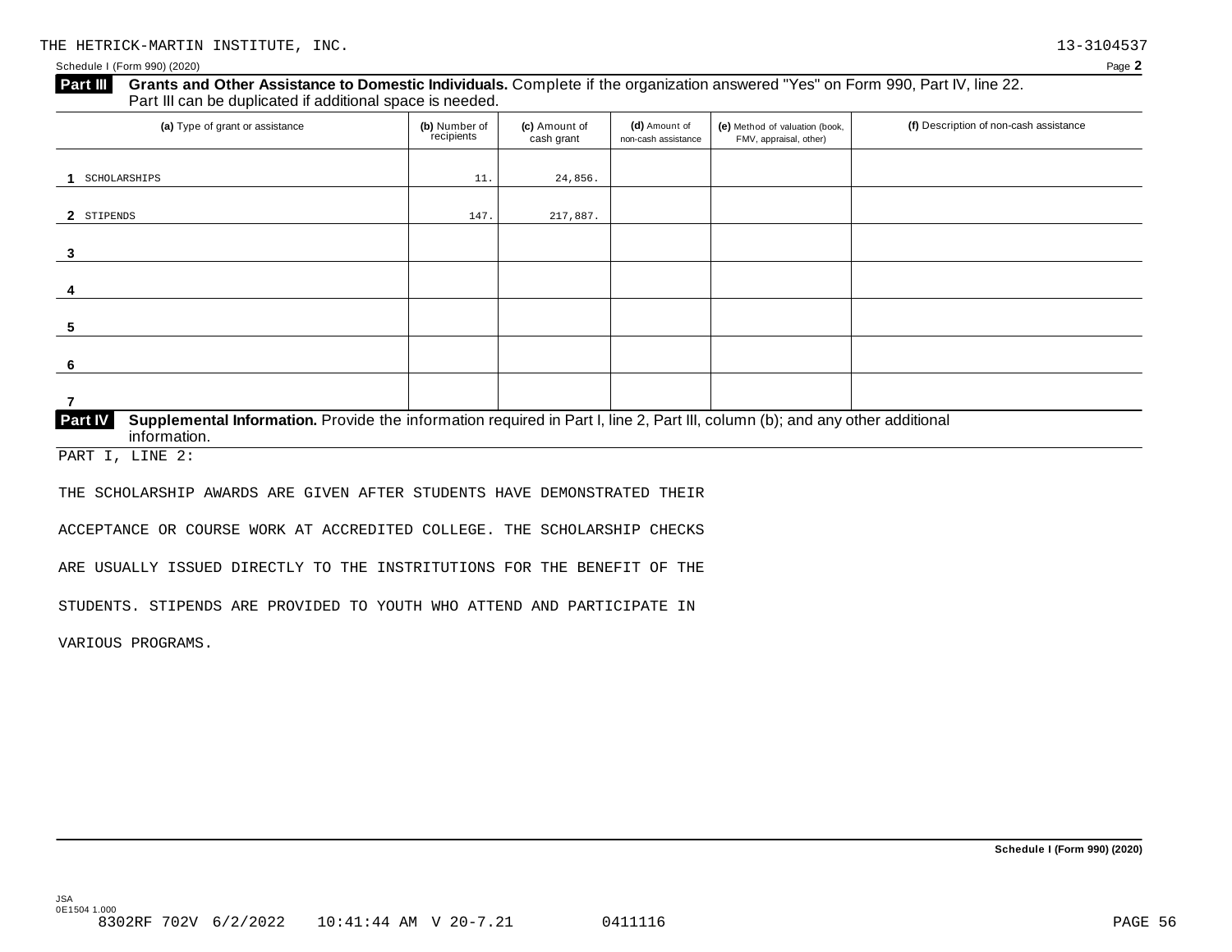THE HETRICK-MARTIN INSTITUTE, INC. 13-3104537

Schedule I (Form 990) (2020) Page 2

**Part III** **Grants and Other Assistance to Domestic Individuals.** Complete if the organization answered "Yes" on Form 990, Part IV, line 22. Part III can be duplicated if additional space is needed.

| | (a) Type of grant or assistance | (b) Number of recipients | (c) Amount of cash grant | (d) Amount of non-cash assistance | (e) Method of valuation (book, FMV, appraisal, other) | (f) Description of non-cash assistance |
|---|---|---|---|---|---|---|
| 1 | SCHOLARSHIPS | 11. | 24,856. | | | |
| 2 | STIPENDS | 147. | 217,887. | | | |
| 3 | | | | | | |
| 4 | | | | | | |
| 5 | | | | | | |
| 6 | | | | | | |
| 7 | | | | | | |

**Part IV** **Supplemental Information.** Provide the information required in Part I, line 2, Part III, column (b); and any other additional information.

PART I, LINE 2:

THE SCHOLARSHIP AWARDS ARE GIVEN AFTER STUDENTS HAVE DEMONSTRATED THEIR ACCEPTANCE OR COURSE WORK AT ACCREDITED COLLEGE. THE SCHOLARSHIP CHECKS ARE USUALLY ISSUED DIRECTLY TO THE INSTRITUTIONS FOR THE BENEFIT OF THE STUDENTS. STIPENDS ARE PROVIDED TO YOUTH WHO ATTEND AND PARTICIPATE IN VARIOUS PROGRAMS.

**Schedule I (Form 990) (2020)**

JSA
0E1504 1.000
8302RF 702V 6/2/2022 10:41:44 AM V 20-7.21 0411116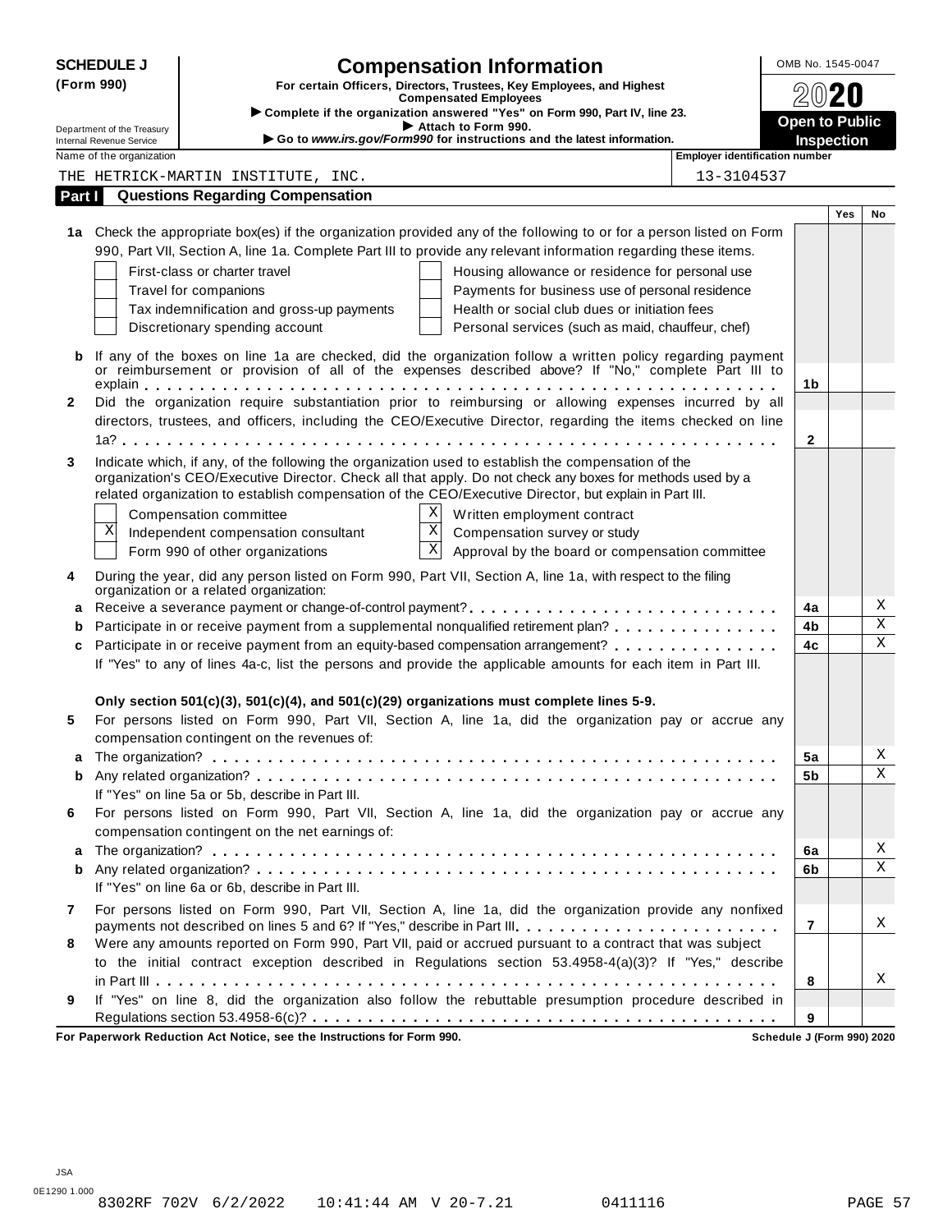# SCHEDULE J (Form 990)

## Compensation Information

**For certain Officers, Directors, Trustees, Key Employees, and Highest Compensated Employees**

▶ Complete if the organization answered "Yes" on Form 990, Part IV, line 23.
▶ Attach to Form 990.
▶ Go to *www.irs.gov/Form990* for instructions and the latest information.

OMB No. 1545-0047

**2020**

**Open to Public Inspection**

Department of the Treasury
Internal Revenue Service

| Name of the organization | Employer identification number |
|---|---|
| THE HETRICK-MARTIN INSTITUTE, INC. | 13-3104537 |

## Part I Questions Regarding Compensation

| | | | Yes | No |
|---|---|---|---|---|
| **1a** | Check the appropriate box(es) if the organization provided any of the following to or for a person listed on Form 990, Part VII, Section A, line 1a. Complete Part III to provide any relevant information regarding these items.<br>☐ First-class or charter travel ☐ Housing allowance or residence for personal use<br>☐ Travel for companions ☐ Payments for business use of personal residence<br>☐ Tax indemnification and gross-up payments ☐ Health or social club dues or initiation fees<br>☐ Discretionary spending account ☐ Personal services (such as maid, chauffeur, chef) | | | |
| **b** | If any of the boxes on line 1a are checked, did the organization follow a written policy regarding payment or reimbursement or provision of all of the expenses described above? If "No," complete Part III to explain | **1b** | | |
| **2** | Did the organization require substantiation prior to reimbursing or allowing expenses incurred by all directors, trustees, and officers, including the CEO/Executive Director, regarding the items checked on line 1a? | **2** | | |
| **3** | Indicate which, if any, of the following the organization used to establish the compensation of the organization's CEO/Executive Director. Check all that apply. Do not check any boxes for methods used by a related organization to establish compensation of the CEO/Executive Director, but explain in Part III.<br>☐ Compensation committee ☒ Written employment contract<br>☒ Independent compensation consultant ☒ Compensation survey or study<br>☐ Form 990 of other organizations ☒ Approval by the board or compensation committee | | | |
| **4** | During the year, did any person listed on Form 990, Part VII, Section A, line 1a, with respect to the filing organization or a related organization: | | | |
| **a** | Receive a severance payment or change-of-control payment? | **4a** | | X |
| **b** | Participate in or receive payment from a supplemental nonqualified retirement plan? | **4b** | | X |
| **c** | Participate in or receive payment from an equity-based compensation arrangement? | **4c** | | X |
| | If "Yes" to any of lines 4a-c, list the persons and provide the applicable amounts for each item in Part III. | | | |
| | **Only section 501(c)(3), 501(c)(4), and 501(c)(29) organizations must complete lines 5-9.** | | | |
| **5** | For persons listed on Form 990, Part VII, Section A, line 1a, did the organization pay or accrue any compensation contingent on the revenues of: | | | |
| **a** | The organization? | **5a** | | X |
| **b** | Any related organization? | **5b** | | X |
| | If "Yes" on line 5a or 5b, describe in Part III. | | | |
| **6** | For persons listed on Form 990, Part VII, Section A, line 1a, did the organization pay or accrue any compensation contingent on the net earnings of: | | | |
| **a** | The organization? | **6a** | | X |
| **b** | Any related organization? | **6b** | | X |
| | If "Yes" on line 6a or 6b, describe in Part III. | | | |
| **7** | For persons listed on Form 990, Part VII, Section A, line 1a, did the organization provide any nonfixed payments not described on lines 5 and 6? If "Yes," describe in Part III. | **7** | | X |
| **8** | Were any amounts reported on Form 990, Part VII, paid or accrued pursuant to a contract that was subject to the initial contract exception described in Regulations section 53.4958-4(a)(3)? If "Yes," describe in Part III | **8** | | X |
| **9** | If "Yes" on line 8, did the organization also follow the rebuttable presumption procedure described in Regulations section 53.4958-6(c)? | **9** | | |

**For Paperwork Reduction Act Notice, see the Instructions for Form 990.** **Schedule J (Form 990) 2020**

JSA
0E1290 1.000
8302RF 702V 6/2/2022 10:41:44 AM V 20-7.21 0411116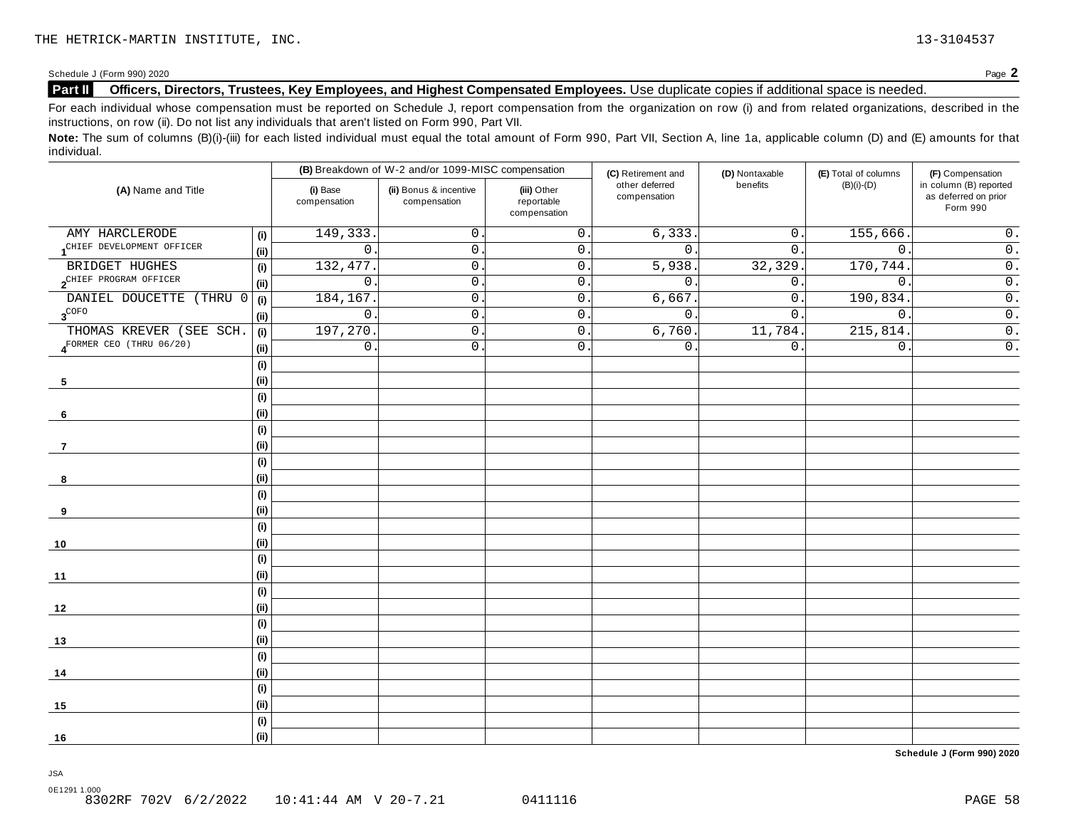THE HETRICK-MARTIN INSTITUTE, INC. 13-3104537

Schedule J (Form 990) 2020 Page **2**

**Part II** **Officers, Directors, Trustees, Key Employees, and Highest Compensated Employees.** Use duplicate copies if additional space is needed.

For each individual whose compensation must be reported on Schedule J, report compensation from the organization on row (i) and from related organizations, described in the instructions, on row (ii). Do not list any individuals that aren't listed on Form 990, Part VII.

**Note:** The sum of columns (B)(i)-(iii) for each listed individual must equal the total amount of Form 990, Part VII, Section A, line 1a, applicable column (D) and (E) amounts for that individual.

| (A) Name and Title | | (B) Breakdown of W-2 and/or 1099-MISC compensation | | | (C) Retirement and other deferred compensation | (D) Nontaxable benefits | (E) Total of columns (B)(i)-(D) | (F) Compensation in column (B) reported as deferred on prior Form 990 |
|---|---|---|---|---|---|---|---|---|
| | | (i) Base compensation | (ii) Bonus & incentive compensation | (iii) Other reportable compensation | | | | |
| 1 AMY HARCLERODE | (i) | 149,333. | 0. | 0. | 6,333. | 0. | 155,666. | 0. |
| CHIEF DEVELOPMENT OFFICER | (ii) | 0. | 0. | 0. | 0. | 0. | 0. | 0. |
| 2 BRIDGET HUGHES | (i) | 132,477. | 0. | 0. | 5,938. | 32,329. | 170,744. | 0. |
| CHIEF PROGRAM OFFICER | (ii) | 0. | 0. | 0. | 0. | 0. | 0. | 0. |
| 3 DANIEL DOUCETTE (THRU 0 | (i) | 184,167. | 0. | 0. | 6,667. | 0. | 190,834. | 0. |
| COFO | (ii) | 0. | 0. | 0. | 0. | 0. | 0. | 0. |
| 4 THOMAS KREVER (SEE SCH. | (i) | 197,270. | 0. | 0. | 6,760. | 11,784. | 215,814. | 0. |
| FORMER CEO (THRU 06/20) | (ii) | 0. | 0. | 0. | 0. | 0. | 0. | 0. |
| 5 | (i) | | | | | | | |
| | (ii) | | | | | | | |
| 6 | (i) | | | | | | | |
| | (ii) | | | | | | | |
| 7 | (i) | | | | | | | |
| | (ii) | | | | | | | |
| 8 | (i) | | | | | | | |
| | (ii) | | | | | | | |
| 9 | (i) | | | | | | | |
| | (ii) | | | | | | | |
| 10 | (i) | | | | | | | |
| | (ii) | | | | | | | |
| 11 | (i) | | | | | | | |
| | (ii) | | | | | | | |
| 12 | (i) | | | | | | | |
| | (ii) | | | | | | | |
| 13 | (i) | | | | | | | |
| | (ii) | | | | | | | |
| 14 | (i) | | | | | | | |
| | (ii) | | | | | | | |
| 15 | (i) | | | | | | | |
| | (ii) | | | | | | | |
| 16 | (i) | | | | | | | |
| | (ii) | | | | | | | |

**Schedule J (Form 990) 2020**

JSA
0E1291 1.000
8302RF 702V 6/2/2022 10:41:44 AM V 20-7.21 0411116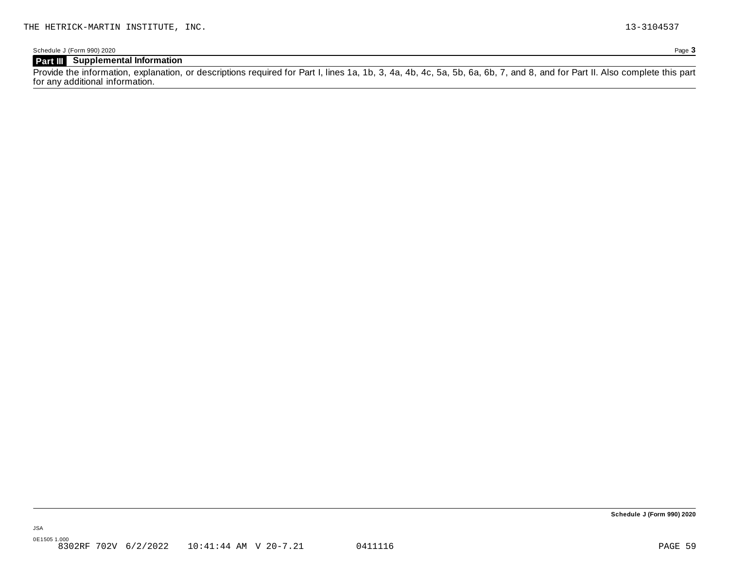THE HETRICK-MARTIN INSTITUTE, INC. 13-3104537

Schedule J (Form 990) 2020

## Part III Supplemental Information

Provide the information, explanation, or descriptions required for Part I, lines 1a, 1b, 3, 4a, 4b, 4c, 5a, 5b, 6a, 6b, 7, and 8, and for Part II. Also complete this part for any additional information.

**Schedule J (Form 990) 2020**

JSA
0E1505 1.000
8302RF 702V 6/2/2022 10:41:44 AM V 20-7.21 0411116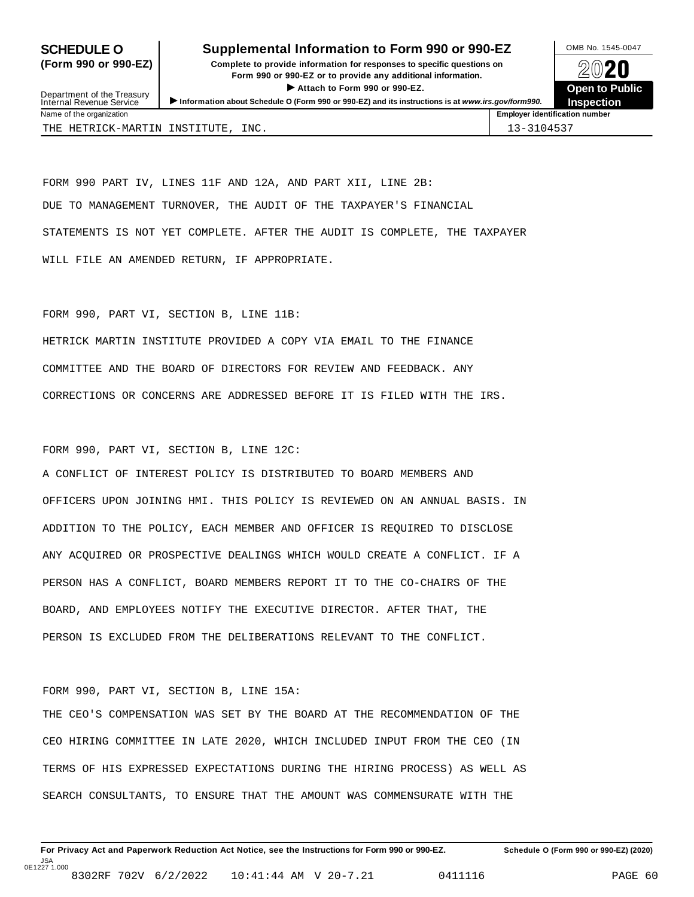# SCHEDULE O (Form 990 or 990-EZ)

## Supplemental Information to Form 990 or 990-EZ

**Complete to provide information for responses to specific questions on Form 990 or 990-EZ or to provide any additional information.**

▶ **Attach to Form 990 or 990-EZ.**

▶ **Information about Schedule O (Form 990 or 990-EZ) and its instructions is at *www.irs.gov/form990*.**

Department of the Treasury
Internal Revenue Service

OMB No. 1545-0047

**2020**

**Open to Public Inspection**

| Name of the organization | Employer identification number |
|---|---|
| THE HETRICK-MARTIN INSTITUTE, INC. | 13-3104537 |

FORM 990 PART IV, LINES 11F AND 12A, AND PART XII, LINE 2B:
DUE TO MANAGEMENT TURNOVER, THE AUDIT OF THE TAXPAYER'S FINANCIAL STATEMENTS IS NOT YET COMPLETE. AFTER THE AUDIT IS COMPLETE, THE TAXPAYER WILL FILE AN AMENDED RETURN, IF APPROPRIATE.

FORM 990, PART VI, SECTION B, LINE 11B:
HETRICK MARTIN INSTITUTE PROVIDED A COPY VIA EMAIL TO THE FINANCE COMMITTEE AND THE BOARD OF DIRECTORS FOR REVIEW AND FEEDBACK. ANY CORRECTIONS OR CONCERNS ARE ADDRESSED BEFORE IT IS FILED WITH THE IRS.

FORM 990, PART VI, SECTION B, LINE 12C:
A CONFLICT OF INTEREST POLICY IS DISTRIBUTED TO BOARD MEMBERS AND OFFICERS UPON JOINING HMI. THIS POLICY IS REVIEWED ON AN ANNUAL BASIS. IN ADDITION TO THE POLICY, EACH MEMBER AND OFFICER IS REQUIRED TO DISCLOSE ANY ACQUIRED OR PROSPECTIVE DEALINGS WHICH WOULD CREATE A CONFLICT. IF A PERSON HAS A CONFLICT, BOARD MEMBERS REPORT IT TO THE CO-CHAIRS OF THE BOARD, AND EMPLOYEES NOTIFY THE EXECUTIVE DIRECTOR. AFTER THAT, THE PERSON IS EXCLUDED FROM THE DELIBERATIONS RELEVANT TO THE CONFLICT.

FORM 990, PART VI, SECTION B, LINE 15A:
THE CEO'S COMPENSATION WAS SET BY THE BOARD AT THE RECOMMENDATION OF THE CEO HIRING COMMITTEE IN LATE 2020, WHICH INCLUDED INPUT FROM THE CEO (IN TERMS OF HIS EXPRESSED EXPECTATIONS DURING THE HIRING PROCESS) AS WELL AS SEARCH CONSULTANTS, TO ENSURE THAT THE AMOUNT WAS COMMENSURATE WITH THE

**For Privacy Act and Paperwork Reduction Act Notice, see the Instructions for Form 990 or 990-EZ.** **Schedule O (Form 990 or 990-EZ) (2020)**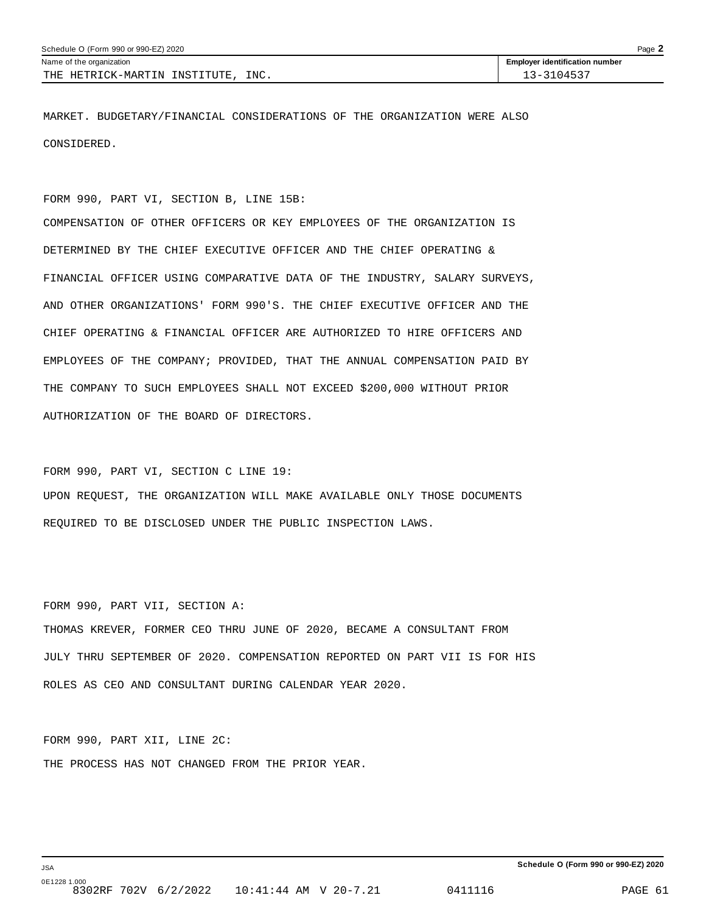| Schedule O (Form 990 or 990-EZ) 2020 | Page **2** |
|---|---|
| Name of the organization | **Employer identification number** |
| THE HETRICK-MARTIN INSTITUTE, INC. | 13-3104537 |

MARKET. BUDGETARY/FINANCIAL CONSIDERATIONS OF THE ORGANIZATION WERE ALSO CONSIDERED.

FORM 990, PART VI, SECTION B, LINE 15B:
COMPENSATION OF OTHER OFFICERS OR KEY EMPLOYEES OF THE ORGANIZATION IS DETERMINED BY THE CHIEF EXECUTIVE OFFICER AND THE CHIEF OPERATING & FINANCIAL OFFICER USING COMPARATIVE DATA OF THE INDUSTRY, SALARY SURVEYS, AND OTHER ORGANIZATIONS' FORM 990'S. THE CHIEF EXECUTIVE OFFICER AND THE CHIEF OPERATING & FINANCIAL OFFICER ARE AUTHORIZED TO HIRE OFFICERS AND EMPLOYEES OF THE COMPANY; PROVIDED, THAT THE ANNUAL COMPENSATION PAID BY THE COMPANY TO SUCH EMPLOYEES SHALL NOT EXCEED $200,000 WITHOUT PRIOR AUTHORIZATION OF THE BOARD OF DIRECTORS.

FORM 990, PART VI, SECTION C LINE 19:
UPON REQUEST, THE ORGANIZATION WILL MAKE AVAILABLE ONLY THOSE DOCUMENTS REQUIRED TO BE DISCLOSED UNDER THE PUBLIC INSPECTION LAWS.

FORM 990, PART VII, SECTION A:
THOMAS KREVER, FORMER CEO THRU JUNE OF 2020, BECAME A CONSULTANT FROM JULY THRU SEPTEMBER OF 2020. COMPENSATION REPORTED ON PART VII IS FOR HIS ROLES AS CEO AND CONSULTANT DURING CALENDAR YEAR 2020.

FORM 990, PART XII, LINE 2C:
THE PROCESS HAS NOT CHANGED FROM THE PRIOR YEAR.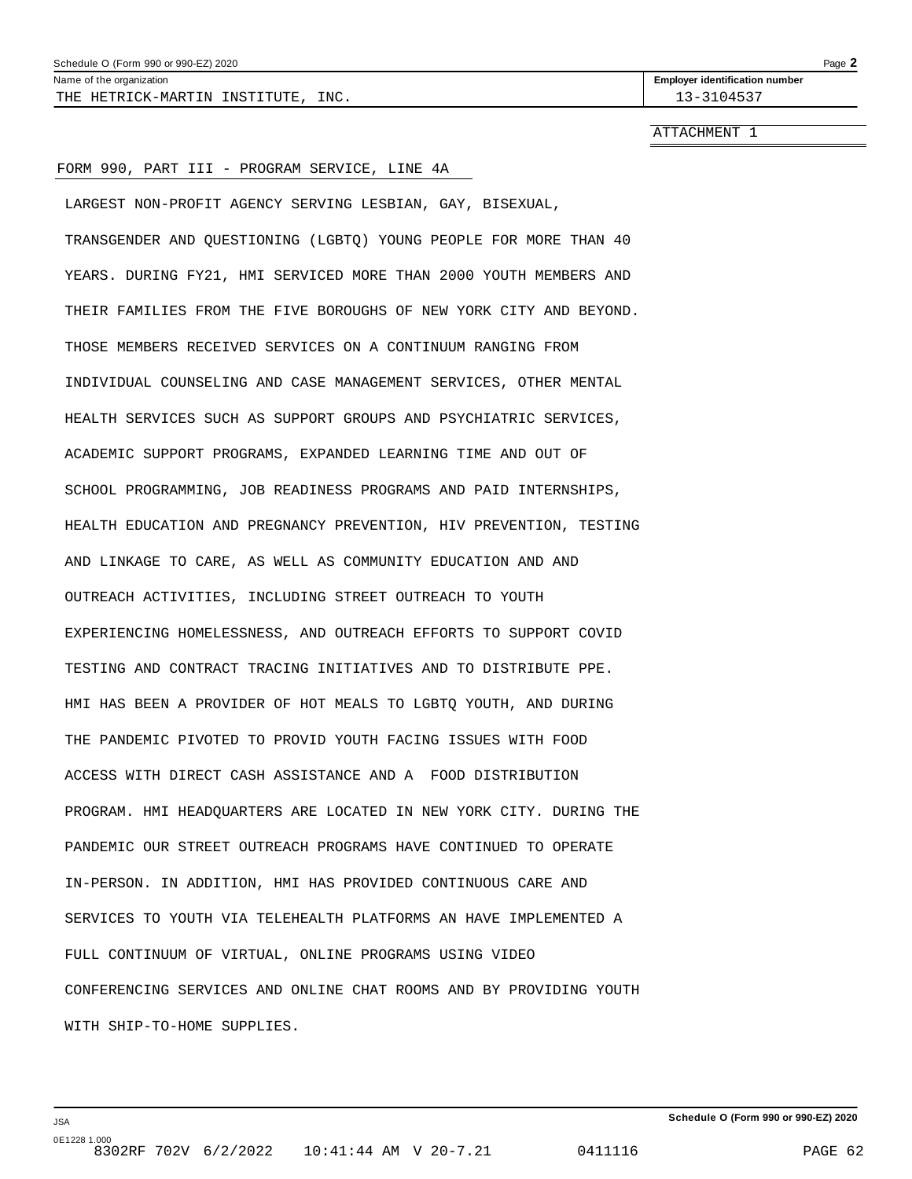Name of the organization: THE HETRICK-MARTIN INSTITUTE, INC.

Employer identification number: 13-3104537

ATTACHMENT 1

FORM 990, PART III - PROGRAM SERVICE, LINE 4A

LARGEST NON-PROFIT AGENCY SERVING LESBIAN, GAY, BISEXUAL, TRANSGENDER AND QUESTIONING (LGBTQ) YOUNG PEOPLE FOR MORE THAN 40 YEARS. DURING FY21, HMI SERVICED MORE THAN 2000 YOUTH MEMBERS AND THEIR FAMILIES FROM THE FIVE BOROUGHS OF NEW YORK CITY AND BEYOND. THOSE MEMBERS RECEIVED SERVICES ON A CONTINUUM RANGING FROM INDIVIDUAL COUNSELING AND CASE MANAGEMENT SERVICES, OTHER MENTAL HEALTH SERVICES SUCH AS SUPPORT GROUPS AND PSYCHIATRIC SERVICES, ACADEMIC SUPPORT PROGRAMS, EXPANDED LEARNING TIME AND OUT OF SCHOOL PROGRAMMING, JOB READINESS PROGRAMS AND PAID INTERNSHIPS, HEALTH EDUCATION AND PREGNANCY PREVENTION, HIV PREVENTION, TESTING AND LINKAGE TO CARE, AS WELL AS COMMUNITY EDUCATION AND AND OUTREACH ACTIVITIES, INCLUDING STREET OUTREACH TO YOUTH EXPERIENCING HOMELESSNESS, AND OUTREACH EFFORTS TO SUPPORT COVID TESTING AND CONTRACT TRACING INITIATIVES AND TO DISTRIBUTE PPE. HMI HAS BEEN A PROVIDER OF HOT MEALS TO LGBTQ YOUTH, AND DURING THE PANDEMIC PIVOTED TO PROVID YOUTH FACING ISSUES WITH FOOD ACCESS WITH DIRECT CASH ASSISTANCE AND A FOOD DISTRIBUTION PROGRAM. HMI HEADQUARTERS ARE LOCATED IN NEW YORK CITY. DURING THE PANDEMIC OUR STREET OUTREACH PROGRAMS HAVE CONTINUED TO OPERATE IN-PERSON. IN ADDITION, HMI HAS PROVIDED CONTINUOUS CARE AND SERVICES TO YOUTH VIA TELEHEALTH PLATFORMS AN HAVE IMPLEMENTED A FULL CONTINUUM OF VIRTUAL, ONLINE PROGRAMS USING VIDEO CONFERENCING SERVICES AND ONLINE CHAT ROOMS AND BY PROVIDING YOUTH WITH SHIP-TO-HOME SUPPLIES.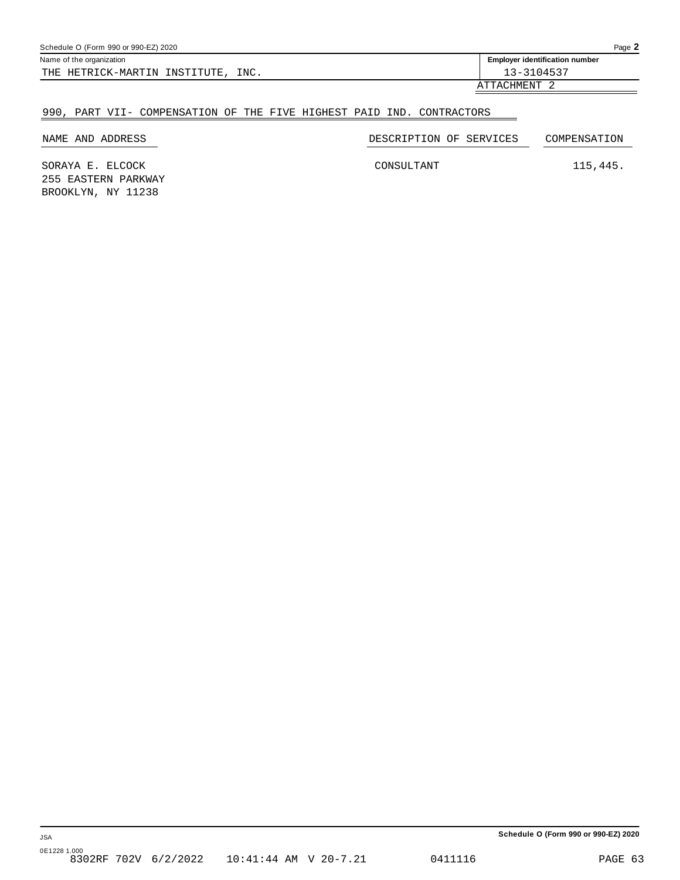Name of the organization: THE HETRICK-MARTIN INSTITUTE, INC.

Employer identification number: 13-3104537

ATTACHMENT 2

## 990, PART VII- COMPENSATION OF THE FIVE HIGHEST PAID IND. CONTRACTORS

| NAME AND ADDRESS | DESCRIPTION OF SERVICES | COMPENSATION |
|---|---|---|
| SORAYA E. ELCOCK<br>255 EASTERN PARKWAY<br>BROOKLYN, NY 11238 | CONSULTANT | 115,445. |